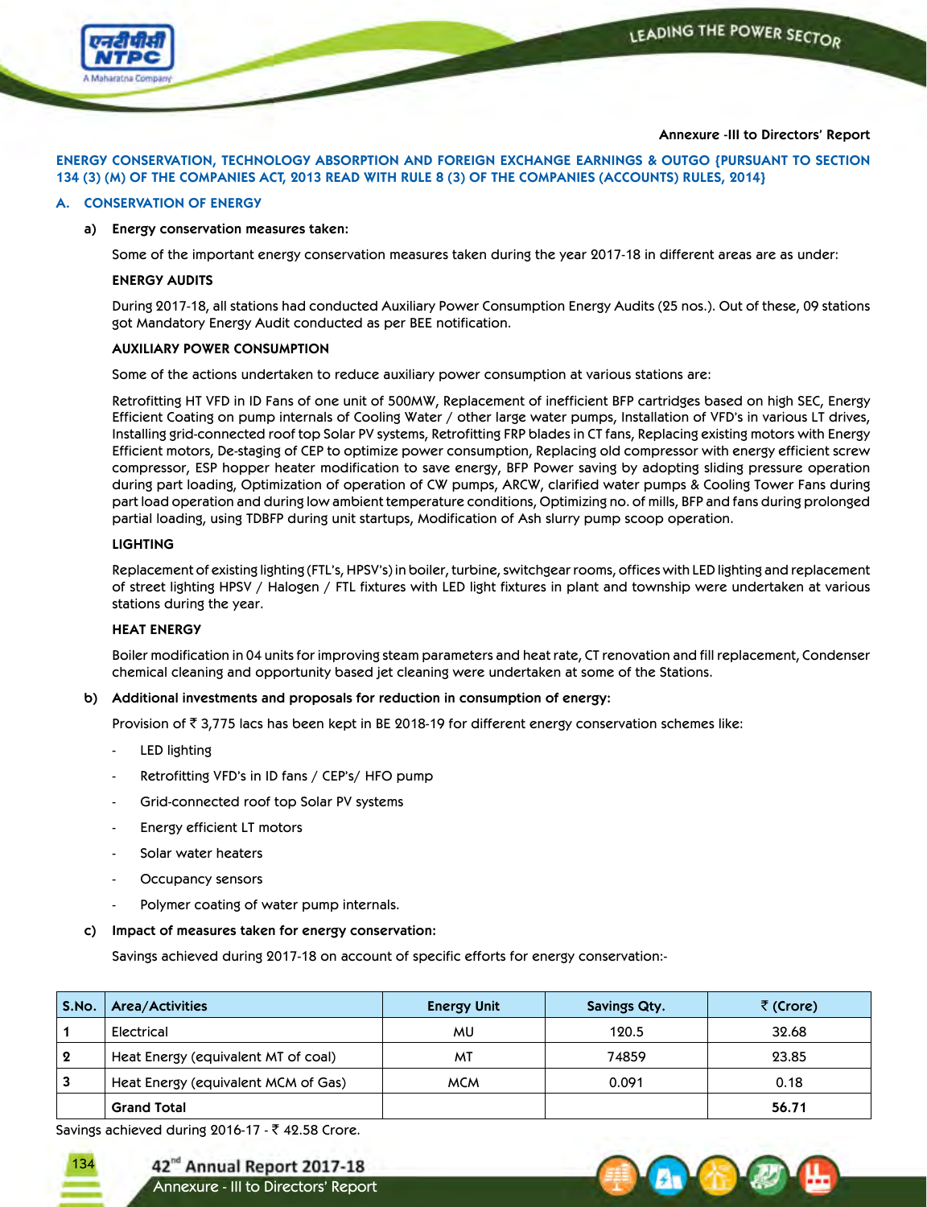**Annexure -III to Directors' Report**

## ENERGY CONSERVATION, TECHNOLOGY ABSORPTION AND FOREIGN EXCHANGE EARNINGS & OUTGO {PURSUANT TO SECTION 134 (3) (M) OF THE COMPANIES ACT, 2013 READ WITH RULE 8 (3) OF THE COMPANIES (ACCOUNTS) RULES, 2014}

### A. CONSERVATION OF ENERGY

**a) Energy conservation measures taken:**

Some of the important energy conservation measures taken during the year 2017-18 in different areas are as under:

**ENERGY AUDITS**

During 2017-18, all stations had conducted Auxiliary Power Consumption Energy Audits (25 nos.). Out of these, 09 stations got Mandatory Energy Audit conducted as per BEE notification.

**AUXILIARY POWER CONSUMPTION**

Some of the actions undertaken to reduce auxiliary power consumption at various stations are:

Retrofitting HT VFD in ID Fans of one unit of 500MW, Replacement of inefficient BFP cartridges based on high SEC, Energy Efficient Coating on pump internals of Cooling Water / other large water pumps, Installation of VFD's in various LT drives, Installing grid-connected roof top Solar PV systems, Retrofitting FRP blades in CT fans, Replacing existing motors with Energy Efficient motors, De-staging of CEP to optimize power consumption, Replacing old compressor with energy efficient screw compressor, ESP hopper heater modification to save energy, BFP Power saving by adopting sliding pressure operation during part loading, Optimization of operation of CW pumps, ARCW, clarified water pumps & Cooling Tower Fans during part load operation and during low ambient temperature conditions, Optimizing no. of mills, BFP and fans during prolonged partial loading, using TDBFP during unit startups, Modification of Ash slurry pump scoop operation.

**LIGHTING**

Replacement of existing lighting (FTL's, HPSV's) in boiler, turbine, switchgear rooms, offices with LED lighting and replacement of street lighting HPSV / Halogen / FTL fixtures with LED light fixtures in plant and township were undertaken at various stations during the year.

**HEAT ENERGY**

Boiler modification in 04 units for improving steam parameters and heat rate, CT renovation and fill replacement, Condenser chemical cleaning and opportunity based jet cleaning were undertaken at some of the Stations.

**b) Additional investments and proposals for reduction in consumption of energy:**

Provision of ₹ 3,775 lacs has been kept in BE 2018-19 for different energy conservation schemes like:

- LED lighting
- Retrofitting VFD's in ID fans / CEP's/ HFO pump
- Grid-connected roof top Solar PV systems
- Energy efficient LT motors
- Solar water heaters
- Occupancy sensors
- Polymer coating of water pump internals.

**c) Impact of measures taken for energy conservation:**

Savings achieved during 2017-18 on account of specific efforts for energy conservation:-

| S.No. | Area/Activities | Energy Unit | Savings Qty. | ₹ (Crore) |
|---|---|---|---|---|
| 1 | Electrical | MU | 120.5 | 32.68 |
| 2 | Heat Energy (equivalent MT of coal) | MT | 74859 | 23.85 |
| 3 | Heat Energy (equivalent MCM of Gas) | MCM | 0.091 | 0.18 |
| | **Grand Total** | | | **56.71** |

Savings achieved during 2016-17 - ₹ 42.58 Crore.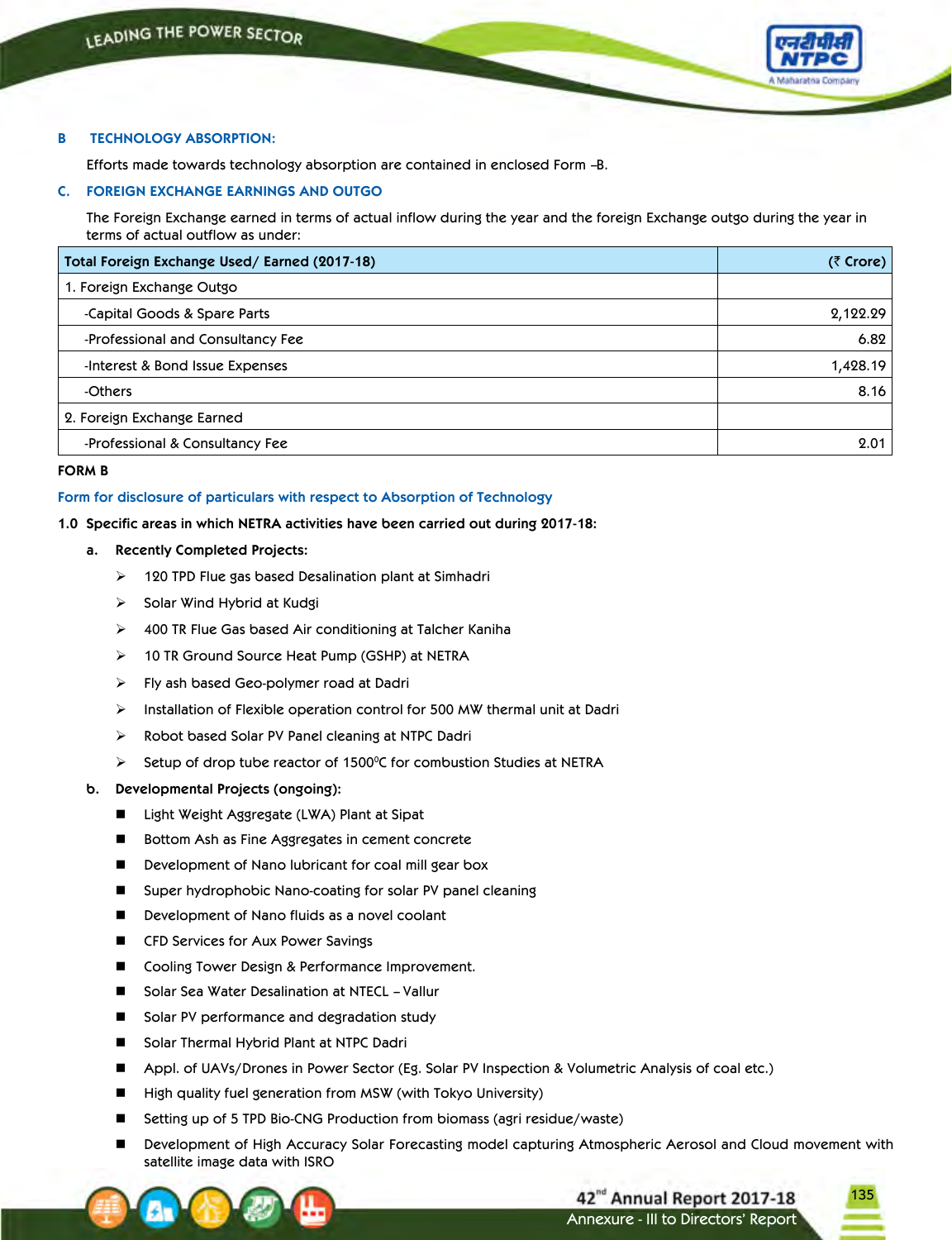**B TECHNOLOGY ABSORPTION:**

Efforts made towards technology absorption are contained in enclosed Form –B.

**C. FOREIGN EXCHANGE EARNINGS AND OUTGO**

The Foreign Exchange earned in terms of actual inflow during the year and the foreign Exchange outgo during the year in terms of actual outflow as under:

| Total Foreign Exchange Used/ Earned (2017-18) | (₹ Crore) |
|---|---|
| 1. Foreign Exchange Outgo | |
| -Capital Goods & Spare Parts | 2,122.29 |
| -Professional and Consultancy Fee | 6.82 |
| -Interest & Bond Issue Expenses | 1,428.19 |
| -Others | 8.16 |
| 2. Foreign Exchange Earned | |
| -Professional & Consultancy Fee | 2.01 |

**FORM B**

**Form for disclosure of particulars with respect to Absorption of Technology**

**1.0 Specific areas in which NETRA activities have been carried out during 2017-18:**

**a. Recently Completed Projects:**

- 120 TPD Flue gas based Desalination plant at Simhadri
- Solar Wind Hybrid at Kudgi
- 400 TR Flue Gas based Air conditioning at Talcher Kaniha
- 10 TR Ground Source Heat Pump (GSHP) at NETRA
- Fly ash based Geo-polymer road at Dadri
- Installation of Flexible operation control for 500 MW thermal unit at Dadri
- Robot based Solar PV Panel cleaning at NTPC Dadri
- Setup of drop tube reactor of 1500°C for combustion Studies at NETRA

**b. Developmental Projects (ongoing):**

- Light Weight Aggregate (LWA) Plant at Sipat
- Bottom Ash as Fine Aggregates in cement concrete
- Development of Nano lubricant for coal mill gear box
- Super hydrophobic Nano-coating for solar PV panel cleaning
- Development of Nano fluids as a novel coolant
- CFD Services for Aux Power Savings
- Cooling Tower Design & Performance Improvement.
- Solar Sea Water Desalination at NTECL – Vallur
- Solar PV performance and degradation study
- Solar Thermal Hybrid Plant at NTPC Dadri
- Appl. of UAVs/Drones in Power Sector (Eg. Solar PV Inspection & Volumetric Analysis of coal etc.)
- High quality fuel generation from MSW (with Tokyo University)
- Setting up of 5 TPD Bio-CNG Production from biomass (agri residue/waste)
- Development of High Accuracy Solar Forecasting model capturing Atmospheric Aerosol and Cloud movement with satellite image data with ISRO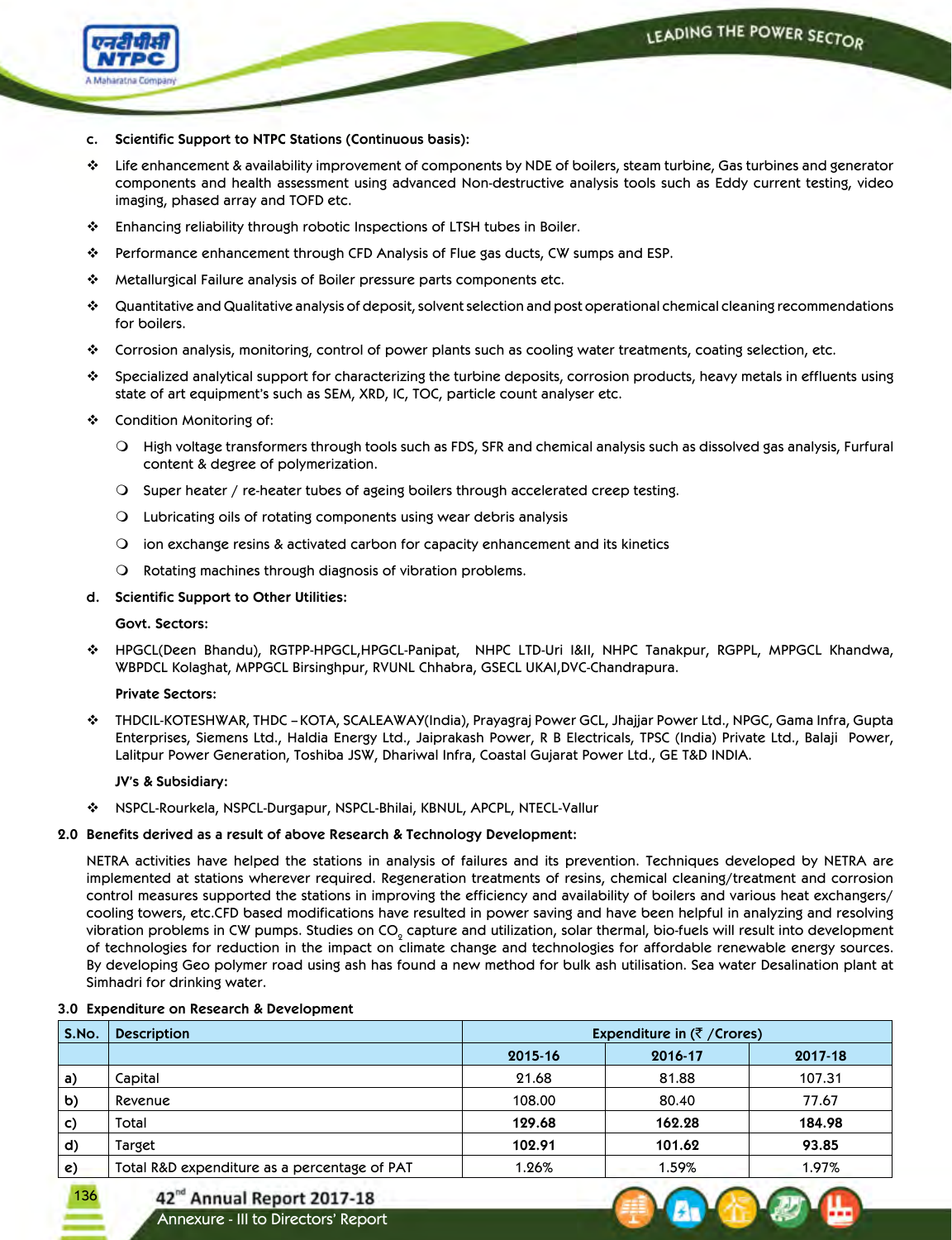**c. Scientific Support to NTPC Stations (Continuous basis):**

- Life enhancement & availability improvement of components by NDE of boilers, steam turbine, Gas turbines and generator components and health assessment using advanced Non-destructive analysis tools such as Eddy current testing, video imaging, phased array and TOFD etc.
- Enhancing reliability through robotic Inspections of LTSH tubes in Boiler.
- Performance enhancement through CFD Analysis of Flue gas ducts, CW sumps and ESP.
- Metallurgical Failure analysis of Boiler pressure parts components etc.
- Quantitative and Qualitative analysis of deposit, solvent selection and post operational chemical cleaning recommendations for boilers.
- Corrosion analysis, monitoring, control of power plants such as cooling water treatments, coating selection, etc.
- Specialized analytical support for characterizing the turbine deposits, corrosion products, heavy metals in effluents using state of art equipment's such as SEM, XRD, IC, TOC, particle count analyser etc.
- Condition Monitoring of:
  - High voltage transformers through tools such as FDS, SFR and chemical analysis such as dissolved gas analysis, Furfural content & degree of polymerization.
  - Super heater / re-heater tubes of ageing boilers through accelerated creep testing.
  - Lubricating oils of rotating components using wear debris analysis
  - ion exchange resins & activated carbon for capacity enhancement and its kinetics
  - Rotating machines through diagnosis of vibration problems.

**d. Scientific Support to Other Utilities:**

**Govt. Sectors:**

- HPGCL(Deen Bhandu), RGTPP-HPGCL,HPGCL-Panipat, NHPC LTD-Uri I&II, NHPC Tanakpur, RGPPL, MPPGCL Khandwa, WBPDCL Kolaghat, MPPGCL Birsinghpur, RVUNL Chhabra, GSECL UKAI,DVC-Chandrapura.

**Private Sectors:**

- THDCIL-KOTESHWAR, THDC – KOTA, SCALEAWAY(India), Prayagraj Power GCL, Jhajjar Power Ltd., NPGC, Gama Infra, Gupta Enterprises, Siemens Ltd., Haldia Energy Ltd., Jaiprakash Power, R B Electricals, TPSC (India) Private Ltd., Balaji Power, Lalitpur Power Generation, Toshiba JSW, Dhariwal Infra, Coastal Gujarat Power Ltd., GE T&D INDIA.

**JV's & Subsidiary:**

- NSPCL-Rourkela, NSPCL-Durgapur, NSPCL-Bhilai, KBNUL, APCPL, NTECL-Vallur

**2.0 Benefits derived as a result of above Research & Technology Development:**

NETRA activities have helped the stations in analysis of failures and its prevention. Techniques developed by NETRA are implemented at stations wherever required. Regeneration treatments of resins, chemical cleaning/treatment and corrosion control measures supported the stations in improving the efficiency and availability of boilers and various heat exchangers/ cooling towers, etc.CFD based modifications have resulted in power saving and have been helpful in analyzing and resolving vibration problems in CW pumps. Studies on $CO_2$ capture and utilization, solar thermal, bio-fuels will result into development of technologies for reduction in the impact on climate change and technologies for affordable renewable energy sources. By developing Geo polymer road using ash has found a new method for bulk ash utilisation. Sea water Desalination plant at Simhadri for drinking water.

**3.0 Expenditure on Research & Development**

| S.No. | Description | Expenditure in (₹ /Crores) | | |
|---|---|---|---|---|
| | | 2015-16 | 2016-17 | 2017-18 |
| a) | Capital | 21.68 | 81.88 | 107.31 |
| b) | Revenue | 108.00 | 80.40 | 77.67 |
| c) | Total | **129.68** | **162.28** | **184.98** |
| d) | Target | **102.91** | **101.62** | **93.85** |
| e) | Total R&D expenditure as a percentage of PAT | 1.26% | 1.59% | 1.97% |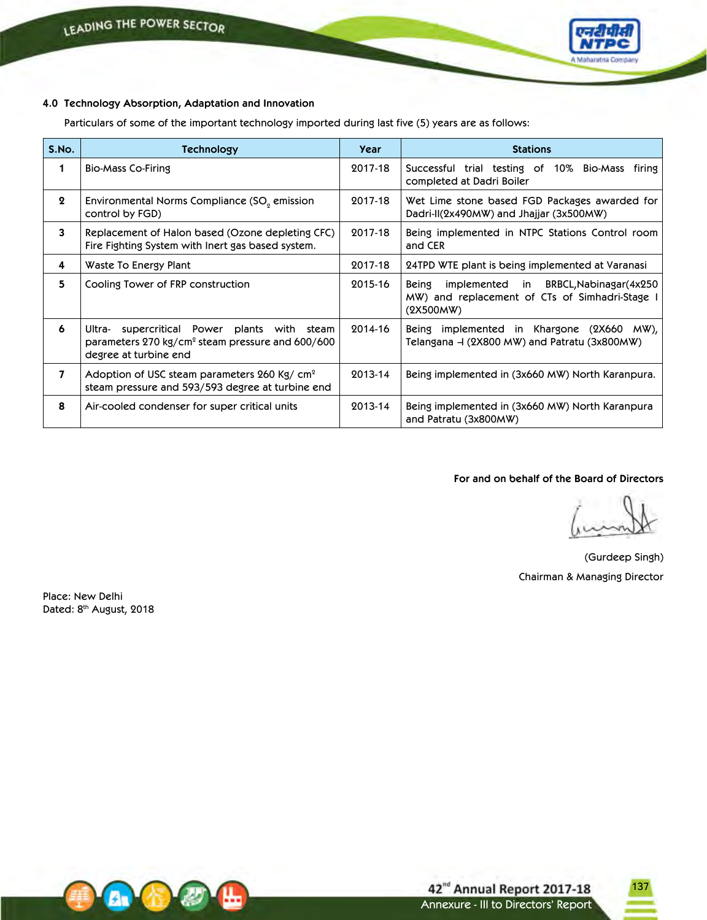### 4.0 Technology Absorption, Adaptation and Innovation

Particulars of some of the important technology imported during last five (5) years are as follows:

| S.No. | Technology | Year | Stations |
|---|---|---|---|
| 1 | Bio-Mass Co-Firing | 2017-18 | Successful trial testing of 10% Bio-Mass firing completed at Dadri Boiler |
| 2 | Environmental Norms Compliance ($SO_2$ emission control by FGD) | 2017-18 | Wet Lime stone based FGD Packages awarded for Dadri-II(2x490MW) and Jhajjar (3x500MW) |
| 3 | Replacement of Halon based (Ozone depleting CFC) Fire Fighting System with Inert gas based system. | 2017-18 | Being implemented in NTPC Stations Control room and CER |
| 4 | Waste To Energy Plant | 2017-18 | 24TPD WTE plant is being implemented at Varanasi |
| 5 | Cooling Tower of FRP construction | 2015-16 | Being implemented in BRBCL,Nabinagar(4x250 MW) and replacement of CTs of Simhadri-Stage I (2X500MW) |
| 6 | Ultra- supercritical Power plants with steam parameters 270 kg/cm$^2$ steam pressure and 600/600 degree at turbine end | 2014-16 | Being implemented in Khargone (2X660 MW), Telangana -I (2X800 MW) and Patratu (3x800MW) |
| 7 | Adoption of USC steam parameters 260 Kg/ cm$^2$ steam pressure and 593/593 degree at turbine end | 2013-14 | Being implemented in (3x660 MW) North Karanpura. |
| 8 | Air-cooled condenser for super critical units | 2013-14 | Being implemented in (3x660 MW) North Karanpura and Patratu (3x800MW) |

**For and on behalf of the Board of Directors**

(Gurdeep Singh)
Chairman & Managing Director

Place: New Delhi
Dated: 8th August, 2018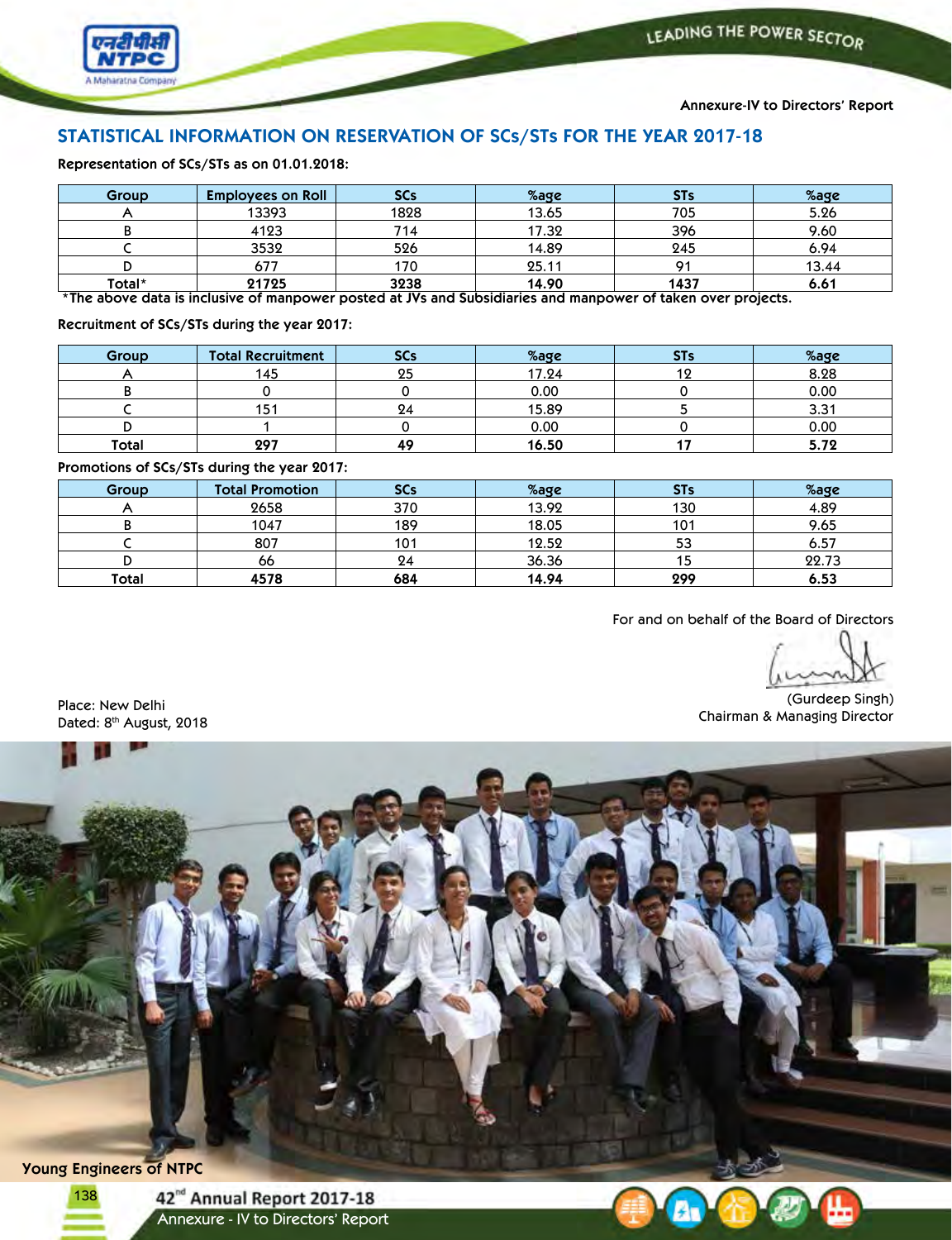Annexure-IV to Directors' Report

## STATISTICAL INFORMATION ON RESERVATION OF SCs/STs FOR THE YEAR 2017-18

**Representation of SCs/STs as on 01.01.2018:**

| Group | Employees on Roll | SCs | %age | STs | %age |
|---|---|---|---|---|---|
| A | 13393 | 1828 | 13.65 | 705 | 5.26 |
| B | 4123 | 714 | 17.32 | 396 | 9.60 |
| C | 3532 | 526 | 14.89 | 245 | 6.94 |
| D | 677 | 170 | 25.11 | 91 | 13.44 |
| **Total*** | **21725** | **3238** | **14.90** | **1437** | **6.61** |

*The above data is inclusive of manpower posted at JVs and Subsidiaries and manpower of taken over projects.

**Recruitment of SCs/STs during the year 2017:**

| Group | Total Recruitment | SCs | %age | STs | %age |
|---|---|---|---|---|---|
| A | 145 | 25 | 17.24 | 12 | 8.28 |
| B | 0 | 0 | 0.00 | 0 | 0.00 |
| C | 151 | 24 | 15.89 | 5 | 3.31 |
| D | 1 | 0 | 0.00 | 0 | 0.00 |
| **Total** | **297** | **49** | **16.50** | **17** | **5.72** |

**Promotions of SCs/STs during the year 2017:**

| Group | Total Promotion | SCs | %age | STs | %age |
|---|---|---|---|---|---|
| A | 2658 | 370 | 13.92 | 130 | 4.89 |
| B | 1047 | 189 | 18.05 | 101 | 9.65 |
| C | 807 | 101 | 12.52 | 53 | 6.57 |
| D | 66 | 24 | 36.36 | 15 | 22.73 |
| **Total** | **4578** | **684** | **14.94** | **299** | **6.53** |

For and on behalf of the Board of Directors

(Gurdeep Singh)
Chairman & Managing Director

Place: New Delhi
Dated: 8th August, 2018

Young Engineers of NTPC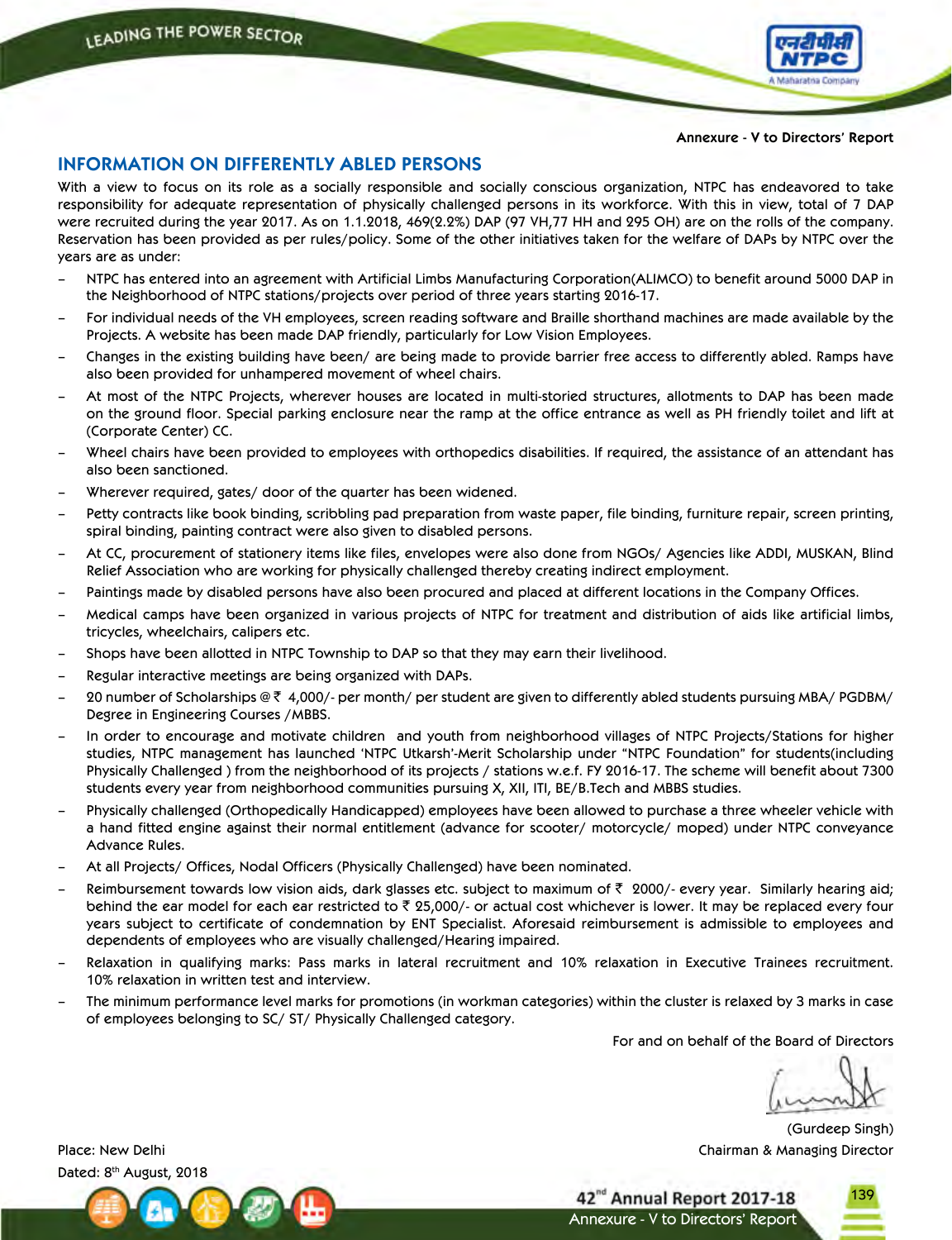Annexure - V to Directors' Report

## INFORMATION ON DIFFERENTLY ABLED PERSONS

With a view to focus on its role as a socially responsible and socially conscious organization, NTPC has endeavored to take responsibility for adequate representation of physically challenged persons in its workforce. With this in view, total of 7 DAP were recruited during the year 2017. As on 1.1.2018, 469(2.2%) DAP (97 VH,77 HH and 295 OH) are on the rolls of the company. Reservation has been provided as per rules/policy. Some of the other initiatives taken for the welfare of DAPs by NTPC over the years are as under:

- NTPC has entered into an agreement with Artificial Limbs Manufacturing Corporation(ALIMCO) to benefit around 5000 DAP in the Neighborhood of NTPC stations/projects over period of three years starting 2016-17.
- For individual needs of the VH employees, screen reading software and Braille shorthand machines are made available by the Projects. A website has been made DAP friendly, particularly for Low Vision Employees.
- Changes in the existing building have been/ are being made to provide barrier free access to differently abled. Ramps have also been provided for unhampered movement of wheel chairs.
- At most of the NTPC Projects, wherever houses are located in multi-storied structures, allotments to DAP has been made on the ground floor. Special parking enclosure near the ramp at the office entrance as well as PH friendly toilet and lift at (Corporate Center) CC.
- Wheel chairs have been provided to employees with orthopedics disabilities. If required, the assistance of an attendant has also been sanctioned.
- Wherever required, gates/ door of the quarter has been widened.
- Petty contracts like book binding, scribbling pad preparation from waste paper, file binding, furniture repair, screen printing, spiral binding, painting contract were also given to disabled persons.
- At CC, procurement of stationery items like files, envelopes were also done from NGOs/ Agencies like ADDI, MUSKAN, Blind Relief Association who are working for physically challenged thereby creating indirect employment.
- Paintings made by disabled persons have also been procured and placed at different locations in the Company Offices.
- Medical camps have been organized in various projects of NTPC for treatment and distribution of aids like artificial limbs, tricycles, wheelchairs, calipers etc.
- Shops have been allotted in NTPC Township to DAP so that they may earn their livelihood.
- Regular interactive meetings are being organized with DAPs.
- 20 number of Scholarships @₹ 4,000/- per month/ per student are given to differently abled students pursuing MBA/ PGDBM/ Degree in Engineering Courses /MBBS.
- In order to encourage and motivate children and youth from neighborhood villages of NTPC Projects/Stations for higher studies, NTPC management has launched 'NTPC Utkarsh'-Merit Scholarship under "NTPC Foundation" for students(including Physically Challenged ) from the neighborhood of its projects / stations w.e.f. FY 2016-17. The scheme will benefit about 7300 students every year from neighborhood communities pursuing X, XII, ITI, BE/B.Tech and MBBS studies.
- Physically challenged (Orthopedically Handicapped) employees have been allowed to purchase a three wheeler vehicle with a hand fitted engine against their normal entitlement (advance for scooter/ motorcycle/ moped) under NTPC conveyance Advance Rules.
- At all Projects/ Offices, Nodal Officers (Physically Challenged) have been nominated.
- Reimbursement towards low vision aids, dark glasses etc. subject to maximum of ₹ 2000/- every year. Similarly hearing aid; behind the ear model for each ear restricted to ₹ 25,000/- or actual cost whichever is lower. It may be replaced every four years subject to certificate of condemnation by ENT Specialist. Aforesaid reimbursement is admissible to employees and dependents of employees who are visually challenged/Hearing impaired.
- Relaxation in qualifying marks: Pass marks in lateral recruitment and 10% relaxation in Executive Trainees recruitment. 10% relaxation in written test and interview.
- The minimum performance level marks for promotions (in workman categories) within the cluster is relaxed by 3 marks in case of employees belonging to SC/ ST/ Physically Challenged category.

For and on behalf of the Board of Directors

(Gurdeep Singh)
Chairman & Managing Director

Place: New Delhi
Dated: 8th August, 2018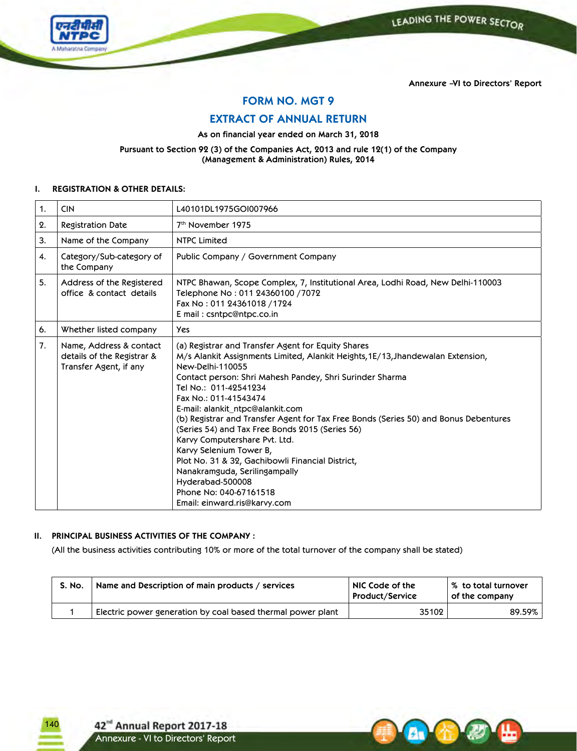Annexure –VI to Directors' Report

# FORM NO. MGT 9

# EXTRACT OF ANNUAL RETURN

**As on financial year ended on March 31, 2018**

**Pursuant to Section 92 (3) of the Companies Act, 2013 and rule 12(1) of the Company (Management & Administration) Rules, 2014**

## I. REGISTRATION & OTHER DETAILS:

| | | |
|---|---|---|
| 1. | CIN | L40101DL1975GOI007966 |
| 2. | Registration Date | 7th November 1975 |
| 3. | Name of the Company | NTPC Limited |
| 4. | Category/Sub-category of the Company | Public Company / Government Company |
| 5. | Address of the Registered office & contact details | NTPC Bhawan, Scope Complex, 7, Institutional Area, Lodhi Road, New Delhi-110003<br>Telephone No : 011 24360100 /7072<br>Fax No : 011 24361018 /1724<br>E mail : csntpc@ntpc.co.in |
| 6. | Whether listed company | Yes |
| 7. | Name, Address & contact details of the Registrar & Transfer Agent, if any | (a) Registrar and Transfer Agent for Equity Shares<br>M/s Alankit Assignments Limited, Alankit Heights,1E/13,Jhandewalan Extension, New-Delhi-110055<br>Contact person: Shri Mahesh Pandey, Shri Surinder Sharma<br>Tel No.: 011-42541234<br>Fax No.: 011-41543474<br>E-mail: alankit_ntpc@alankit.com<br>(b) Registrar and Transfer Agent for Tax Free Bonds (Series 50) and Bonus Debentures (Series 54) and Tax Free Bonds 2015 (Series 56)<br>Karvy Computershare Pvt. Ltd.<br>Karvy Selenium Tower B,<br>Plot No. 31 & 32, Gachibowli Financial District,<br>Nanakramguda, Serilingampally<br>Hyderabad-500008<br>Phone No: 040-67161518<br>Email: einward.ris@karvy.com |

## II. PRINCIPAL BUSINESS ACTIVITIES OF THE COMPANY :

(All the business activities contributing 10% or more of the total turnover of the company shall be stated)

| S. No. | Name and Description of main products / services | NIC Code of the Product/Service | % to total turnover of the company |
|---|---|---|---|
| 1 | Electric power generation by coal based thermal power plant | 35102 | 89.59% |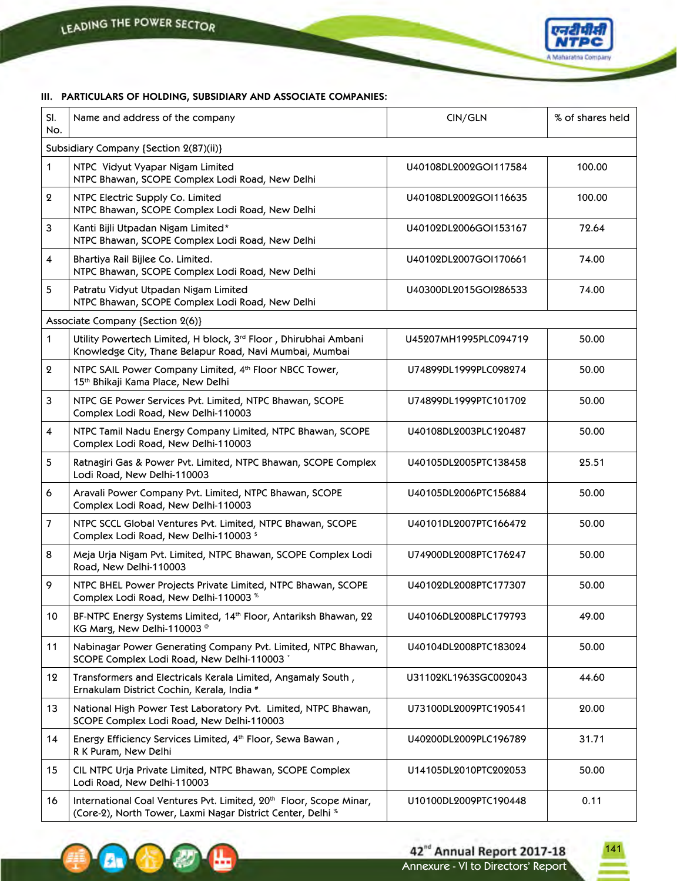### III. PARTICULARS OF HOLDING, SUBSIDIARY AND ASSOCIATE COMPANIES:

| Sl. No. | Name and address of the company | CIN/GLN | % of shares held |
|---|---|---|---|
| Subsidiary Company {Section 2(87)(ii)} | | | |
| 1 | NTPC Vidyut Vyapar Nigam Limited<br>NTPC Bhawan, SCOPE Complex Lodi Road, New Delhi | U40108DL2002GOI117584 | 100.00 |
| 2 | NTPC Electric Supply Co. Limited<br>NTPC Bhawan, SCOPE Complex Lodi Road, New Delhi | U40108DL2002GOI116635 | 100.00 |
| 3 | Kanti Bijli Utpadan Nigam Limited*<br>NTPC Bhawan, SCOPE Complex Lodi Road, New Delhi | U40102DL2006GOI153167 | 72.64 |
| 4 | Bhartiya Rail Bijlee Co. Limited.<br>NTPC Bhawan, SCOPE Complex Lodi Road, New Delhi | U40102DL2007GOI170661 | 74.00 |
| 5 | Patratu Vidyut Utpadan Nigam Limited<br>NTPC Bhawan, SCOPE Complex Lodi Road, New Delhi | U40300DL2015GOI286533 | 74.00 |
| Associate Company {Section 2(6)} | | | |
| 1 | Utility Powertech Limited, H block, 3rd Floor , Dhirubhai Ambani Knowledge City, Thane Belapur Road, Navi Mumbai, Mumbai | U45207MH1995PLC094719 | 50.00 |
| 2 | NTPC SAIL Power Company Limited, 4th Floor NBCC Tower, 15th Bhikaji Kama Place, New Delhi | U74899DL1999PLC098274 | 50.00 |
| 3 | NTPC GE Power Services Pvt. Limited, NTPC Bhawan, SCOPE Complex Lodi Road, New Delhi-110003 | U74899DL1999PTC101702 | 50.00 |
| 4 | NTPC Tamil Nadu Energy Company Limited, NTPC Bhawan, SCOPE Complex Lodi Road, New Delhi-110003 | U40108DL2003PLC120487 | 50.00 |
| 5 | Ratnagiri Gas & Power Pvt. Limited, NTPC Bhawan, SCOPE Complex Lodi Road, New Delhi-110003 | U40105DL2005PTC138458 | 25.51 |
| 6 | Aravali Power Company Pvt. Limited, NTPC Bhawan, SCOPE Complex Lodi Road, New Delhi-110003 | U40105DL2006PTC156884 | 50.00 |
| 7 | NTPC SCCL Global Ventures Pvt. Limited, NTPC Bhawan, SCOPE Complex Lodi Road, New Delhi-110003 $ | U40101DL2007PTC166472 | 50.00 |
| 8 | Meja Urja Nigam Pvt. Limited, NTPC Bhawan, SCOPE Complex Lodi Road, New Delhi-110003 | U74900DL2008PTC176247 | 50.00 |
| 9 | NTPC BHEL Power Projects Private Limited, NTPC Bhawan, SCOPE Complex Lodi Road, New Delhi-110003 % | U40102DL2008PTC177307 | 50.00 |
| 10 | BF-NTPC Energy Systems Limited, 14th Floor, Antariksh Bhawan, 22 KG Marg, New Delhi-110003 @ | U40106DL2008PLC179793 | 49.00 |
| 11 | Nabinagar Power Generating Company Pvt. Limited, NTPC Bhawan, SCOPE Complex Lodi Road, New Delhi-110003 ^ | U40104DL2008PTC183024 | 50.00 |
| 12 | Transformers and Electricals Kerala Limited, Angamaly South , Ernakulam District Cochin, Kerala, India # | U31102KL1963SGC002043 | 44.60 |
| 13 | National High Power Test Laboratory Pvt. Limited, NTPC Bhawan, SCOPE Complex Lodi Road, New Delhi-110003 | U73100DL2009PTC190541 | 20.00 |
| 14 | Energy Efficiency Services Limited, 4th Floor, Sewa Bawan , R K Puram, New Delhi | U40200DL2009PLC196789 | 31.71 |
| 15 | CIL NTPC Urja Private Limited, NTPC Bhawan, SCOPE Complex Lodi Road, New Delhi-110003 | U14105DL2010PTC202053 | 50.00 |
| 16 | International Coal Ventures Pvt. Limited, 20th Floor, Scope Minar, (Core-2), North Tower, Laxmi Nagar District Center, Delhi % | U10100DL2009PTC190448 | 0.11 |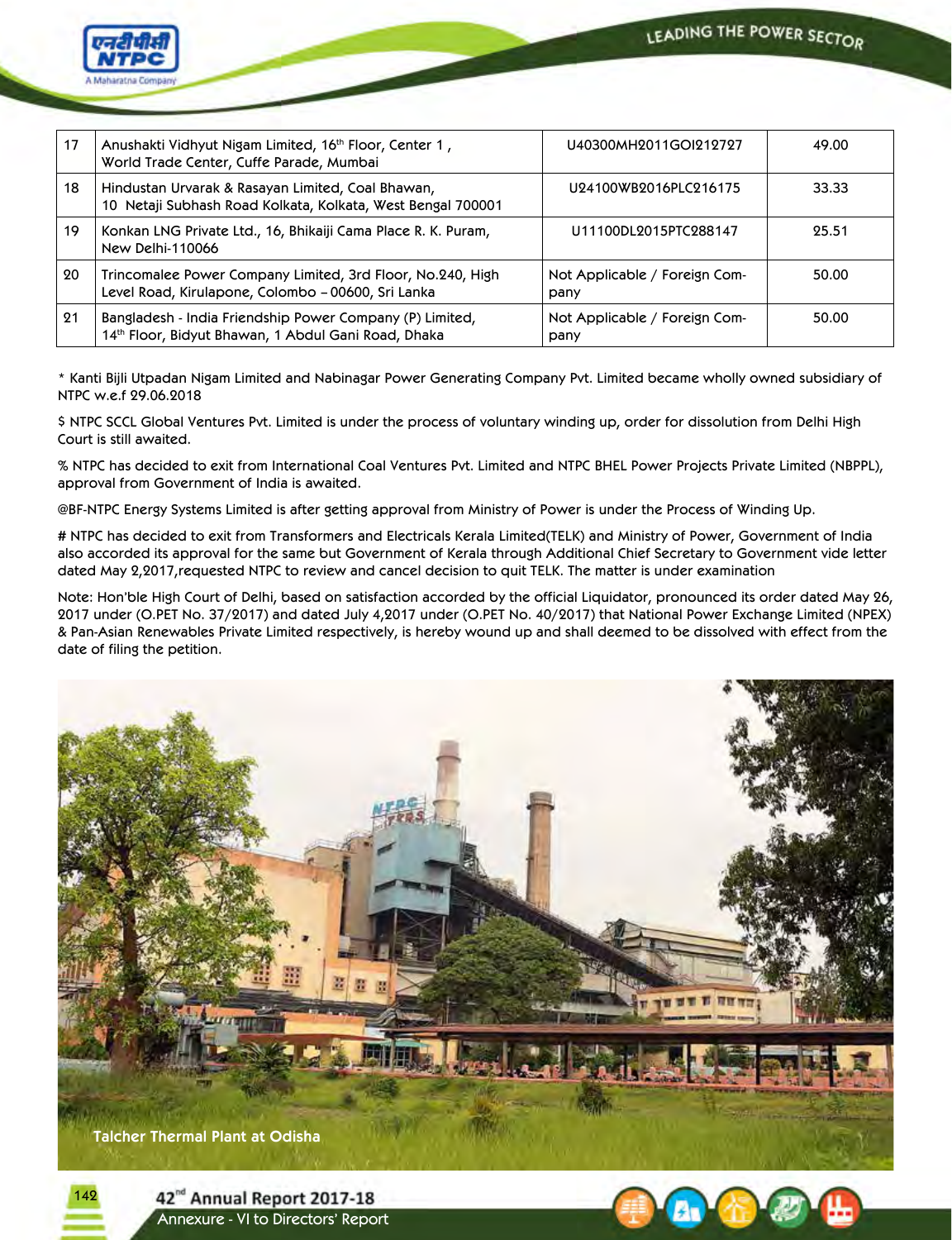| 17 | Anushakti Vidhyut Nigam Limited, 16th Floor, Center 1 , World Trade Center, Cuffe Parade, Mumbai | U40300MH2011GOI212727 | 49.00 |
|---|---|---|---|
| 18 | Hindustan Urvarak & Rasayan Limited, Coal Bhawan, 10 Netaji Subhash Road Kolkata, Kolkata, West Bengal 700001 | U24100WB2016PLC216175 | 33.33 |
| 19 | Konkan LNG Private Ltd., 16, Bhikaiji Cama Place R. K. Puram, New Delhi-110066 | U11100DL2015PTC288147 | 25.51 |
| 20 | Trincomalee Power Company Limited, 3rd Floor, No.240, High Level Road, Kirulapone, Colombo – 00600, Sri Lanka | Not Applicable / Foreign Company | 50.00 |
| 21 | Bangladesh - India Friendship Power Company (P) Limited, 14th Floor, Bidyut Bhawan, 1 Abdul Gani Road, Dhaka | Not Applicable / Foreign Company | 50.00 |

* Kanti Bijli Utpadan Nigam Limited and Nabinagar Power Generating Company Pvt. Limited became wholly owned subsidiary of NTPC w.e.f 29.06.2018

$ NTPC SCCL Global Ventures Pvt. Limited is under the process of voluntary winding up, order for dissolution from Delhi High Court is still awaited.

% NTPC has decided to exit from International Coal Ventures Pvt. Limited and NTPC BHEL Power Projects Private Limited (NBPPL), approval from Government of India is awaited.

@BF-NTPC Energy Systems Limited is after getting approval from Ministry of Power is under the Process of Winding Up.

# NTPC has decided to exit from Transformers and Electricals Kerala Limited(TELK) and Ministry of Power, Government of India also accorded its approval for the same but Government of Kerala through Additional Chief Secretary to Government vide letter dated May 2,2017,requested NTPC to review and cancel decision to quit TELK. The matter is under examination

Note: Hon'ble High Court of Delhi, based on satisfaction accorded by the official Liquidator, pronounced its order dated May 26, 2017 under (O.PET No. 37/2017) and dated July 4,2017 under (O.PET No. 40/2017) that National Power Exchange Limited (NPEX) & Pan-Asian Renewables Private Limited respectively, is hereby wound up and shall deemed to be dissolved with effect from the date of filing the petition.

Talcher Thermal Plant at Odisha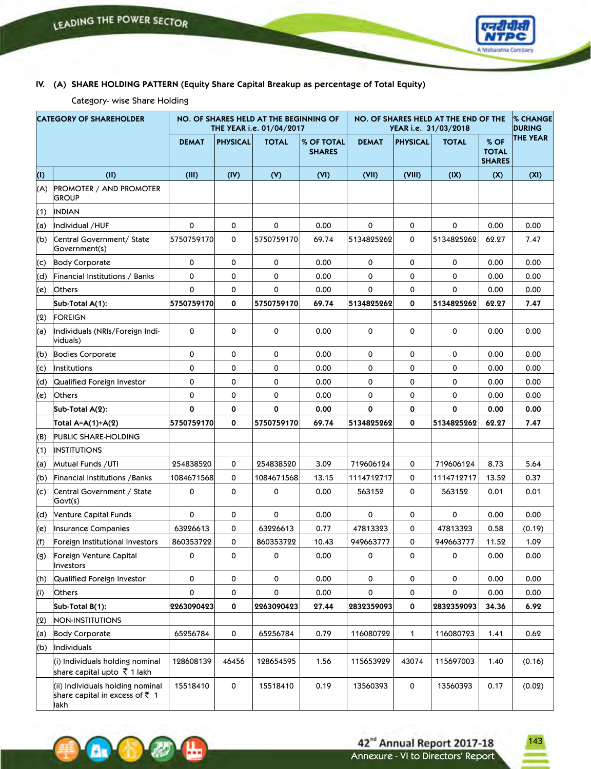## IV. (A) SHARE HOLDING PATTERN (Equity Share Capital Breakup as percentage of Total Equity)

Category- wise Share Holding

| CATEGORY OF SHAREHOLDER | | NO. OF SHARES HELD AT THE BEGINNING OF THE YEAR i.e. 01/04/2017 | | | | NO. OF SHARES HELD AT THE END OF THE YEAR i.e. 31/03/2018 | | | | % CHANGE DURING THE YEAR |
|---|---|---|---|---|---|---|---|---|---|---|
| | | DEMAT | PHYSICAL | TOTAL | % OF TOTAL SHARES | DEMAT | PHYSICAL | TOTAL | % OF TOTAL SHARES | |
| (I) | (II) | (III) | (IV) | (V) | (VI) | (VII) | (VIII) | (IX) | (X) | (XI) |
| (A) | PROMOTER / AND PROMOTER GROUP | | | | | | | | | |
| (1) | INDIAN | | | | | | | | | |
| (a) | Individual /HUF | 0 | 0 | 0 | 0.00 | 0 | 0 | 0 | 0.00 | 0.00 |
| (b) | Central Government/ State Government(s) | 5750759170 | 0 | 5750759170 | 69.74 | 5134825262 | 0 | 5134825262 | 62.27 | 7.47 |
| (c) | Body Corporate | 0 | 0 | 0 | 0.00 | 0 | 0 | 0 | 0.00 | 0.00 |
| (d) | Financial Institutions / Banks | 0 | 0 | 0 | 0.00 | 0 | 0 | 0 | 0.00 | 0.00 |
| (e) | Others | 0 | 0 | 0 | 0.00 | 0 | 0 | 0 | 0.00 | 0.00 |
| | **Sub-Total A(1):** | **5750759170** | **0** | **5750759170** | **69.74** | **5134825262** | **0** | **5134825262** | **62.27** | **7.47** |
| (2) | FOREIGN | | | | | | | | | |
| (a) | Individuals (NRIs/Foreign Individuals) | 0 | 0 | 0 | 0.00 | 0 | 0 | 0 | 0.00 | 0.00 |
| (b) | Bodies Corporate | 0 | 0 | 0 | 0.00 | 0 | 0 | 0 | 0.00 | 0.00 |
| (c) | Institutions | 0 | 0 | 0 | 0.00 | 0 | 0 | 0 | 0.00 | 0.00 |
| (d) | Qualified Foreign Investor | 0 | 0 | 0 | 0.00 | 0 | 0 | 0 | 0.00 | 0.00 |
| (e) | Others | 0 | 0 | 0 | 0.00 | 0 | 0 | 0 | 0.00 | 0.00 |
| | **Sub-Total A(2):** | **0** | **0** | **0** | **0.00** | **0** | **0** | **0** | **0.00** | **0.00** |
| | **Total A=A(1)+A(2)** | **5750759170** | **0** | **5750759170** | **69.74** | **5134825262** | **0** | **5134825262** | **62.27** | **7.47** |
| (B) | PUBLIC SHARE-HOLDING | | | | | | | | | |
| (1) | INSTITUTIONS | | | | | | | | | |
| (a) | Mutual Funds /UTI | 254838520 | 0 | 254838520 | 3.09 | 719606124 | 0 | 719606124 | 8.73 | 5.64 |
| (b) | Financial Institutions /Banks | 1084671568 | 0 | 1084671568 | 13.15 | 1114712717 | 0 | 1114712717 | 13.52 | 0.37 |
| (c) | Central Government / State Govt(s) | 0 | 0 | 0 | 0.00 | 563152 | 0 | 563152 | 0.01 | 0.01 |
| (d) | Venture Capital Funds | 0 | 0 | 0 | 0.00 | 0 | 0 | 0 | 0.00 | 0.00 |
| (e) | Insurance Companies | 63226613 | 0 | 63226613 | 0.77 | 47813323 | 0 | 47813323 | 0.58 | (0.19) |
| (f) | Foreign Institutional Investors | 860353722 | 0 | 860353722 | 10.43 | 949663777 | 0 | 949663777 | 11.52 | 1.09 |
| (g) | Foreign Venture Capital Investors | 0 | 0 | 0 | 0.00 | 0 | 0 | 0 | 0.00 | 0.00 |
| (h) | Qualified Foreign Investor | 0 | 0 | 0 | 0.00 | 0 | 0 | 0 | 0.00 | 0.00 |
| (i) | Others | 0 | 0 | 0 | 0.00 | 0 | 0 | 0 | 0.00 | 0.00 |
| | **Sub-Total B(1):** | **2263090423** | **0** | **2263090423** | **27.44** | **2832359093** | **0** | **2832359093** | **34.36** | **6.92** |
| (2) | NON-INSTITUTIONS | | | | | | | | | |
| (a) | Body Corporate | 65256784 | 0 | 65256784 | 0.79 | 116080722 | 1 | 116080723 | 1.41 | 0.62 |
| (b) | Individuals | | | | | | | | | |
| | (i) Individuals holding nominal share capital upto ₹ 1 lakh | 128608139 | 46456 | 128654595 | 1.56 | 115653929 | 43074 | 115697003 | 1.40 | (0.16) |
| | (ii) Individuals holding nominal share capital in excess of ₹ 1 lakh | 15518410 | 0 | 15518410 | 0.19 | 13560393 | 0 | 13560393 | 0.17 | (0.02) |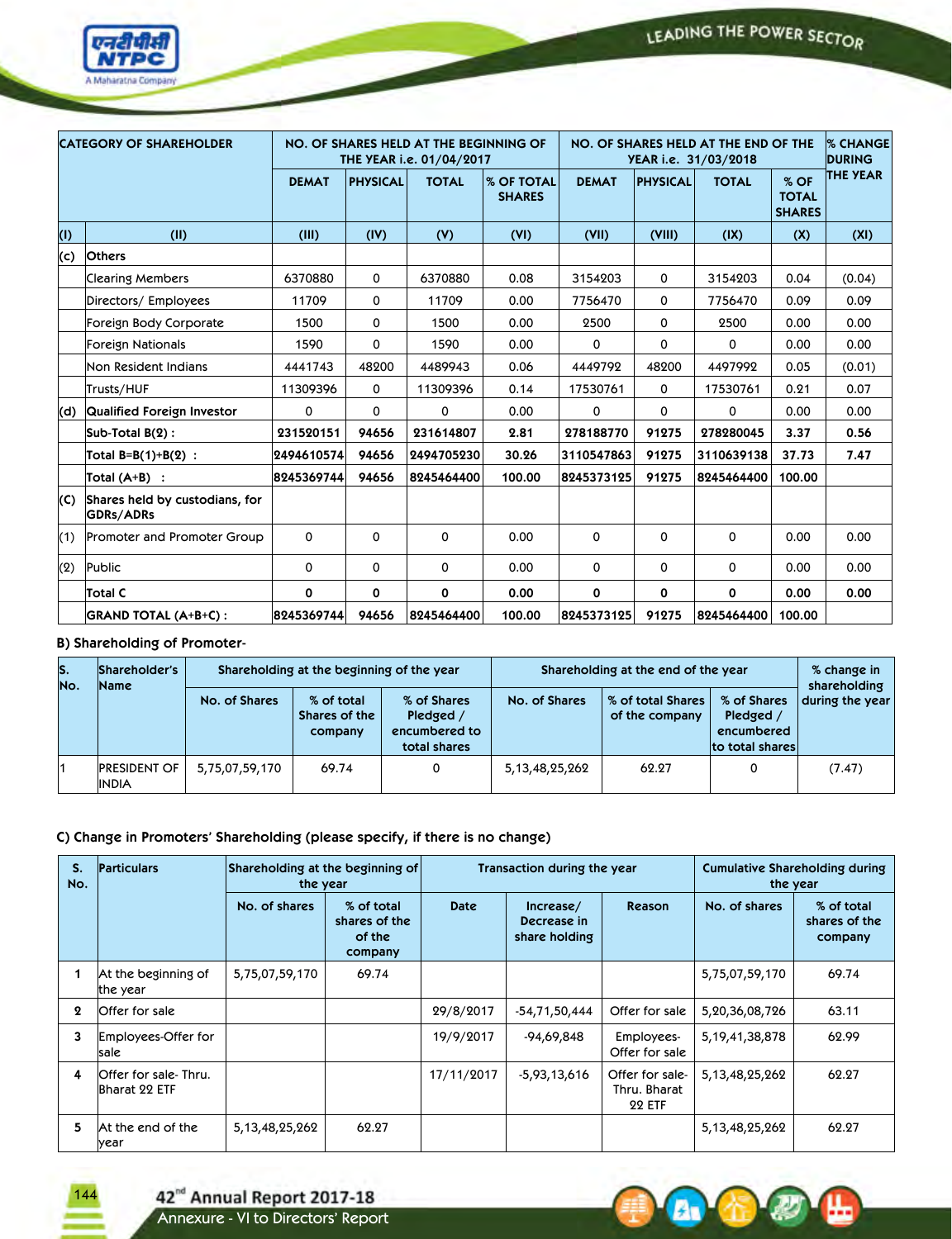| CATEGORY OF SHAREHOLDER | | NO. OF SHARES HELD AT THE BEGINNING OF THE YEAR i.e. 01/04/2017 | | | | NO. OF SHARES HELD AT THE END OF THE YEAR i.e. 31/03/2018 | | | | % CHANGE DURING THE YEAR |
|---|---|---|---|---|---|---|---|---|---|---|
| | | DEMAT | PHYSICAL | TOTAL | % OF TOTAL SHARES | DEMAT | PHYSICAL | TOTAL | % OF TOTAL SHARES | |
| (I) | (II) | (III) | (IV) | (V) | (VI) | (VII) | (VIII) | (IX) | (X) | (XI) |
| (c) | Others | | | | | | | | | |
| | Clearing Members | 6370880 | 0 | 6370880 | 0.08 | 3154203 | 0 | 3154203 | 0.04 | (0.04) |
| | Directors/ Employees | 11709 | 0 | 11709 | 0.00 | 7756470 | 0 | 7756470 | 0.09 | 0.09 |
| | Foreign Body Corporate | 1500 | 0 | 1500 | 0.00 | 2500 | 0 | 2500 | 0.00 | 0.00 |
| | Foreign Nationals | 1590 | 0 | 1590 | 0.00 | 0 | 0 | 0 | 0.00 | 0.00 |
| | Non Resident Indians | 4441743 | 48200 | 4489943 | 0.06 | 4449792 | 48200 | 4497992 | 0.05 | (0.01) |
| | Trusts/HUF | 11309396 | 0 | 11309396 | 0.14 | 17530761 | 0 | 17530761 | 0.21 | 0.07 |
| (d) | Qualified Foreign Investor | 0 | 0 | 0 | 0.00 | 0 | 0 | 0 | 0.00 | 0.00 |
| | **Sub-Total B(2) :** | **231520151** | **94656** | **231614807** | **2.81** | **278188770** | **91275** | **278280045** | **3.37** | **0.56** |
| | **Total B=B(1)+B(2) :** | **2494610574** | **94656** | **2494705230** | **30.26** | **3110547863** | **91275** | **3110639138** | **37.73** | **7.47** |
| | **Total (A+B) :** | **8245369744** | **94656** | **8245464400** | **100.00** | **8245373125** | **91275** | **8245464400** | **100.00** | |
| (C) | Shares held by custodians, for GDRs/ADRs | | | | | | | | | |
| (1) | Promoter and Promoter Group | 0 | 0 | 0 | 0.00 | 0 | 0 | 0 | 0.00 | 0.00 |
| (2) | Public | 0 | 0 | 0 | 0.00 | 0 | 0 | 0 | 0.00 | 0.00 |
| | **Total C** | **0** | **0** | **0** | **0.00** | **0** | **0** | **0** | **0.00** | **0.00** |
| | **GRAND TOTAL (A+B+C) :** | **8245369744** | **94656** | **8245464400** | **100.00** | **8245373125** | **91275** | **8245464400** | **100.00** | |

### B) Shareholding of Promoter-

| S. No. | Shareholder's Name | Shareholding at the beginning of the year | | | Shareholding at the end of the year | | | % change in shareholding during the year |
|---|---|---|---|---|---|---|---|---|
| | | No. of Shares | % of total Shares of the company | % of Shares Pledged / encumbered to total shares | No. of Shares | % of total Shares of the company | % of Shares Pledged / encumbered to total shares | |
| 1 | PRESIDENT OF INDIA | 5,75,07,59,170 | 69.74 | 0 | 5,13,48,25,262 | 62.27 | 0 | (7.47) |

### C) Change in Promoters' Shareholding (please specify, if there is no change)

| S. No. | Particulars | Shareholding at the beginning of the year | | Transaction during the year | | | Cumulative Shareholding during the year | |
|---|---|---|---|---|---|---|---|---|
| | | No. of shares | % of total shares of the of the company | Date | Increase/ Decrease in share holding | Reason | No. of shares | % of total shares of the company |
| 1 | At the beginning of the year | 5,75,07,59,170 | 69.74 | | | | 5,75,07,59,170 | 69.74 |
| 2 | Offer for sale | | | 29/8/2017 | -54,71,50,444 | Offer for sale | 5,20,36,08,726 | 63.11 |
| 3 | Employees-Offer for sale | | | 19/9/2017 | -94,69,848 | Employees-Offer for sale | 5,19,41,38,878 | 62.99 |
| 4 | Offer for sale- Thru. Bharat 22 ETF | | | 17/11/2017 | -5,93,13,616 | Offer for sale- Thru. Bharat 22 ETF | 5,13,48,25,262 | 62.27 |
| 5 | At the end of the year | 5,13,48,25,262 | 62.27 | | | | 5,13,48,25,262 | 62.27 |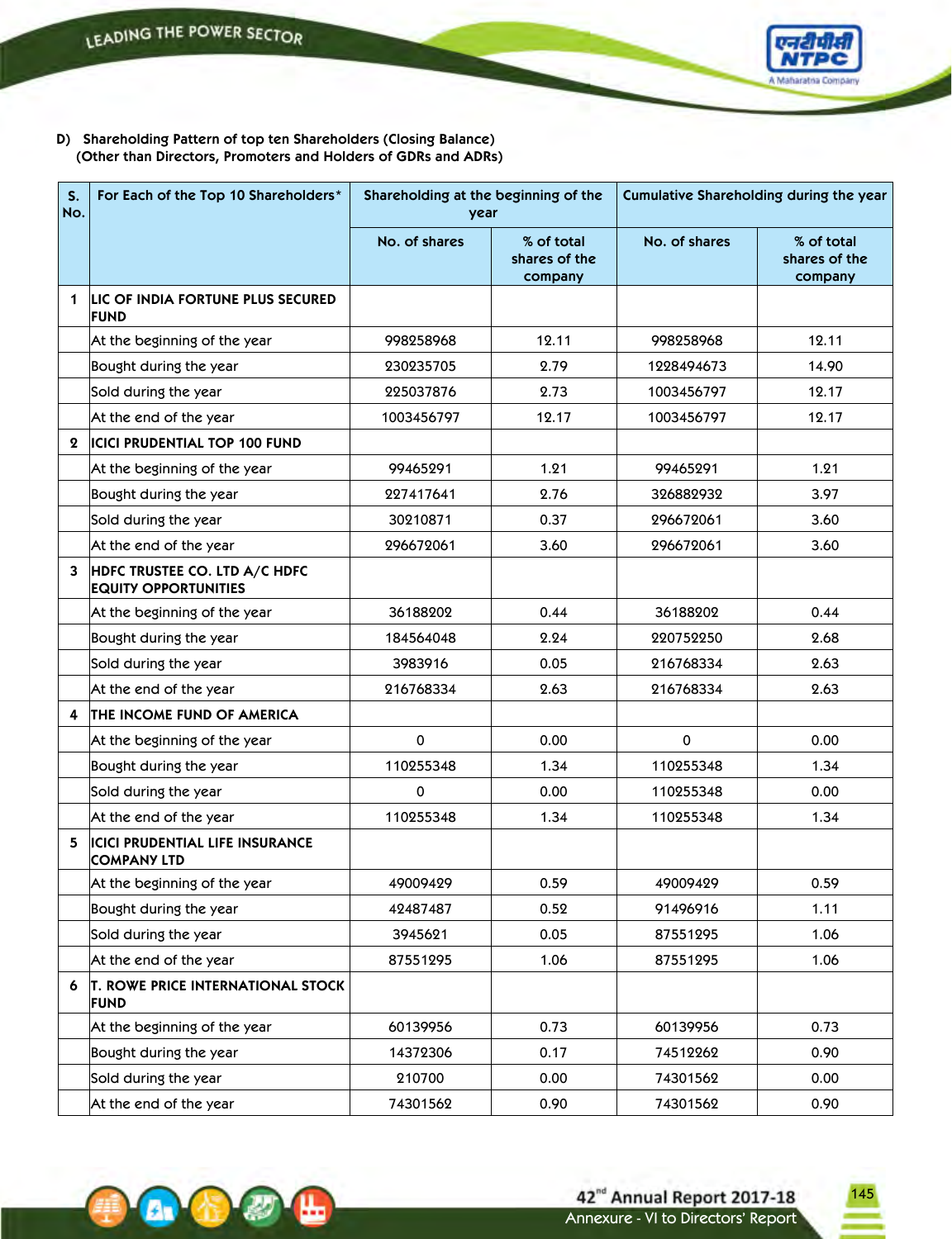D) Shareholding Pattern of top ten Shareholders (Closing Balance)
(Other than Directors, Promoters and Holders of GDRs and ADRs)

| S. No. | For Each of the Top 10 Shareholders* | Shareholding at the beginning of the year | | Cumulative Shareholding during the year | |
|---|---|---|---|---|---|
| | | No. of shares | % of total shares of the company | No. of shares | % of total shares of the company |
| 1 | **LIC OF INDIA FORTUNE PLUS SECURED FUND** | | | | |
| | At the beginning of the year | 998258968 | 12.11 | 998258968 | 12.11 |
| | Bought during the year | 230235705 | 2.79 | 1228494673 | 14.90 |
| | Sold during the year | 225037876 | 2.73 | 1003456797 | 12.17 |
| | At the end of the year | 1003456797 | 12.17 | 1003456797 | 12.17 |
| 2 | **ICICI PRUDENTIAL TOP 100 FUND** | | | | |
| | At the beginning of the year | 99465291 | 1.21 | 99465291 | 1.21 |
| | Bought during the year | 227417641 | 2.76 | 326882932 | 3.97 |
| | Sold during the year | 30210871 | 0.37 | 296672061 | 3.60 |
| | At the end of the year | 296672061 | 3.60 | 296672061 | 3.60 |
| 3 | **HDFC TRUSTEE CO. LTD A/C HDFC EQUITY OPPORTUNITIES** | | | | |
| | At the beginning of the year | 36188202 | 0.44 | 36188202 | 0.44 |
| | Bought during the year | 184564048 | 2.24 | 220752250 | 2.68 |
| | Sold during the year | 3983916 | 0.05 | 216768334 | 2.63 |
| | At the end of the year | 216768334 | 2.63 | 216768334 | 2.63 |
| 4 | **THE INCOME FUND OF AMERICA** | | | | |
| | At the beginning of the year | 0 | 0.00 | 0 | 0.00 |
| | Bought during the year | 110255348 | 1.34 | 110255348 | 1.34 |
| | Sold during the year | 0 | 0.00 | 110255348 | 0.00 |
| | At the end of the year | 110255348 | 1.34 | 110255348 | 1.34 |
| 5 | **ICICI PRUDENTIAL LIFE INSURANCE COMPANY LTD** | | | | |
| | At the beginning of the year | 49009429 | 0.59 | 49009429 | 0.59 |
| | Bought during the year | 42487487 | 0.52 | 91496916 | 1.11 |
| | Sold during the year | 3945621 | 0.05 | 87551295 | 1.06 |
| | At the end of the year | 87551295 | 1.06 | 87551295 | 1.06 |
| 6 | **T. ROWE PRICE INTERNATIONAL STOCK FUND** | | | | |
| | At the beginning of the year | 60139956 | 0.73 | 60139956 | 0.73 |
| | Bought during the year | 14372306 | 0.17 | 74512262 | 0.90 |
| | Sold during the year | 210700 | 0.00 | 74301562 | 0.00 |
| | At the end of the year | 74301562 | 0.90 | 74301562 | 0.90 |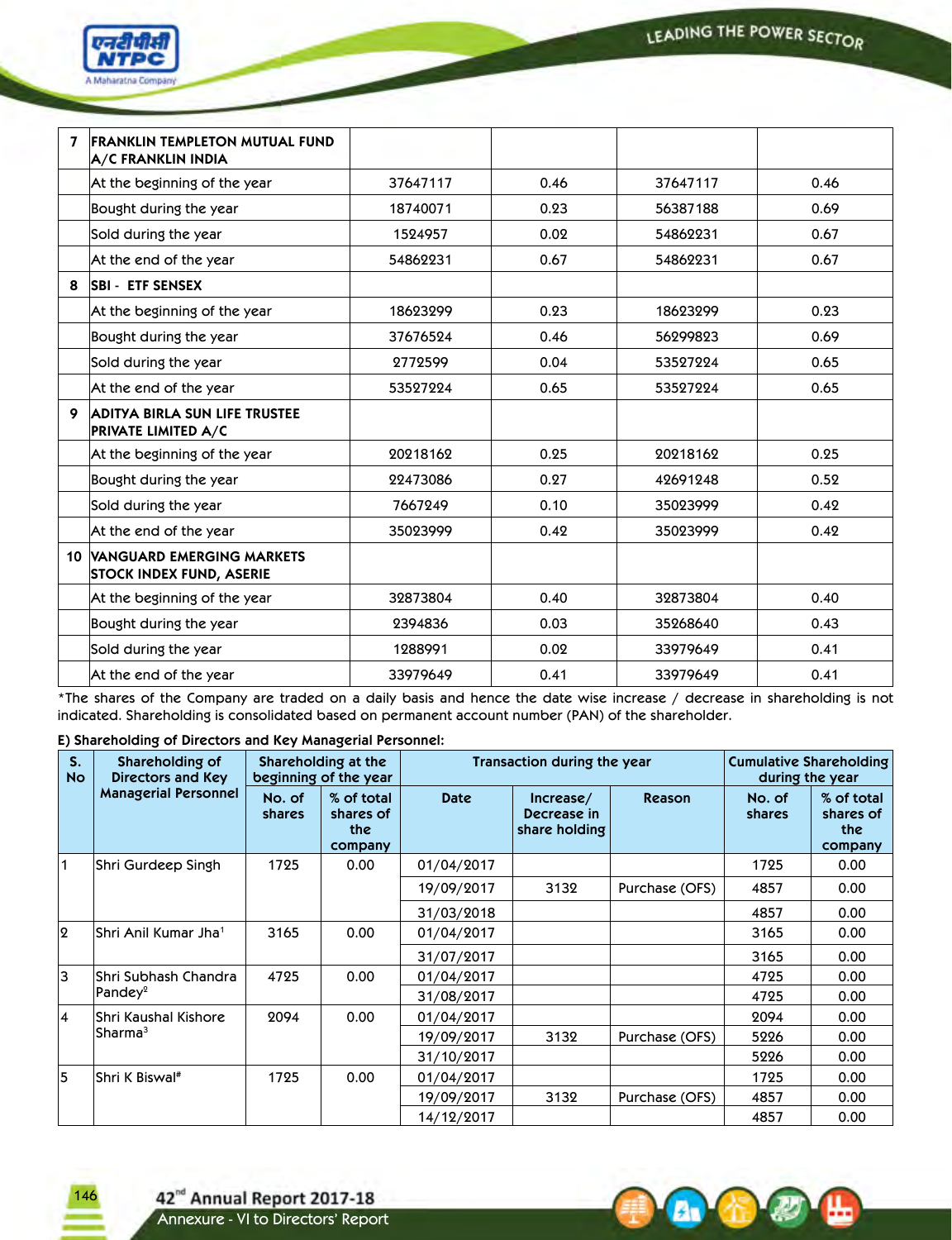| 7 | FRANKLIN TEMPLETON MUTUAL FUND A/C FRANKLIN INDIA | | | | |
|---|---|---|---|---|---|
| | At the beginning of the year | 37647117 | 0.46 | 37647117 | 0.46 |
| | Bought during the year | 18740071 | 0.23 | 56387188 | 0.69 |
| | Sold during the year | 1524957 | 0.02 | 54862231 | 0.67 |
| | At the end of the year | 54862231 | 0.67 | 54862231 | 0.67 |
| 8 | SBI - ETF SENSEX | | | | |
| | At the beginning of the year | 18623299 | 0.23 | 18623299 | 0.23 |
| | Bought during the year | 37676524 | 0.46 | 56299823 | 0.69 |
| | Sold during the year | 2772599 | 0.04 | 53527224 | 0.65 |
| | At the end of the year | 53527224 | 0.65 | 53527224 | 0.65 |
| 9 | ADITYA BIRLA SUN LIFE TRUSTEE PRIVATE LIMITED A/C | | | | |
| | At the beginning of the year | 20218162 | 0.25 | 20218162 | 0.25 |
| | Bought during the year | 22473086 | 0.27 | 42691248 | 0.52 |
| | Sold during the year | 7667249 | 0.10 | 35023999 | 0.42 |
| | At the end of the year | 35023999 | 0.42 | 35023999 | 0.42 |
| 10 | VANGUARD EMERGING MARKETS STOCK INDEX FUND, ASERIE | | | | |
| | At the beginning of the year | 32873804 | 0.40 | 32873804 | 0.40 |
| | Bought during the year | 2394836 | 0.03 | 35268640 | 0.43 |
| | Sold during the year | 1288991 | 0.02 | 33979649 | 0.41 |
| | At the end of the year | 33979649 | 0.41 | 33979649 | 0.41 |

*The shares of the Company are traded on a daily basis and hence the date wise increase / decrease in shareholding is not indicated. Shareholding is consolidated based on permanent account number (PAN) of the shareholder.

**E) Shareholding of Directors and Key Managerial Personnel:**

| S. No | Shareholding of Directors and Key Managerial Personnel | Shareholding at the beginning of the year | | Transaction during the year | | | Cumulative Shareholding during the year | |
|---|---|---|---|---|---|---|---|---|
| | | No. of shares | % of total shares of the company | Date | Increase/ Decrease in share holding | Reason | No. of shares | % of total shares of the company |
| 1 | Shri Gurdeep Singh | 1725 | 0.00 | 01/04/2017 | | | 1725 | 0.00 |
| | | | | 19/09/2017 | 3132 | Purchase (OFS) | 4857 | 0.00 |
| | | | | 31/03/2018 | | | 4857 | 0.00 |
| 2 | Shri Anil Kumar Jha[1] | 3165 | 0.00 | 01/04/2017 | | | 3165 | 0.00 |
| | | | | 31/07/2017 | | | 3165 | 0.00 |
| 3 | Shri Subhash Chandra Pandey[2] | 4725 | 0.00 | 01/04/2017 | | | 4725 | 0.00 |
| | | | | 31/08/2017 | | | 4725 | 0.00 |
| 4 | Shri Kaushal Kishore Sharma[3] | 2094 | 0.00 | 01/04/2017 | | | 2094 | 0.00 |
| | | | | 19/09/2017 | 3132 | Purchase (OFS) | 5226 | 0.00 |
| | | | | 31/10/2017 | | | 5226 | 0.00 |
| 5 | Shri K Biswal[#] | 1725 | 0.00 | 01/04/2017 | | | 1725 | 0.00 |
| | | | | 19/09/2017 | 3132 | Purchase (OFS) | 4857 | 0.00 |
| | | | | 14/12/2017 | | | 4857 | 0.00 |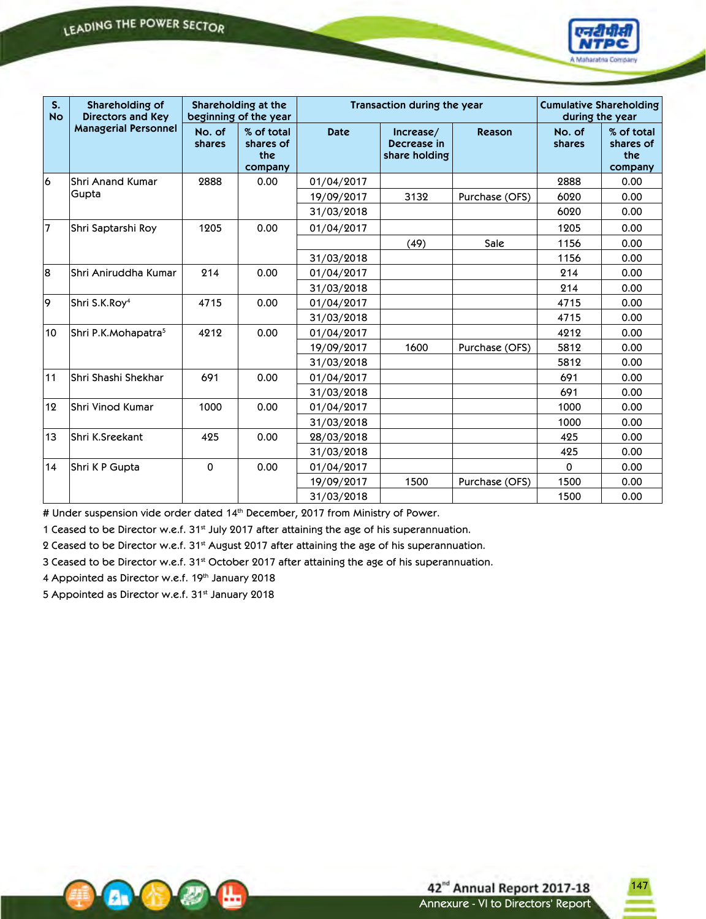| S. No | Shareholding of Directors and Key Managerial Personnel | Shareholding at the beginning of the year | | Transaction during the year | | | Cumulative Shareholding during the year | |
|---|---|---|---|---|---|---|---|---|
| | | No. of shares | % of total shares of the company | Date | Increase/ Decrease in share holding | Reason | No. of shares | % of total shares of the company |
| 6 | Shri Anand Kumar Gupta | 2888 | 0.00 | 01/04/2017 | | | 2888 | 0.00 |
| | | | | 19/09/2017 | 3132 | Purchase (OFS) | 6020 | 0.00 |
| | | | | 31/03/2018 | | | 6020 | 0.00 |
| 7 | Shri Saptarshi Roy | 1205 | 0.00 | 01/04/2017 | | | 1205 | 0.00 |
| | | | | | (49) | Sale | 1156 | 0.00 |
| | | | | 31/03/2018 | | | 1156 | 0.00 |
| 8 | Shri Aniruddha Kumar | 214 | 0.00 | 01/04/2017 | | | 214 | 0.00 |
| | | | | 31/03/2018 | | | 214 | 0.00 |
| 9 | Shri S.K.Roy[4] | 4715 | 0.00 | 01/04/2017 | | | 4715 | 0.00 |
| | | | | 31/03/2018 | | | 4715 | 0.00 |
| 10 | Shri P.K.Mohapatra[5] | 4212 | 0.00 | 01/04/2017 | | | 4212 | 0.00 |
| | | | | 19/09/2017 | 1600 | Purchase (OFS) | 5812 | 0.00 |
| | | | | 31/03/2018 | | | 5812 | 0.00 |
| 11 | Shri Shashi Shekhar | 691 | 0.00 | 01/04/2017 | | | 691 | 0.00 |
| | | | | 31/03/2018 | | | 691 | 0.00 |
| 12 | Shri Vinod Kumar | 1000 | 0.00 | 01/04/2017 | | | 1000 | 0.00 |
| | | | | 31/03/2018 | | | 1000 | 0.00 |
| 13 | Shri K.Sreekant | 425 | 0.00 | 28/03/2018 | | | 425 | 0.00 |
| | | | | 31/03/2018 | | | 425 | 0.00 |
| 14 | Shri K P Gupta | 0 | 0.00 | 01/04/2017 | | | 0 | 0.00 |
| | | | | 19/09/2017 | 1500 | Purchase (OFS) | 1500 | 0.00 |
| | | | | 31/03/2018 | | | 1500 | 0.00 |

# Under suspension vide order dated 14th December, 2017 from Ministry of Power.

1 Ceased to be Director w.e.f. 31st July 2017 after attaining the age of his superannuation.

2 Ceased to be Director w.e.f. 31st August 2017 after attaining the age of his superannuation.

3 Ceased to be Director w.e.f. 31st October 2017 after attaining the age of his superannuation.

4 Appointed as Director w.e.f. 19th January 2018

5 Appointed as Director w.e.f. 31st January 2018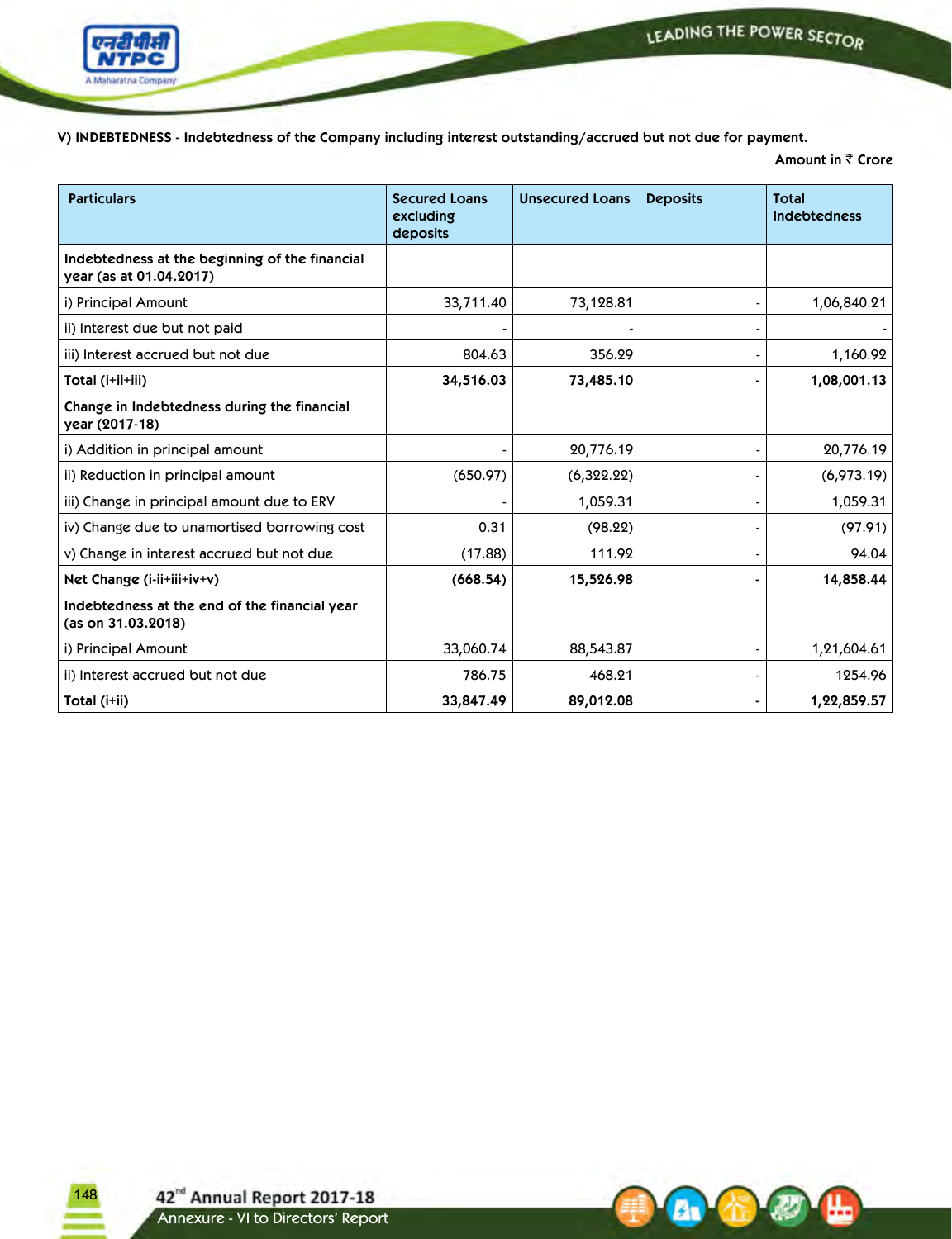**V) INDEBTEDNESS** - **Indebtedness of the Company including interest outstanding/accrued but not due for payment.**

**Amount in ₹ Crore**

| Particulars | Secured Loans excluding deposits | Unsecured Loans | Deposits | Total Indebtedness |
|---|---|---|---|---|
| **Indebtedness at the beginning of the financial year (as at 01.04.2017)** | | | | |
| i) Principal Amount | 33,711.40 | 73,128.81 | - | 1,06,840.21 |
| ii) Interest due but not paid | - | - | - | - |
| iii) Interest accrued but not due | 804.63 | 356.29 | - | 1,160.92 |
| **Total (i+ii+iii)** | **34,516.03** | **73,485.10** | **-** | **1,08,001.13** |
| **Change in Indebtedness during the financial year (2017-18)** | | | | |
| i) Addition in principal amount | - | 20,776.19 | - | 20,776.19 |
| ii) Reduction in principal amount | (650.97) | (6,322.22) | - | (6,973.19) |
| iii) Change in principal amount due to ERV | - | 1,059.31 | - | 1,059.31 |
| iv) Change due to unamortised borrowing cost | 0.31 | (98.22) | - | (97.91) |
| v) Change in interest accrued but not due | (17.88) | 111.92 | - | 94.04 |
| **Net Change (i-ii+iii+iv+v)** | **(668.54)** | **15,526.98** | **-** | **14,858.44** |
| **Indebtedness at the end of the financial year (as on 31.03.2018)** | | | | |
| i) Principal Amount | 33,060.74 | 88,543.87 | - | 1,21,604.61 |
| ii) Interest accrued but not due | 786.75 | 468.21 | - | 1254.96 |
| **Total (i+ii)** | **33,847.49** | **89,012.08** | **-** | **1,22,859.57** |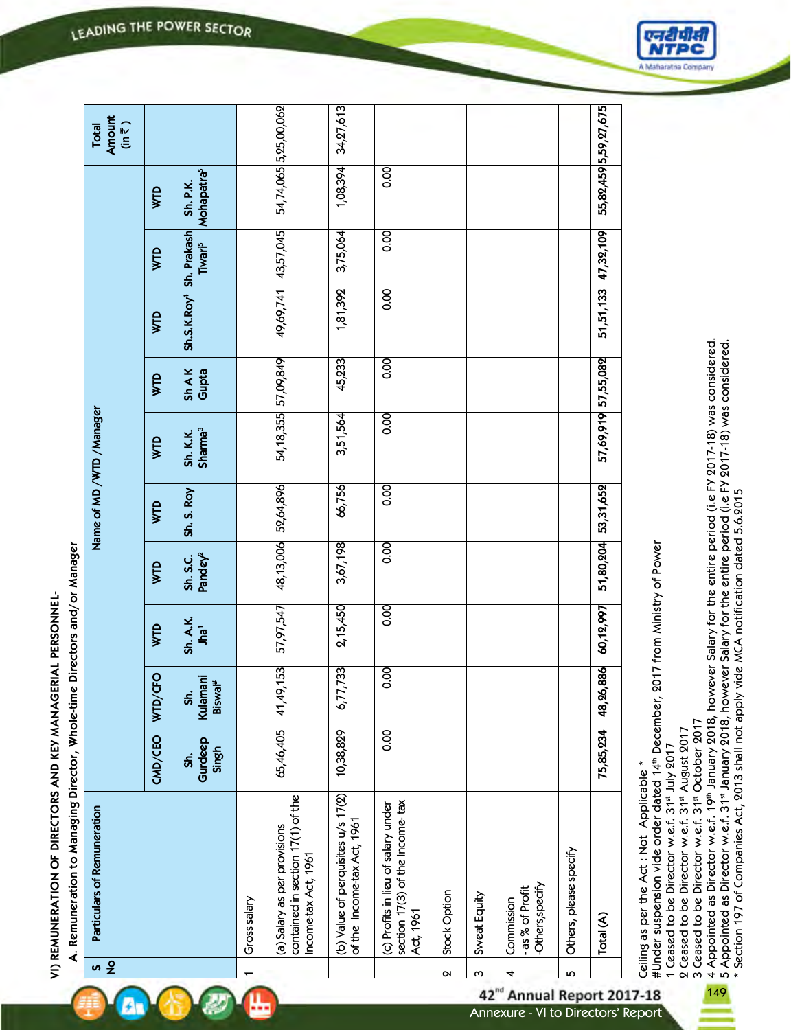## VI) REMUNERATION OF DIRECTORS AND KEY MANAGERIAL PERSONNEL-

### A. Remuneration to Managing Director, Whole-time Directors and/or Manager

| S No | Particulars of Remuneration | Name of MD /WTD /Manager | | | | | | | | | | Total Amount (in ₹ ) |
|---|---|---|---|---|---|---|---|---|---|---|---|---|
| | | CMD/CEO | WTD/CFO | WTD | WTD | WTD | WTD | WTD | WTD | WTD | WTD | |
| | | Sh. Gurdeep Singh | Sh. Kulamani Biswal# | Sh. A.K. Jha[1] | Sh. S.C. Pandey[2] | Sh. S. Roy | Sh. K.K. Sharma[3] | Sh A K Gupta | Sh.S.K.Roy[4] | Sh. Prakash Tiwari[5] | Sh. P.K. Mohapatra[5] | |
| 1 | Gross salary | | | | | | | | | | | |
| | (a) Salary as per provisions contained in section 17(1) of the Income-tax Act, 1961 | 65,46,405 | 41,49,153 | 57,97,547 | 48,13,006 | 52,64,896 | 54,18,355 | 57,09,849 | 49,69,741 | 43,57,045 | 54,74,065 | 5,25,00,062 |
| | (b) Value of perquisites u/s 17(2) of the Income-tax Act, 1961 | 10,38,829 | 6,77,733 | 2,15,450 | 3,67,198 | 66,756 | 3,51,564 | 45,233 | 1,81,392 | 3,75,064 | 1,08,394 | 34,27,613 |
| | (c) Profits in lieu of salary under section 17(3) of the Income- tax Act, 1961 | 0.00 | 0.00 | 0.00 | 0.00 | 0.00 | 0.00 | 0.00 | 0.00 | 0.00 | 0.00 | |
| 2 | Stock Option | | | | | | | | | | | |
| 3 | Sweat Equity | | | | | | | | | | | |
| 4 | Commission<br>-as % of Profit<br>-Others,specify | | | | | | | | | | | |
| 5 | Others, please specify | | | | | | | | | | | |
| | **Total (A)** | **75,85,234** | **48,26,886** | **60,12,997** | **51,80,204** | **53,31,652** | **57,69,919** | **57,55,082** | **51,51,133** | **47,32,109** | **55,82,459** | **5,59,27,675** |

Ceiling as per the Act : Not Applicable *

#Under suspension vide order dated 14[th] December, 2017 from Ministry of Power

1 Ceased to be Director w.e.f. 31[st] July 2017

2 Ceased to be Director w.e.f. 31[st] August 2017

3 Ceased to be Director w.e.f. 31[st] October 2017

4 Appointed as Director w.e.f. 19[th] January 2018, however Salary for the entire period (i.e FY 2017-18) was considered.

5 Appointed as Director w.e.f. 31[st] January 2018, however Salary for the entire period (i.e FY 2017-18) was considered.

\* Section 197 of Companies Act, 2013 shall not apply vide MCA notification dated 5.6.2015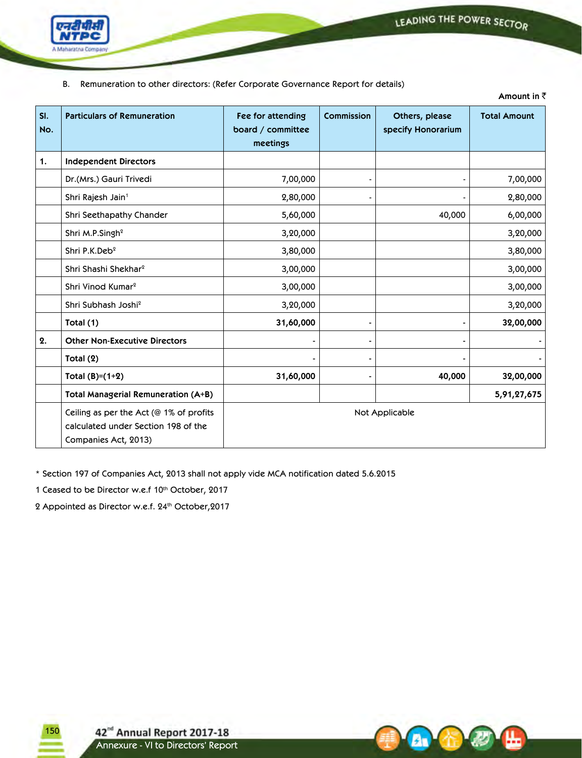B. Remuneration to other directors: (Refer Corporate Governance Report for details)

Amount in ₹

| Sl. No. | Particulars of Remuneration | Fee for attending board / committee meetings | Commission | Others, please specify Honorarium | Total Amount |
|---|---|---|---|---|---|
| 1. | **Independent Directors** | | | | |
| | Dr.(Mrs.) Gauri Trivedi | 7,00,000 | - | - | 7,00,000 |
| | Shri Rajesh Jain[1] | 2,80,000 | - | - | 2,80,000 |
| | Shri Seethapathy Chander | 5,60,000 | | 40,000 | 6,00,000 |
| | Shri M.P.Singh[2] | 3,20,000 | | | 3,20,000 |
| | Shri P.K.Deb[2] | 3,80,000 | | | 3,80,000 |
| | Shri Shashi Shekhar[2] | 3,00,000 | | | 3,00,000 |
| | Shri Vinod Kumar[2] | 3,00,000 | | | 3,00,000 |
| | Shri Subhash Joshi[2] | 3,20,000 | | | 3,20,000 |
| | **Total (1)** | **31,60,000** | - | - | **32,00,000** |
| 2. | **Other Non-Executive Directors** | - | - | - | - |
| | **Total (2)** | - | - | - | - |
| | **Total (B)=(1+2)** | **31,60,000** | - | **40,000** | **32,00,000** |
| | **Total Managerial Remuneration (A+B)** | | | | **5,91,27,675** |
| | Ceiling as per the Act (@ 1% of profits calculated under Section 198 of the Companies Act, 2013) | Not Applicable | | | |

* Section 197 of Companies Act, 2013 shall not apply vide MCA notification dated 5.6.2015

1 Ceased to be Director w.e.f 10th October, 2017

2 Appointed as Director w.e.f. 24th October,2017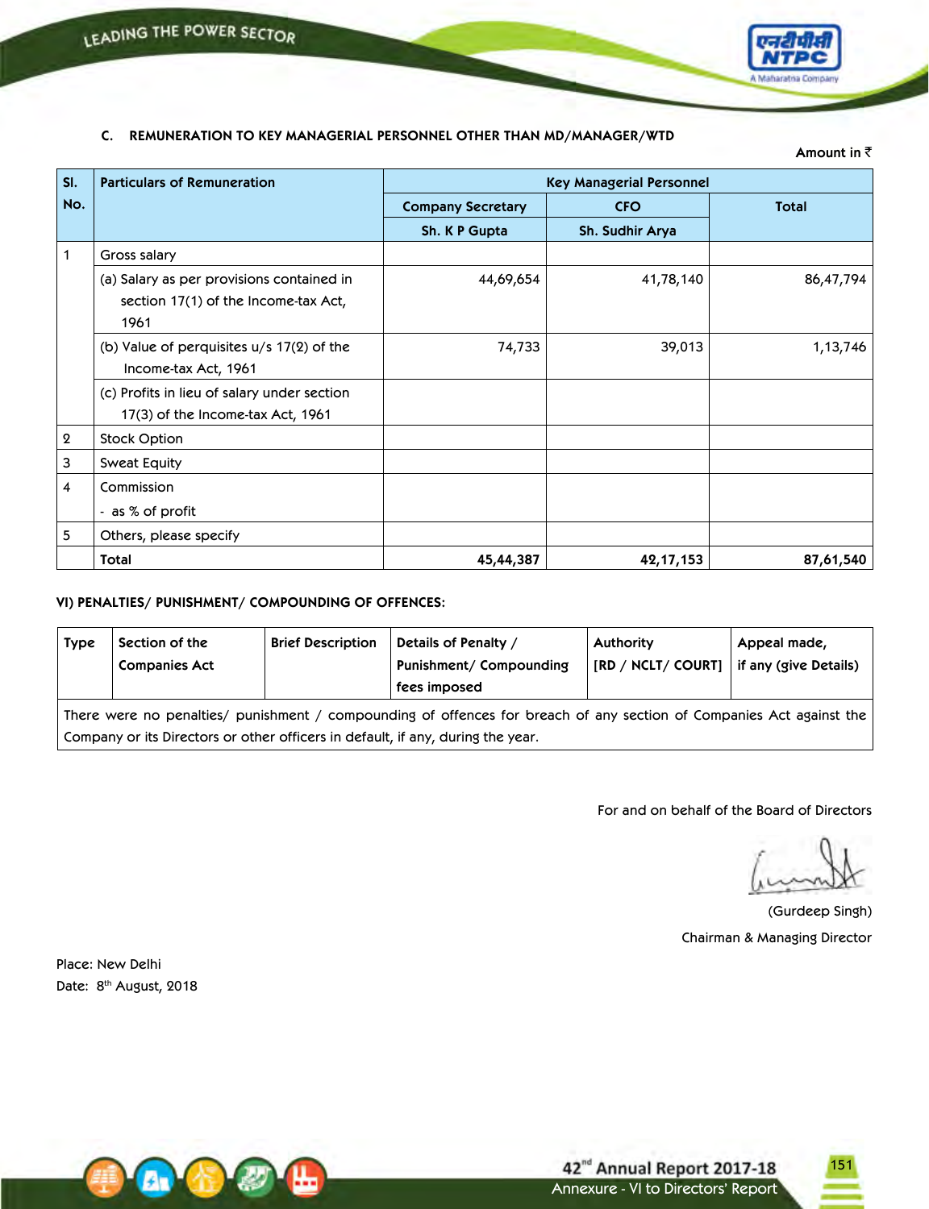### C. REMUNERATION TO KEY MANAGERIAL PERSONNEL OTHER THAN MD/MANAGER/WTD

Amount in ₹

| Sl. No. | Particulars of Remuneration | Key Managerial Personnel | | |
|---|---|---|---|---|
| | | Company Secretary | CFO | Total |
| | | Sh. K P Gupta | Sh. Sudhir Arya | |
| 1 | Gross salary | | | |
| | (a) Salary as per provisions contained in section 17(1) of the Income-tax Act, 1961 | 44,69,654 | 41,78,140 | 86,47,794 |
| | (b) Value of perquisites u/s 17(2) of the Income-tax Act, 1961 | 74,733 | 39,013 | 1,13,746 |
| | (c) Profits in lieu of salary under section 17(3) of the Income-tax Act, 1961 | | | |
| 2 | Stock Option | | | |
| 3 | Sweat Equity | | | |
| 4 | Commission<br>- as % of profit | | | |
| 5 | Others, please specify | | | |
| | **Total** | **45,44,387** | **42,17,153** | **87,61,540** |

### VI) PENALTIES/ PUNISHMENT/ COMPOUNDING OF OFFENCES:

| Type | Section of the Companies Act | Brief Description | Details of Penalty / Punishment/ Compounding fees imposed | Authority [RD / NCLT/ COURT] | Appeal made, if any (give Details) |
|---|---|---|---|---|---|
| There were no penalties/ punishment / compounding of offences for breach of any section of Companies Act against the Company or its Directors or other officers in default, if any, during the year. | | | | | |

For and on behalf of the Board of Directors

(Gurdeep Singh)
Chairman & Managing Director

Place: New Delhi
Date: 8th August, 2018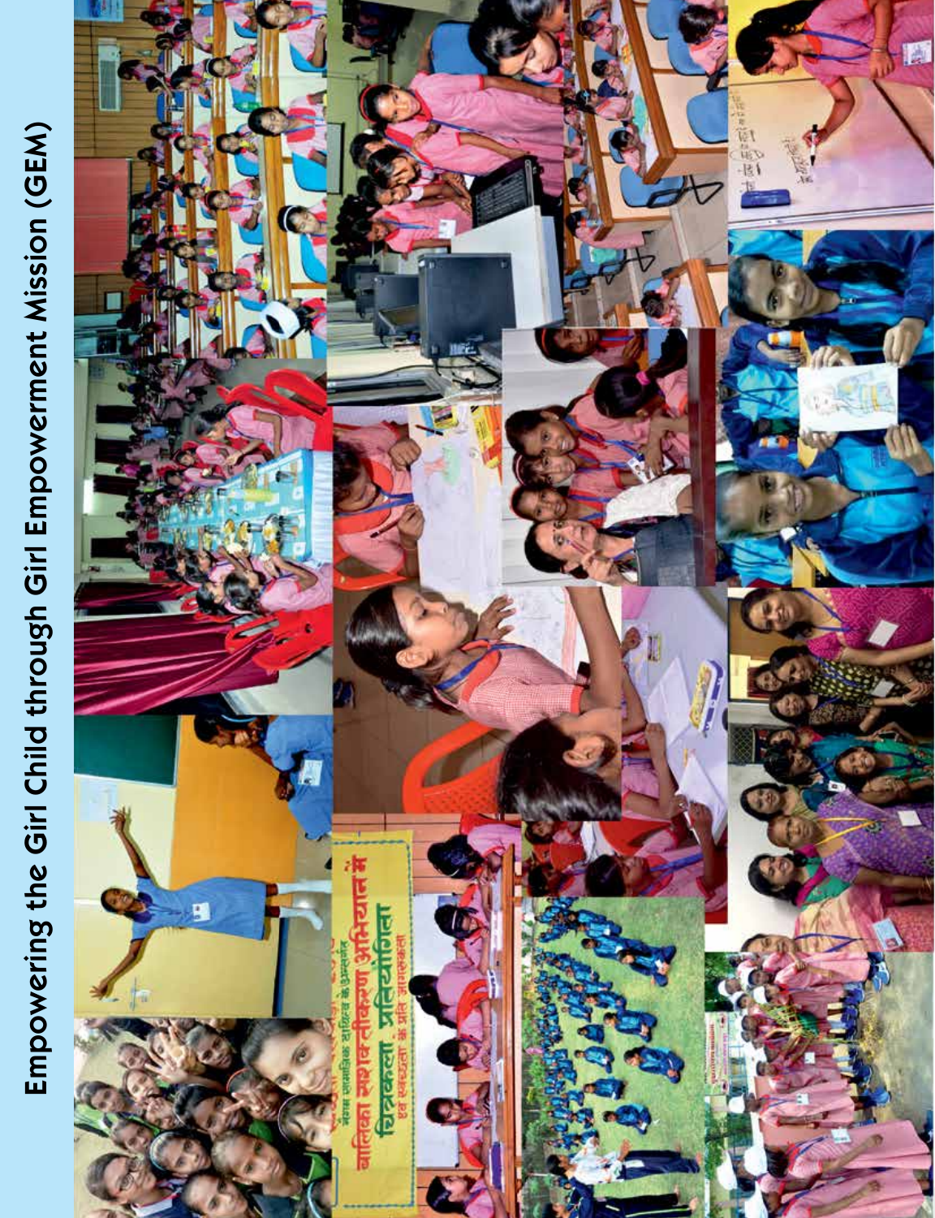# Empowering the Girl Child through Girl Empowerment Mission (GEM)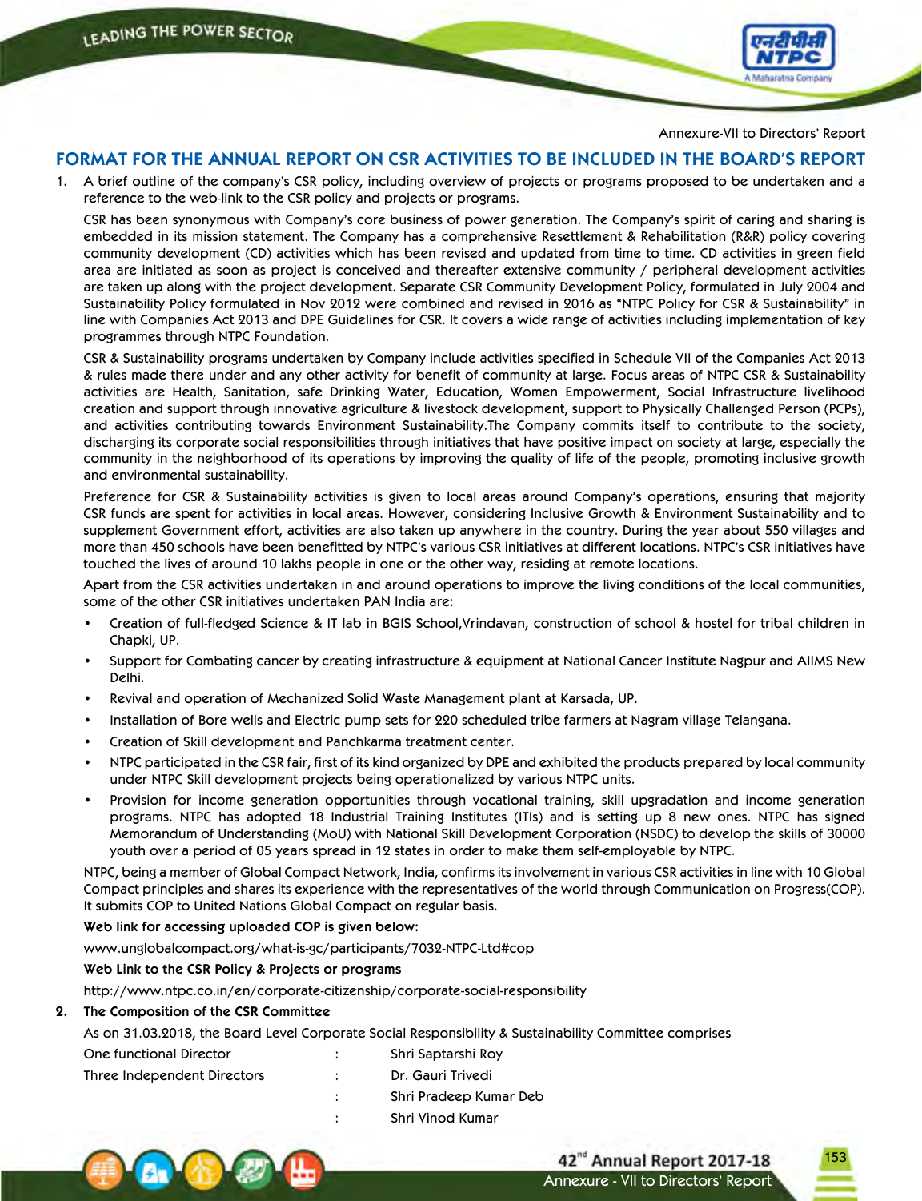Annexure-VII to Directors' Report

## FORMAT FOR THE ANNUAL REPORT ON CSR ACTIVITIES TO BE INCLUDED IN THE BOARD'S REPORT

1. A brief outline of the company's CSR policy, including overview of projects or programs proposed to be undertaken and a reference to the web-link to the CSR policy and projects or programs.

   CSR has been synonymous with Company's core business of power generation. The Company's spirit of caring and sharing is embedded in its mission statement. The Company has a comprehensive Resettlement & Rehabilitation (R&R) policy covering community development (CD) activities which has been revised and updated from time to time. CD activities in green field area are initiated as soon as project is conceived and thereafter extensive community / peripheral development activities are taken up along with the project development. Separate CSR Community Development Policy, formulated in July 2004 and Sustainability Policy formulated in Nov 2012 were combined and revised in 2016 as "NTPC Policy for CSR & Sustainability" in line with Companies Act 2013 and DPE Guidelines for CSR. It covers a wide range of activities including implementation of key programmes through NTPC Foundation.

   CSR & Sustainability programs undertaken by Company include activities specified in Schedule VII of the Companies Act 2013 & rules made there under and any other activity for benefit of community at large. Focus areas of NTPC CSR & Sustainability activities are Health, Sanitation, safe Drinking Water, Education, Women Empowerment, Social Infrastructure livelihood creation and support through innovative agriculture & livestock development, support to Physically Challenged Person (PCPs), and activities contributing towards Environment Sustainability.The Company commits itself to contribute to the society, discharging its corporate social responsibilities through initiatives that have positive impact on society at large, especially the community in the neighborhood of its operations by improving the quality of life of the people, promoting inclusive growth and environmental sustainability.

   Preference for CSR & Sustainability activities is given to local areas around Company's operations, ensuring that majority CSR funds are spent for activities in local areas. However, considering Inclusive Growth & Environment Sustainability and to supplement Government effort, activities are also taken up anywhere in the country. During the year about 550 villages and more than 450 schools have been benefitted by NTPC's various CSR initiatives at different locations. NTPC's CSR initiatives have touched the lives of around 10 lakhs people in one or the other way, residing at remote locations.

   Apart from the CSR activities undertaken in and around operations to improve the living conditions of the local communities, some of the other CSR initiatives undertaken PAN India are:

   - Creation of full-fledged Science & IT lab in BGIS School,Vrindavan, construction of school & hostel for tribal children in Chapki, UP.
   - Support for Combating cancer by creating infrastructure & equipment at National Cancer Institute Nagpur and AIIMS New Delhi.
   - Revival and operation of Mechanized Solid Waste Management plant at Karsada, UP.
   - Installation of Bore wells and Electric pump sets for 220 scheduled tribe farmers at Nagram village Telangana.
   - Creation of Skill development and Panchkarma treatment center.
   - NTPC participated in the CSR fair, first of its kind organized by DPE and exhibited the products prepared by local community under NTPC Skill development projects being operationalized by various NTPC units.
   - Provision for income generation opportunities through vocational training, skill upgradation and income generation programs. NTPC has adopted 18 Industrial Training Institutes (ITIs) and is setting up 8 new ones. NTPC has signed Memorandum of Understanding (MoU) with National Skill Development Corporation (NSDC) to develop the skills of 30000 youth over a period of 05 years spread in 12 states in order to make them self-employable by NTPC.

   NTPC, being a member of Global Compact Network, India, confirms its involvement in various CSR activities in line with 10 Global Compact principles and shares its experience with the representatives of the world through Communication on Progress(COP). It submits COP to United Nations Global Compact on regular basis.

   **Web link for accessing uploaded COP is given below:**

   www.unglobalcompact.org/what-is-gc/participants/7032-NTPC-Ltd#cop

   **Web Link to the CSR Policy & Projects or programs**

   http://www.ntpc.co.in/en/corporate-citizenship/corporate-social-responsibility

2. **The Composition of the CSR Committee**

   As on 31.03.2018, the Board Level Corporate Social Responsibility & Sustainability Committee comprises

| | | |
|---|---|---|
| One functional Director | : | Shri Saptarshi Roy |
| Three Independent Directors | : | Dr. Gauri Trivedi |
| | : | Shri Pradeep Kumar Deb |
| | : | Shri Vinod Kumar |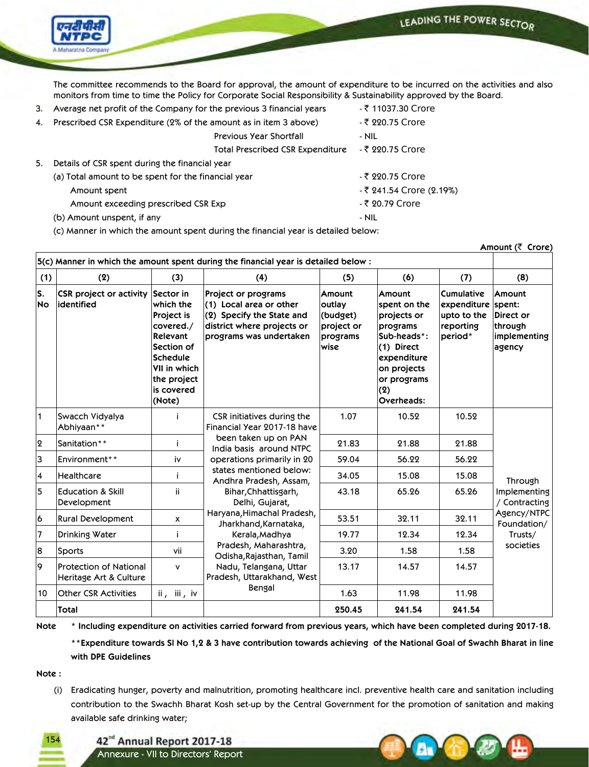The committee recommends to the Board for approval, the amount of expenditure to be incurred on the activities and also monitors from time to time the Policy for Corporate Social Responsibility & Sustainability approved by the Board.

3. Average net profit of the Company for the previous 3 financial years - ₹ 11037.30 Crore
4. Prescribed CSR Expenditure (2% of the amount as in item 3 above) - ₹ 220.75 Crore
   Previous Year Shortfall - NIL
   Total Prescribed CSR Expenditure - ₹ 220.75 Crore
5. Details of CSR spent during the financial year
   (a) Total amount to be spent for the financial year - ₹ 220.75 Crore
   Amount spent - ₹ 241.54 Crore (2.19%)
   Amount exceeding prescribed CSR Exp - ₹ 20.79 Crore
   (b) Amount unspent, if any - NIL
   (c) Manner in which the amount spent during the financial year is detailed below:

Amount (₹ Crore)

**5(c) Manner in which the amount spent during the financial year is detailed below :**

| (1) | (2) | (3) | (4) | (5) | (6) | (7) | (8) |
|---|---|---|---|---|---|---|---|
| **S. No** | **CSR project or activity identified** | **Sector in which the Project is covered./ Relevant Section of Schedule VII in which the project is covered (Note)** | **Project or programs (1) Local area or other (2) Specify the State and district where projects or programs was undertaken** | **Amount outlay (budget) project or programs wise** | **Amount spent on the projects or programs Sub-heads*: (1) Direct expenditure on projects or programs (2) Overheads:** | **Cumulative expenditure upto to the reporting period*** | **Amount spent: Direct or through implementing agency** |
| 1 | Swacch Vidyalya Abhiyaan** | i | CSR initiatives during the Financial Year 2017-18 have been taken up on PAN India basis around NTPC operations primarily in 20 states mentioned below: Andhra Pradesh, Assam, Bihar,Chhattisgarh, Delhi, Gujarat, Haryana,Himachal Pradesh, Jharkhand,Karnataka, Kerala,Madhya Pradesh, Maharashtra, Odisha,Rajasthan, Tamil Nadu, Telangana, Uttar Pradesh, Uttarakhand, West Bengal | 1.07 | 10.52 | 10.52 | Through Implementing / Contracting Agency/NTPC Foundation/ Trusts/ societies |
| 2 | Sanitation** | i | | 21.83 | 21.88 | 21.88 | |
| 3 | Environment** | iv | | 59.04 | 56.22 | 56.22 | |
| 4 | Healthcare | i | | 34.05 | 15.08 | 15.08 | |
| 5 | Education & Skill Development | ii | | 43.18 | 65.26 | 65.26 | |
| 6 | Rural Development | x | | 53.51 | 32.11 | 32.11 | |
| 7 | Drinking Water | i | | 19.77 | 12.34 | 12.34 | |
| 8 | Sports | vii | | 3.20 | 1.58 | 1.58 | |
| 9 | Protection of National Heritage Art & Culture | v | | 13.17 | 14.57 | 14.57 | |
| 10 | Other CSR Activities | ii , iii , iv | | 1.63 | 11.98 | 11.98 | |
| | **Total** | | | **250.45** | **241.54** | **241.54** | |

Note &nbsp; **\* Including expenditure on activities carried forward from previous years, which have been completed during 2017-18.**

**\*\*Expenditure towards Sl No 1,2 & 3 have contribution towards achieving of the National Goal of Swachh Bharat in line with DPE Guidelines**

**Note :**

(i) Eradicating hunger, poverty and malnutrition, promoting healthcare incl. preventive health care and sanitation including contribution to the Swachh Bharat Kosh set-up by the Central Government for the promotion of sanitation and making available safe drinking water;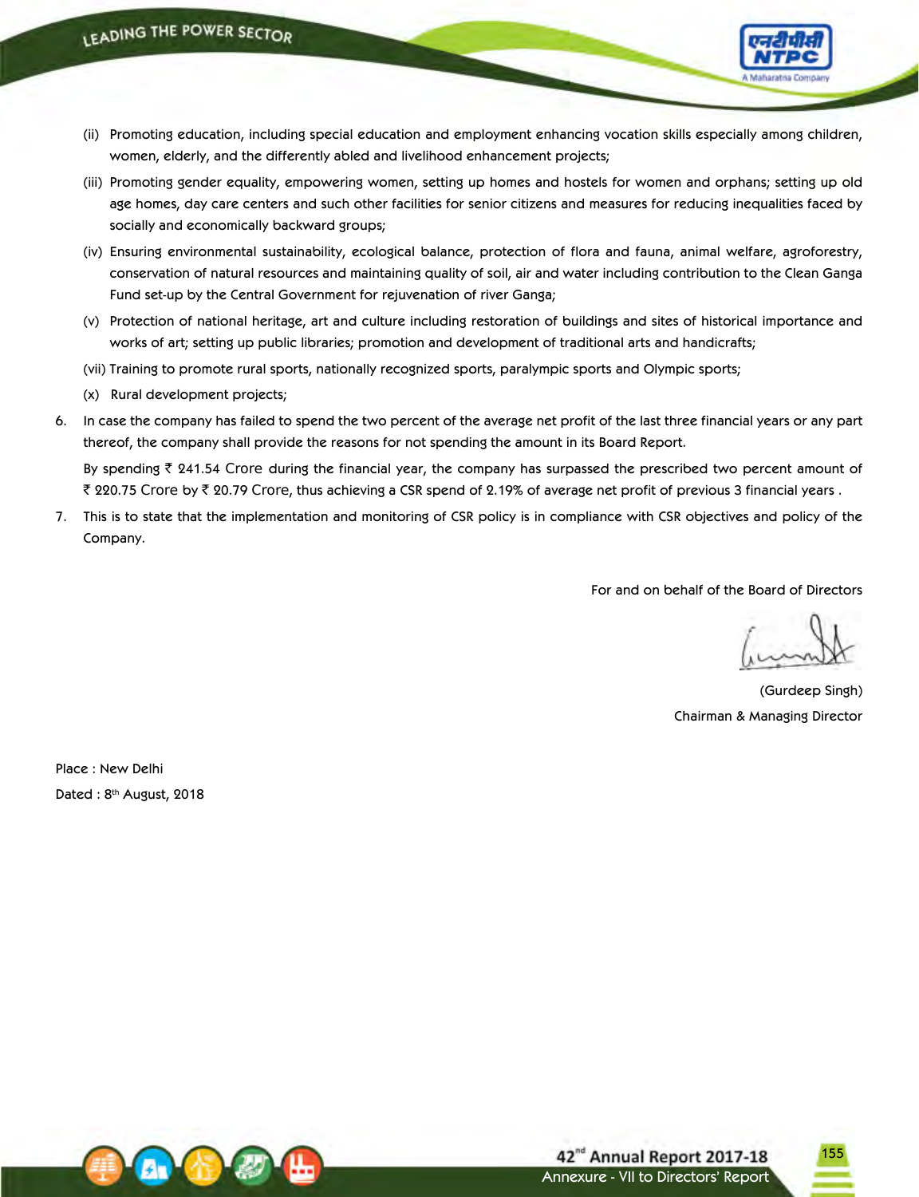(ii) Promoting education, including special education and employment enhancing vocation skills especially among children, women, elderly, and the differently abled and livelihood enhancement projects;

(iii) Promoting gender equality, empowering women, setting up homes and hostels for women and orphans; setting up old age homes, day care centers and such other facilities for senior citizens and measures for reducing inequalities faced by socially and economically backward groups;

(iv) Ensuring environmental sustainability, ecological balance, protection of flora and fauna, animal welfare, agroforestry, conservation of natural resources and maintaining quality of soil, air and water including contribution to the Clean Ganga Fund set-up by the Central Government for rejuvenation of river Ganga;

(v) Protection of national heritage, art and culture including restoration of buildings and sites of historical importance and works of art; setting up public libraries; promotion and development of traditional arts and handicrafts;

(vii) Training to promote rural sports, nationally recognized sports, paralympic sports and Olympic sports;

(x) Rural development projects;

6. In case the company has failed to spend the two percent of the average net profit of the last three financial years or any part thereof, the company shall provide the reasons for not spending the amount in its Board Report.

   By spending ₹ 241.54 Crore during the financial year, the company has surpassed the prescribed two percent amount of ₹ 220.75 Crore by ₹ 20.79 Crore, thus achieving a CSR spend of 2.19% of average net profit of previous 3 financial years .

7. This is to state that the implementation and monitoring of CSR policy is in compliance with CSR objectives and policy of the Company.

For and on behalf of the Board of Directors

(Gurdeep Singh)
Chairman & Managing Director

Place : New Delhi
Dated : 8th August, 2018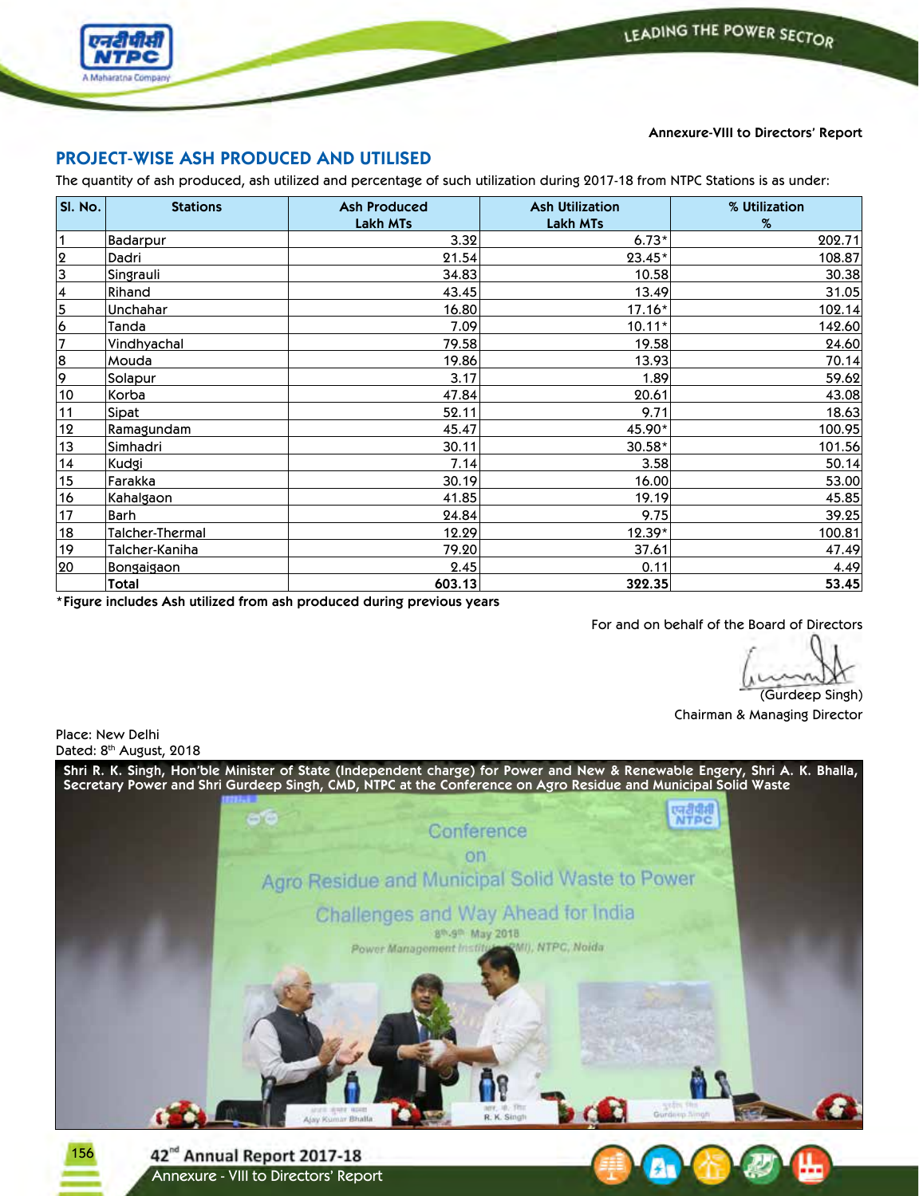Annexure-VIII to Directors' Report

## PROJECT-WISE ASH PRODUCED AND UTILISED

The quantity of ash produced, ash utilized and percentage of such utilization during 2017-18 from NTPC Stations is as under:

| Sl. No. | Stations | Ash Produced Lakh MTs | Ash Utilization Lakh MTs | % Utilization % |
|---|---|---|---|---|
| 1 | Badarpur | 3.32 | 6.73* | 202.71 |
| 2 | Dadri | 21.54 | 23.45* | 108.87 |
| 3 | Singrauli | 34.83 | 10.58 | 30.38 |
| 4 | Rihand | 43.45 | 13.49 | 31.05 |
| 5 | Unchahar | 16.80 | 17.16* | 102.14 |
| 6 | Tanda | 7.09 | 10.11* | 142.60 |
| 7 | Vindhyachal | 79.58 | 19.58 | 24.60 |
| 8 | Mouda | 19.86 | 13.93 | 70.14 |
| 9 | Solapur | 3.17 | 1.89 | 59.62 |
| 10 | Korba | 47.84 | 20.61 | 43.08 |
| 11 | Sipat | 52.11 | 9.71 | 18.63 |
| 12 | Ramagundam | 45.47 | 45.90* | 100.95 |
| 13 | Simhadri | 30.11 | 30.58* | 101.56 |
| 14 | Kudgi | 7.14 | 3.58 | 50.14 |
| 15 | Farakka | 30.19 | 16.00 | 53.00 |
| 16 | Kahalgaon | 41.85 | 19.19 | 45.85 |
| 17 | Barh | 24.84 | 9.75 | 39.25 |
| 18 | Talcher-Thermal | 12.29 | 12.39* | 100.81 |
| 19 | Talcher-Kaniha | 79.20 | 37.61 | 47.49 |
| 20 | Bongaigaon | 2.45 | 0.11 | 4.49 |
| | Total | 603.13 | 322.35 | 53.45 |

***Figure includes Ash utilized from ash produced during previous years**

For and on behalf of the Board of Directors

(Gurdeep Singh)
Chairman & Managing Director

Place: New Delhi
Dated: 8th August, 2018

Shri R. K. Singh, Hon'ble Minister of State (Independent charge) for Power and New & Renewable Engery, Shri A. K. Bhalla, Secretary Power and Shri Gurdeep Singh, CMD, NTPC at the Conference on Agro Residue and Municipal Solid Waste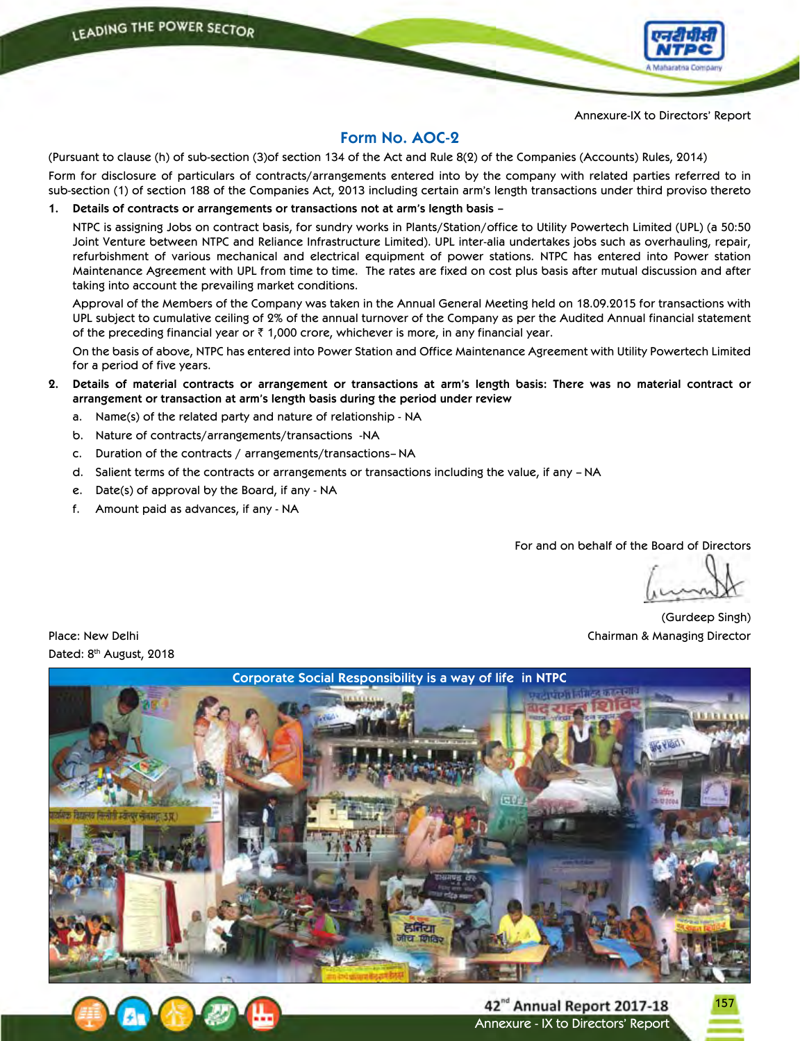Annexure-IX to Directors' Report

# Form No. AOC-2

(Pursuant to clause (h) of sub-section (3)of section 134 of the Act and Rule 8(2) of the Companies (Accounts) Rules, 2014)

Form for disclosure of particulars of contracts/arrangements entered into by the company with related parties referred to in sub-section (1) of section 188 of the Companies Act, 2013 including certain arm's length transactions under third proviso thereto

1. **Details of contracts or arrangements or transactions not at arm's length basis –**

   NTPC is assigning Jobs on contract basis, for sundry works in Plants/Station/office to Utility Powertech Limited (UPL) (a 50:50 Joint Venture between NTPC and Reliance Infrastructure Limited). UPL inter-alia undertakes jobs such as overhauling, repair, refurbishment of various mechanical and electrical equipment of power stations. NTPC has entered into Power station Maintenance Agreement with UPL from time to time. The rates are fixed on cost plus basis after mutual discussion and after taking into account the prevailing market conditions.

   Approval of the Members of the Company was taken in the Annual General Meeting held on 18.09.2015 for transactions with UPL subject to cumulative ceiling of 2% of the annual turnover of the Company as per the Audited Annual financial statement of the preceding financial year or ₹ 1,000 crore, whichever is more, in any financial year.

   On the basis of above, NTPC has entered into Power Station and Office Maintenance Agreement with Utility Powertech Limited for a period of five years.

2. **Details of material contracts or arrangement or transactions at arm's length basis: There was no material contract or arrangement or transaction at arm's length basis during the period under review**

   a. Name(s) of the related party and nature of relationship - NA
   b. Nature of contracts/arrangements/transactions -NA
   c. Duration of the contracts / arrangements/transactions– NA
   d. Salient terms of the contracts or arrangements or transactions including the value, if any – NA
   e. Date(s) of approval by the Board, if any - NA
   f. Amount paid as advances, if any - NA

For and on behalf of the Board of Directors

(Gurdeep Singh)
Chairman & Managing Director

Place: New Delhi
Dated: 8th August, 2018

Corporate Social Responsibility is a way of life in NTPC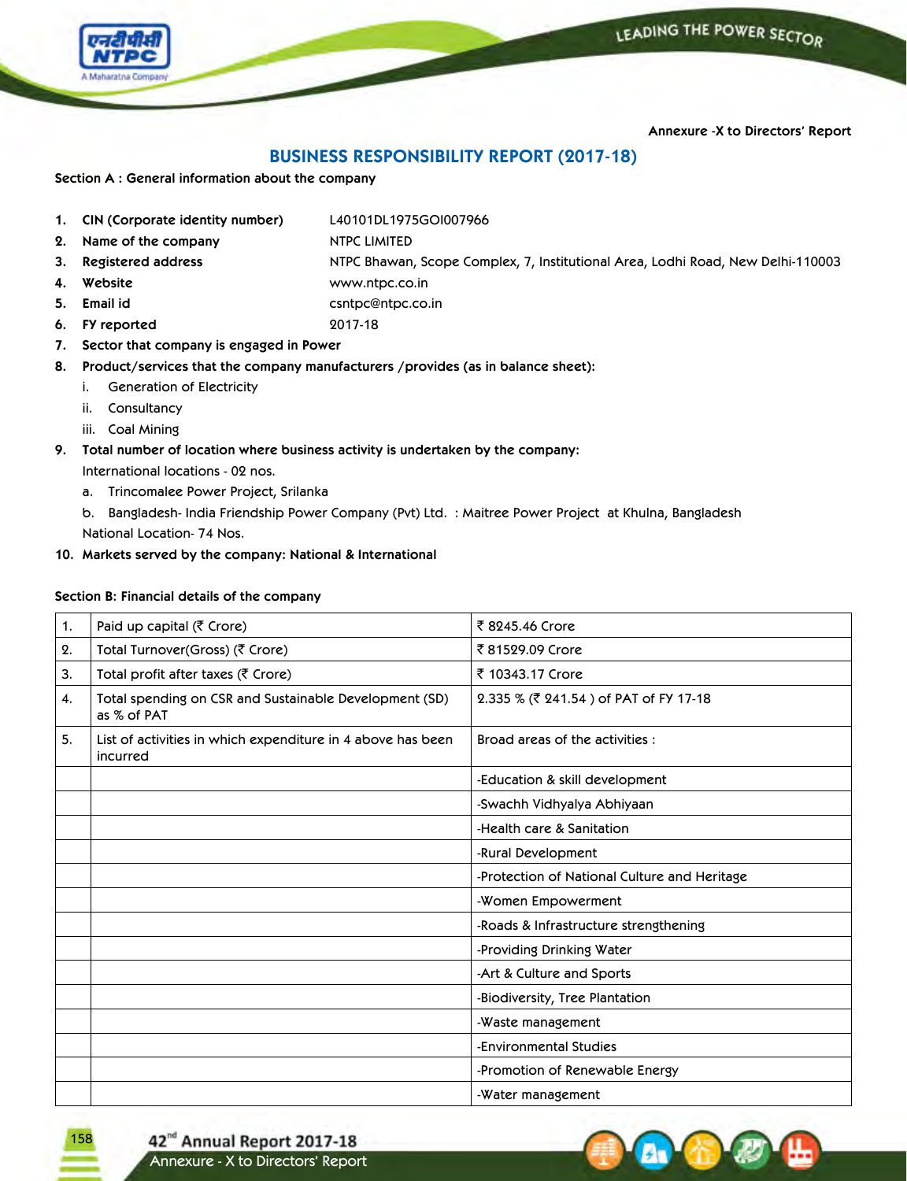Annexure -X to Directors' Report

# BUSINESS RESPONSIBILITY REPORT (2017-18)

**Section A : General information about the company**

1. **CIN (Corporate identity number)** L40101DL1975GOI007966
2. **Name of the company** NTPC LIMITED
3. **Registered address** NTPC Bhawan, Scope Complex, 7, Institutional Area, Lodhi Road, New Delhi-110003
4. **Website** www.ntpc.co.in
5. **Email id** csntpc@ntpc.co.in
6. **FY reported** 2017-18
7. **Sector that company is engaged in Power**
8. **Product/services that the company manufacturers /provides (as in balance sheet):**
   i. Generation of Electricity
   ii. Consultancy
   iii. Coal Mining
9. **Total number of location where business activity is undertaken by the company:**
   International locations - 02 nos.
   a. Trincomalee Power Project, Srilanka
   b. Bangladesh- India Friendship Power Company (Pvt) Ltd. : Maitree Power Project at Khulna, Bangladesh
   National Location- 74 Nos.
10. **Markets served by the company: National & International**

**Section B: Financial details of the company**

| | | |
|---|---|---|
| 1. | Paid up capital (₹ Crore) | ₹ 8245.46 Crore |
| 2. | Total Turnover(Gross) (₹ Crore) | ₹ 81529.09 Crore |
| 3. | Total profit after taxes (₹ Crore) | ₹ 10343.17 Crore |
| 4. | Total spending on CSR and Sustainable Development (SD) as % of PAT | 2.335 % (₹ 241.54 ) of PAT of FY 17-18 |
| 5. | List of activities in which expenditure in 4 above has been incurred | Broad areas of the activities : |
| | | -Education & skill development |
| | | -Swachh Vidhyalya Abhiyaan |
| | | -Health care & Sanitation |
| | | -Rural Development |
| | | -Protection of National Culture and Heritage |
| | | -Women Empowerment |
| | | -Roads & Infrastructure strengthening |
| | | -Providing Drinking Water |
| | | -Art & Culture and Sports |
| | | -Biodiversity, Tree Plantation |
| | | -Waste management |
| | | -Environmental Studies |
| | | -Promotion of Renewable Energy |
| | | -Water management |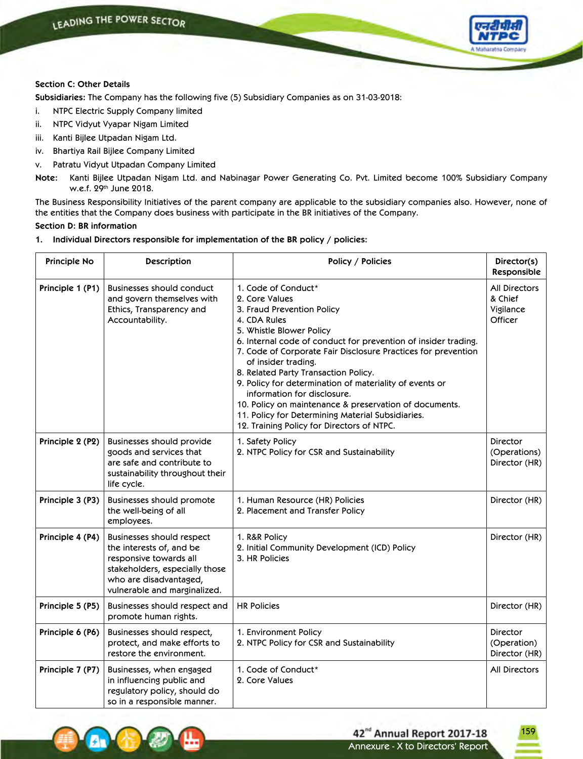**Section C: Other Details**

**Subsidiaries:** The Company has the following five (5) Subsidiary Companies as on 31-03-2018:

i. NTPC Electric Supply Company limited

ii. NTPC Vidyut Vyapar Nigam Limited

iii. Kanti Bijlee Utpadan Nigam Ltd.

iv. Bhartiya Rail Bijlee Company Limited

v. Patratu Vidyut Utpadan Company Limited

**Note:** Kanti Bijlee Utpadan Nigam Ltd. and Nabinagar Power Generating Co. Pvt. Limited become 100% Subsidiary Company w.e.f. 29th June 2018.

The Business Responsibility Initiatives of the parent company are applicable to the subsidiary companies also. However, none of the entities that the Company does business with participate in the BR initiatives of the Company.

**Section D: BR information**

**1. Individual Directors responsible for implementation of the BR policy / policies:**

| Principle No | Description | Policy / Policies | Director(s) Responsible |
|---|---|---|---|
| Principle 1 (P1) | Businesses should conduct and govern themselves with Ethics, Transparency and Accountability. | 1. Code of Conduct*<br>2. Core Values<br>3. Fraud Prevention Policy<br>4. CDA Rules<br>5. Whistle Blower Policy<br>6. Internal code of conduct for prevention of insider trading.<br>7. Code of Corporate Fair Disclosure Practices for prevention of insider trading.<br>8. Related Party Transaction Policy.<br>9. Policy for determination of materiality of events or information for disclosure.<br>10. Policy on maintenance & preservation of documents.<br>11. Policy for Determining Material Subsidiaries.<br>12. Training Policy for Directors of NTPC. | All Directors & Chief Vigilance Officer |
| Principle 2 (P2) | Businesses should provide goods and services that are safe and contribute to sustainability throughout their life cycle. | 1. Safety Policy<br>2. NTPC Policy for CSR and Sustainability | Director (Operations)<br>Director (HR) |
| Principle 3 (P3) | Businesses should promote the well-being of all employees. | 1. Human Resource (HR) Policies<br>2. Placement and Transfer Policy | Director (HR) |
| Principle 4 (P4) | Businesses should respect the interests of, and be responsive towards all stakeholders, especially those who are disadvantaged, vulnerable and marginalized. | 1. R&R Policy<br>2. Initial Community Development (ICD) Policy<br>3. HR Policies | Director (HR) |
| Principle 5 (P5) | Businesses should respect and promote human rights. | HR Policies | Director (HR) |
| Principle 6 (P6) | Businesses should respect, protect, and make efforts to restore the environment. | 1. Environment Policy<br>2. NTPC Policy for CSR and Sustainability | Director (Operation)<br>Director (HR) |
| Principle 7 (P7) | Businesses, when engaged in influencing public and regulatory policy, should do so in a responsible manner. | 1. Code of Conduct*<br>2. Core Values | All Directors |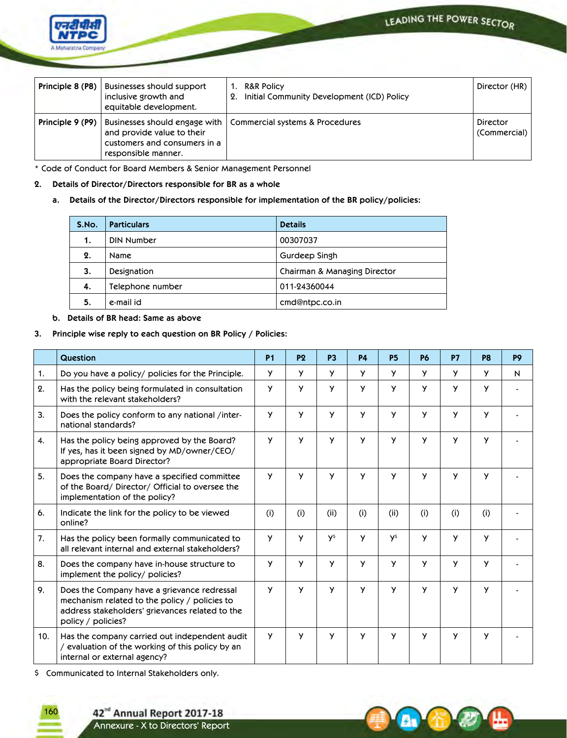| Principle 8 (P8) | Businesses should support inclusive growth and equitable development. | 1. R&R Policy<br>2. Initial Community Development (ICD) Policy | Director (HR) |
|---|---|---|---|
| Principle 9 (P9) | Businesses should engage with and provide value to their customers and consumers in a responsible manner. | Commercial systems & Procedures | Director (Commercial) |

* Code of Conduct for Board Members & Senior Management Personnel

**2. Details of Director/Directors responsible for BR as a whole**

**a. Details of the Director/Directors responsible for implementation of the BR policy/policies:**

| S.No. | Particulars | Details |
|---|---|---|
| 1. | DIN Number | 00307037 |
| 2. | Name | Gurdeep Singh |
| 3. | Designation | Chairman & Managing Director |
| 4. | Telephone number | 011-24360044 |
| 5. | e-mail id | cmd@ntpc.co.in |

**b. Details of BR head: Same as above**

**3. Principle wise reply to each question on BR Policy / Policies:**

| | Question | P1 | P2 | P3 | P4 | P5 | P6 | P7 | P8 | P9 |
|---|---|---|---|---|---|---|---|---|---|---|
| 1. | Do you have a policy/ policies for the Principle. | Y | Y | Y | Y | Y | Y | Y | Y | N |
| 2. | Has the policy being formulated in consultation with the relevant stakeholders? | Y | Y | Y | Y | Y | Y | Y | Y | - |
| 3. | Does the policy conform to any national /inter-national standards? | Y | Y | Y | Y | Y | Y | Y | Y | - |
| 4. | Has the policy being approved by the Board? If yes, has it been signed by MD/owner/CEO/ appropriate Board Director? | Y | Y | Y | Y | Y | Y | Y | Y | - |
| 5. | Does the company have a specified committee of the Board/ Director/ Official to oversee the implementation of the policy? | Y | Y | Y | Y | Y | Y | Y | Y | - |
| 6. | Indicate the link for the policy to be viewed online? | (i) | (i) | (ii) | (i) | (ii) | (i) | (i) | (i) | - |
| 7. | Has the policy been formally communicated to all relevant internal and external stakeholders? | Y | Y | Y$ | Y | Y$ | Y | Y | Y | - |
| 8. | Does the company have in-house structure to implement the policy/ policies? | Y | Y | Y | Y | Y | Y | Y | Y | - |
| 9. | Does the Company have a grievance redressal mechanism related to the policy / policies to address stakeholders' grievances related to the policy / policies? | Y | Y | Y | Y | Y | Y | Y | Y | - |
| 10. | Has the company carried out independent audit / evaluation of the working of this policy by an internal or external agency? | Y | Y | Y | Y | Y | Y | Y | Y | - |

$ Communicated to Internal Stakeholders only.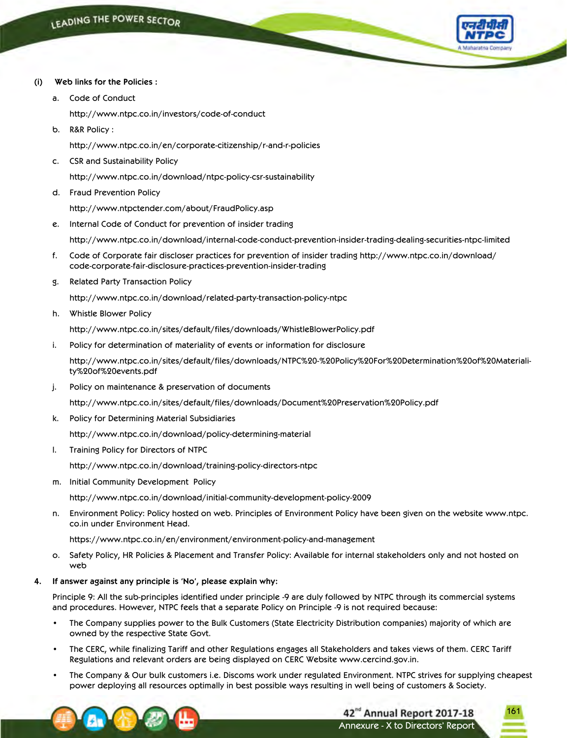(i) **Web links for the Policies :**

a. Code of Conduct

http://www.ntpc.co.in/investors/code-of-conduct

b. R&R Policy :

http://www.ntpc.co.in/en/corporate-citizenship/r-and-r-policies

c. CSR and Sustainability Policy

http://www.ntpc.co.in/download/ntpc-policy-csr-sustainability

d. Fraud Prevention Policy

http://www.ntpctender.com/about/FraudPolicy.asp

e. Internal Code of Conduct for prevention of insider trading

http://www.ntpc.co.in/download/internal-code-conduct-prevention-insider-trading-dealing-securities-ntpc-limited

f. Code of Corporate fair discloser practices for prevention of insider trading http://www.ntpc.co.in/download/code-corporate-fair-disclosure-practices-prevention-insider-trading

g. Related Party Transaction Policy

http://www.ntpc.co.in/download/related-party-transaction-policy-ntpc

h. Whistle Blower Policy

http://www.ntpc.co.in/sites/default/files/downloads/WhistleBlowerPolicy.pdf

i. Policy for determination of materiality of events or information for disclosure

http://www.ntpc.co.in/sites/default/files/downloads/NTPC%20-%20Policy%20For%20Determination%20of%20Materiality%20of%20events.pdf

j. Policy on maintenance & preservation of documents

http://www.ntpc.co.in/sites/default/files/downloads/Document%20Preservation%20Policy.pdf

k. Policy for Determining Material Subsidiaries

http://www.ntpc.co.in/download/policy-determining-material

l. Training Policy for Directors of NTPC

http://www.ntpc.co.in/download/training-policy-directors-ntpc

m. Initial Community Development Policy

http://www.ntpc.co.in/download/initial-community-development-policy-2009

n. Environment Policy: Policy hosted on web. Principles of Environment Policy have been given on the website www.ntpc.co.in under Environment Head.

https://www.ntpc.co.in/en/environment/environment-policy-and-management

o. Safety Policy, HR Policies & Placement and Transfer Policy: Available for internal stakeholders only and not hosted on web

**4. If answer against any principle is 'No', please explain why:**

Principle 9: All the sub-principles identified under principle -9 are duly followed by NTPC through its commercial systems and procedures. However, NTPC feels that a separate Policy on Principle -9 is not required because:

- The Company supplies power to the Bulk Customers (State Electricity Distribution companies) majority of which are owned by the respective State Govt.
- The CERC, while finalizing Tariff and other Regulations engages all Stakeholders and takes views of them. CERC Tariff Regulations and relevant orders are being displayed on CERC Website www.cercind.gov.in.
- The Company & Our bulk customers i.e. Discoms work under regulated Environment. NTPC strives for supplying cheapest power deploying all resources optimally in best possible ways resulting in well being of customers & Society.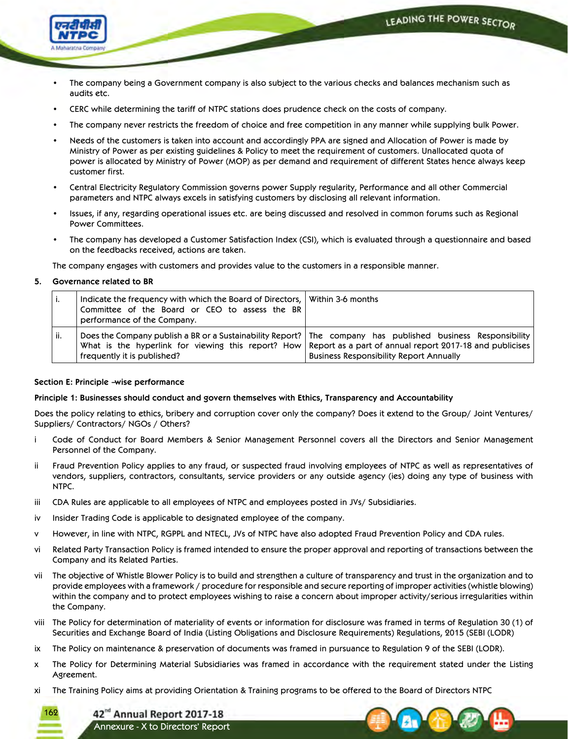- The company being a Government company is also subject to the various checks and balances mechanism such as audits etc.
- CERC while determining the tariff of NTPC stations does prudence check on the costs of company.
- The company never restricts the freedom of choice and free competition in any manner while supplying bulk Power.
- Needs of the customers is taken into account and accordingly PPA are signed and Allocation of Power is made by Ministry of Power as per existing guidelines & Policy to meet the requirement of customers. Unallocated quota of power is allocated by Ministry of Power (MOP) as per demand and requirement of different States hence always keep customer first.
- Central Electricity Regulatory Commission governs power Supply regularity, Performance and all other Commercial parameters and NTPC always excels in satisfying customers by disclosing all relevant information.
- Issues, if any, regarding operational issues etc. are being discussed and resolved in common forums such as Regional Power Committees.
- The company has developed a Customer Satisfaction Index (CSI), which is evaluated through a questionnaire and based on the feedbacks received, actions are taken.

The company engages with customers and provides value to the customers in a responsible manner.

**5. Governance related to BR**

| | | |
|---|---|---|
| i. | Indicate the frequency with which the Board of Directors, Committee of the Board or CEO to assess the BR performance of the Company. | Within 3-6 months |
| ii. | Does the Company publish a BR or a Sustainability Report? What is the hyperlink for viewing this report? How frequently it is published? | The company has published business Responsibility Report as a part of annual report 2017-18 and publicises Business Responsibility Report Annually |

**Section E: Principle -wise performance**

**Principle 1: Businesses should conduct and govern themselves with Ethics, Transparency and Accountability**

Does the policy relating to ethics, bribery and corruption cover only the company? Does it extend to the Group/ Joint Ventures/ Suppliers/ Contractors/ NGOs / Others?

i Code of Conduct for Board Members & Senior Management Personnel covers all the Directors and Senior Management Personnel of the Company.

ii Fraud Prevention Policy applies to any fraud, or suspected fraud involving employees of NTPC as well as representatives of vendors, suppliers, contractors, consultants, service providers or any outside agency (ies) doing any type of business with NTPC.

iii CDA Rules are applicable to all employees of NTPC and employees posted in JVs/ Subsidiaries.

iv Insider Trading Code is applicable to designated employee of the company.

v However, in line with NTPC, RGPPL and NTECL, JVs of NTPC have also adopted Fraud Prevention Policy and CDA rules.

vi Related Party Transaction Policy is framed intended to ensure the proper approval and reporting of transactions between the Company and its Related Parties.

vii The objective of Whistle Blower Policy is to build and strengthen a culture of transparency and trust in the organization and to provide employees with a framework / procedure for responsible and secure reporting of improper activities (whistle blowing) within the company and to protect employees wishing to raise a concern about improper activity/serious irregularities within the Company.

viii The Policy for determination of materiality of events or information for disclosure was framed in terms of Regulation 30 (1) of Securities and Exchange Board of India (Listing Obligations and Disclosure Requirements) Regulations, 2015 (SEBI (LODR)

ix The Policy on maintenance & preservation of documents was framed in pursuance to Regulation 9 of the SEBI (LODR).

x The Policy for Determining Material Subsidiaries was framed in accordance with the requirement stated under the Listing Agreement.

xi The Training Policy aims at providing Orientation & Training programs to be offered to the Board of Directors NTPC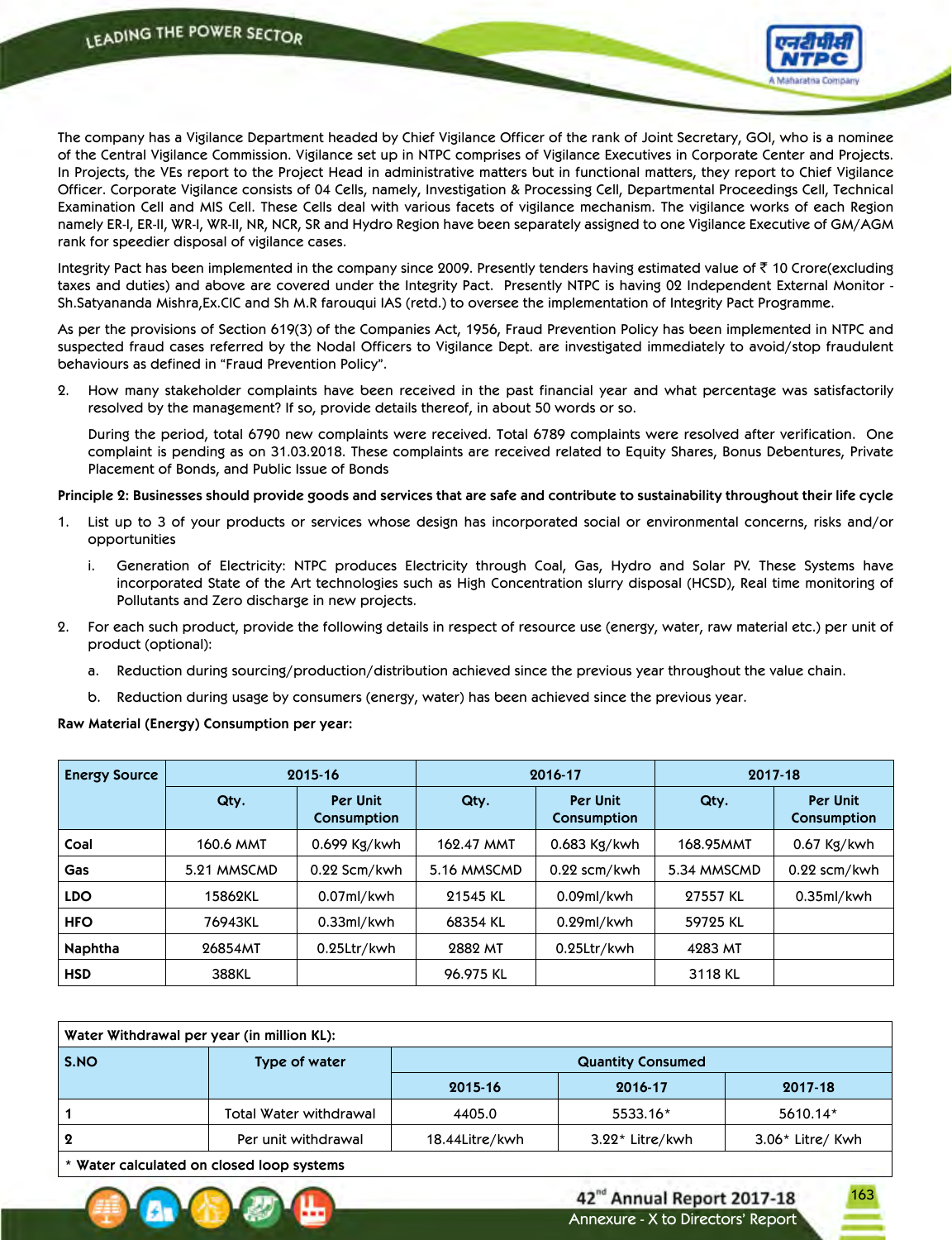The company has a Vigilance Department headed by Chief Vigilance Officer of the rank of Joint Secretary, GOI, who is a nominee of the Central Vigilance Commission. Vigilance set up in NTPC comprises of Vigilance Executives in Corporate Center and Projects. In Projects, the VEs report to the Project Head in administrative matters but in functional matters, they report to Chief Vigilance Officer. Corporate Vigilance consists of 04 Cells, namely, Investigation & Processing Cell, Departmental Proceedings Cell, Technical Examination Cell and MIS Cell. These Cells deal with various facets of vigilance mechanism. The vigilance works of each Region namely ER-I, ER-II, WR-I, WR-II, NR, NCR, SR and Hydro Region have been separately assigned to one Vigilance Executive of GM/AGM rank for speedier disposal of vigilance cases.

Integrity Pact has been implemented in the company since 2009. Presently tenders having estimated value of ₹ 10 Crore(excluding taxes and duties) and above are covered under the Integrity Pact. Presently NTPC is having 02 Independent External Monitor - Sh.Satyananda Mishra,Ex.CIC and Sh M.R farouqui IAS (retd.) to oversee the implementation of Integrity Pact Programme.

As per the provisions of Section 619(3) of the Companies Act, 1956, Fraud Prevention Policy has been implemented in NTPC and suspected fraud cases referred by the Nodal Officers to Vigilance Dept. are investigated immediately to avoid/stop fraudulent behaviours as defined in "Fraud Prevention Policy".

2. How many stakeholder complaints have been received in the past financial year and what percentage was satisfactorily resolved by the management? If so, provide details thereof, in about 50 words or so.

   During the period, total 6790 new complaints were received. Total 6789 complaints were resolved after verification. One complaint is pending as on 31.03.2018. These complaints are received related to Equity Shares, Bonus Debentures, Private Placement of Bonds, and Public Issue of Bonds

**Principle 2: Businesses should provide goods and services that are safe and contribute to sustainability throughout their life cycle**

1. List up to 3 of your products or services whose design has incorporated social or environmental concerns, risks and/or opportunities

   i. Generation of Electricity: NTPC produces Electricity through Coal, Gas, Hydro and Solar PV. These Systems have incorporated State of the Art technologies such as High Concentration slurry disposal (HCSD), Real time monitoring of Pollutants and Zero discharge in new projects.

2. For each such product, provide the following details in respect of resource use (energy, water, raw material etc.) per unit of product (optional):

   a. Reduction during sourcing/production/distribution achieved since the previous year throughout the value chain.

   b. Reduction during usage by consumers (energy, water) has been achieved since the previous year.

**Raw Material (Energy) Consumption per year:**

| Energy Source | 2015-16 | | 2016-17 | | 2017-18 | |
|---|---|---|---|---|---|---|
| | Qty. | Per Unit Consumption | Qty. | Per Unit Consumption | Qty. | Per Unit Consumption |
| Coal | 160.6 MMT | 0.699 Kg/kwh | 162.47 MMT | 0.683 Kg/kwh | 168.95MMT | 0.67 Kg/kwh |
| Gas | 5.21 MMSCMD | 0.22 Scm/kwh | 5.16 MMSCMD | 0.22 scm/kwh | 5.34 MMSCMD | 0.22 scm/kwh |
| LDO | 15862KL | 0.07ml/kwh | 21545 KL | 0.09ml/kwh | 27557 KL | 0.35ml/kwh |
| HFO | 76943KL | 0.33ml/kwh | 68354 KL | 0.29ml/kwh | 59725 KL | |
| Naphtha | 26854MT | 0.25Ltr/kwh | 2882 MT | 0.25Ltr/kwh | 4283 MT | |
| HSD | 388KL | | 96.975 KL | | 3118 KL | |

| Water Withdrawal per year (in million KL): | | | | |
|---|---|---|---|---|
| S.NO | Type of water | Quantity Consumed | | |
| | | 2015-16 | 2016-17 | 2017-18 |
| 1 | Total Water withdrawal | 4405.0 | 5533.16* | 5610.14* |
| 2 | Per unit withdrawal | 18.44Litre/kwh | 3.22* Litre/kwh | 3.06* Litre/ Kwh |

* Water calculated on closed loop systems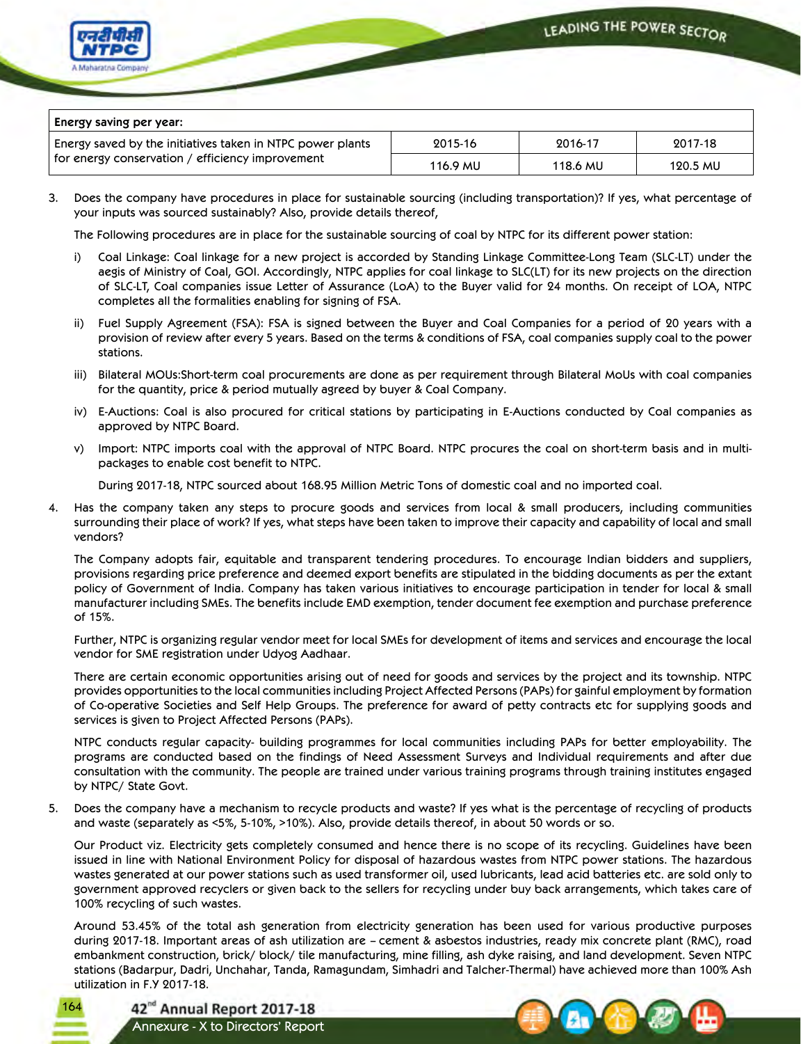| Energy saving per year: | | | |
|---|---|---|---|
| Energy saved by the initiatives taken in NTPC power plants for energy conservation / efficiency improvement | 2015-16 | 2016-17 | 2017-18 |
| | 116.9 MU | 118.6 MU | 120.5 MU |

3. Does the company have procedures in place for sustainable sourcing (including transportation)? If yes, what percentage of your inputs was sourced sustainably? Also, provide details thereof,

   The Following procedures are in place for the sustainable sourcing of coal by NTPC for its different power station:

   i) Coal Linkage: Coal linkage for a new project is accorded by Standing Linkage Committee-Long Team (SLC-LT) under the aegis of Ministry of Coal, GOI. Accordingly, NTPC applies for coal linkage to SLC(LT) for its new projects on the direction of SLC-LT, Coal companies issue Letter of Assurance (LoA) to the Buyer valid for 24 months. On receipt of LOA, NTPC completes all the formalities enabling for signing of FSA.

   ii) Fuel Supply Agreement (FSA): FSA is signed between the Buyer and Coal Companies for a period of 20 years with a provision of review after every 5 years. Based on the terms & conditions of FSA, coal companies supply coal to the power stations.

   iii) Bilateral MOUs:Short-term coal procurements are done as per requirement through Bilateral MoUs with coal companies for the quantity, price & period mutually agreed by buyer & Coal Company.

   iv) E-Auctions: Coal is also procured for critical stations by participating in E-Auctions conducted by Coal companies as approved by NTPC Board.

   v) Import: NTPC imports coal with the approval of NTPC Board. NTPC procures the coal on short-term basis and in multi-packages to enable cost benefit to NTPC.

   During 2017-18, NTPC sourced about 168.95 Million Metric Tons of domestic coal and no imported coal.

4. Has the company taken any steps to procure goods and services from local & small producers, including communities surrounding their place of work? If yes, what steps have been taken to improve their capacity and capability of local and small vendors?

   The Company adopts fair, equitable and transparent tendering procedures. To encourage Indian bidders and suppliers, provisions regarding price preference and deemed export benefits are stipulated in the bidding documents as per the extant policy of Government of India. Company has taken various initiatives to encourage participation in tender for local & small manufacturer including SMEs. The benefits include EMD exemption, tender document fee exemption and purchase preference of 15%.

   Further, NTPC is organizing regular vendor meet for local SMEs for development of items and services and encourage the local vendor for SME registration under Udyog Aadhaar.

   There are certain economic opportunities arising out of need for goods and services by the project and its township. NTPC provides opportunities to the local communities including Project Affected Persons (PAPs) for gainful employment by formation of Co-operative Societies and Self Help Groups. The preference for award of petty contracts etc for supplying goods and services is given to Project Affected Persons (PAPs).

   NTPC conducts regular capacity- building programmes for local communities including PAPs for better employability. The programs are conducted based on the findings of Need Assessment Surveys and Individual requirements and after due consultation with the community. The people are trained under various training programs through training institutes engaged by NTPC/ State Govt.

5. Does the company have a mechanism to recycle products and waste? If yes what is the percentage of recycling of products and waste (separately as <5%, 5-10%, >10%). Also, provide details thereof, in about 50 words or so.

   Our Product viz. Electricity gets completely consumed and hence there is no scope of its recycling. Guidelines have been issued in line with National Environment Policy for disposal of hazardous wastes from NTPC power stations. The hazardous wastes generated at our power stations such as used transformer oil, used lubricants, lead acid batteries etc. are sold only to government approved recyclers or given back to the sellers for recycling under buy back arrangements, which takes care of 100% recycling of such wastes.

   Around 53.45% of the total ash generation from electricity generation has been used for various productive purposes during 2017-18. Important areas of ash utilization are – cement & asbestos industries, ready mix concrete plant (RMC), road embankment construction, brick/ block/ tile manufacturing, mine filling, ash dyke raising, and land development. Seven NTPC stations (Badarpur, Dadri, Unchahar, Tanda, Ramagundam, Simhadri and Talcher-Thermal) have achieved more than 100% Ash utilization in F.Y 2017-18.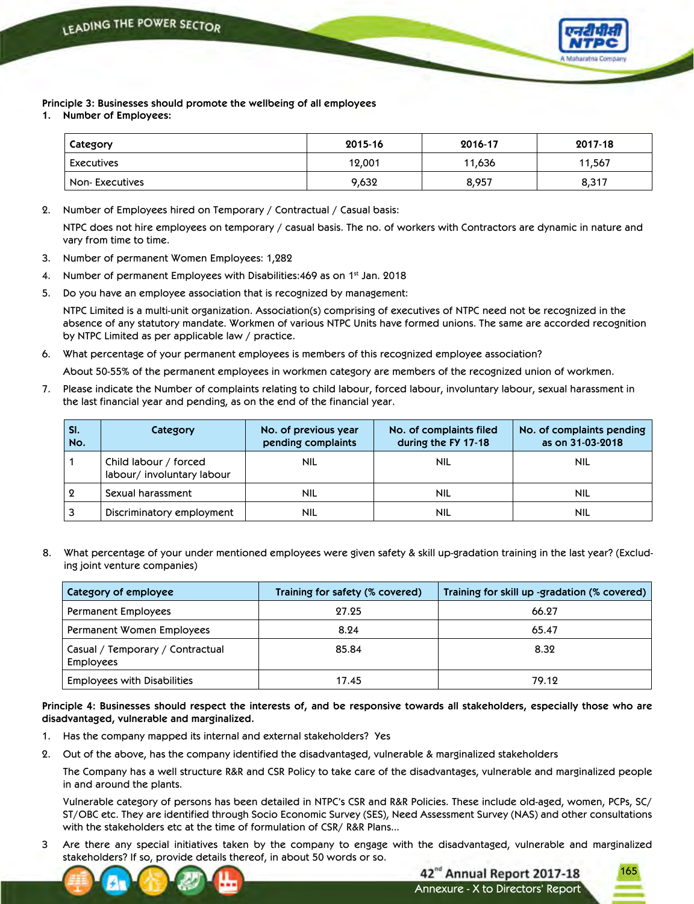**Principle 3: Businesses should promote the wellbeing of all employees**

1. Number of Employees:

| Category | 2015-16 | 2016-17 | 2017-18 |
|---|---|---|---|
| Executives | 12,001 | 11,636 | 11,567 |
| Non- Executives | 9,632 | 8,957 | 8,317 |

2. Number of Employees hired on Temporary / Contractual / Casual basis:

   NTPC does not hire employees on temporary / casual basis. The no. of workers with Contractors are dynamic in nature and vary from time to time.

3. Number of permanent Women Employees: 1,282

4. Number of permanent Employees with Disabilities:469 as on 1st Jan. 2018

5. Do you have an employee association that is recognized by management:

   NTPC Limited is a multi-unit organization. Association(s) comprising of executives of NTPC need not be recognized in the absence of any statutory mandate. Workmen of various NTPC Units have formed unions. The same are accorded recognition by NTPC Limited as per applicable law / practice.

6. What percentage of your permanent employees is members of this recognized employee association?

   About 50-55% of the permanent employees in workmen category are members of the recognized union of workmen.

7. Please indicate the Number of complaints relating to child labour, forced labour, involuntary labour, sexual harassment in the last financial year and pending, as on the end of the financial year.

| Sl. No. | Category | No. of previous year pending complaints | No. of complaints filed during the FY 17-18 | No. of complaints pending as on 31-03-2018 |
|---|---|---|---|---|
| 1 | Child labour / forced labour/ involuntary labour | NIL | NIL | NIL |
| 2 | Sexual harassment | NIL | NIL | NIL |
| 3 | Discriminatory employment | NIL | NIL | NIL |

8. What percentage of your under mentioned employees were given safety & skill up-gradation training in the last year? (Excluding joint venture companies)

| Category of employee | Training for safety (% covered) | Training for skill up -gradation (% covered) |
|---|---|---|
| Permanent Employees | 27.25 | 66.27 |
| Permanent Women Employees | 8.24 | 65.47 |
| Casual / Temporary / Contractual Employees | 85.84 | 8.32 |
| Employees with Disabilities | 17.45 | 79.12 |

**Principle 4: Businesses should respect the interests of, and be responsive towards all stakeholders, especially those who are disadvantaged, vulnerable and marginalized.**

1. Has the company mapped its internal and external stakeholders? Yes

2. Out of the above, has the company identified the disadvantaged, vulnerable & marginalized stakeholders

   The Company has a well structure R&R and CSR Policy to take care of the disadvantages, vulnerable and marginalized people in and around the plants.

   Vulnerable category of persons has been detailed in NTPC's CSR and R&R Policies. These include old-aged, women, PCPs, SC/ST/OBC etc. They are identified through Socio Economic Survey (SES), Need Assessment Survey (NAS) and other consultations with the stakeholders etc at the time of formulation of CSR/ R&R Plans...

3 Are there any special initiatives taken by the company to engage with the disadvantaged, vulnerable and marginalized stakeholders? If so, provide details thereof, in about 50 words or so.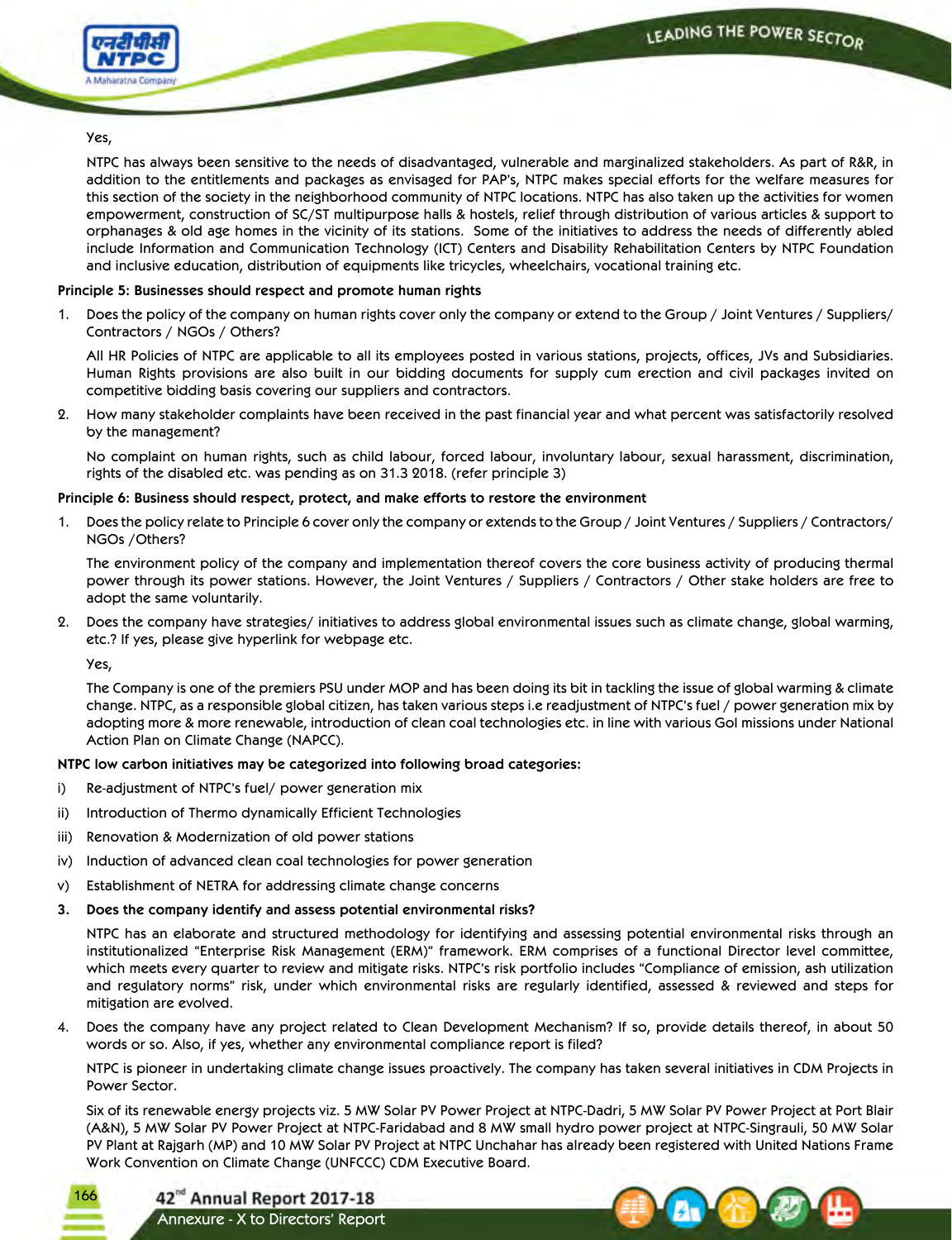Yes,

NTPC has always been sensitive to the needs of disadvantaged, vulnerable and marginalized stakeholders. As part of R&R, in addition to the entitlements and packages as envisaged for PAP's, NTPC makes special efforts for the welfare measures for this section of the society in the neighborhood community of NTPC locations. NTPC has also taken up the activities for women empowerment, construction of SC/ST multipurpose halls & hostels, relief through distribution of various articles & support to orphanages & old age homes in the vicinity of its stations. Some of the initiatives to address the needs of differently abled include Information and Communication Technology (ICT) Centers and Disability Rehabilitation Centers by NTPC Foundation and inclusive education, distribution of equipments like tricycles, wheelchairs, vocational training etc.

**Principle 5: Businesses should respect and promote human rights**

1. Does the policy of the company on human rights cover only the company or extend to the Group / Joint Ventures / Suppliers/ Contractors / NGOs / Others?

   All HR Policies of NTPC are applicable to all its employees posted in various stations, projects, offices, JVs and Subsidiaries. Human Rights provisions are also built in our bidding documents for supply cum erection and civil packages invited on competitive bidding basis covering our suppliers and contractors.

2. How many stakeholder complaints have been received in the past financial year and what percent was satisfactorily resolved by the management?

   No complaint on human rights, such as child labour, forced labour, involuntary labour, sexual harassment, discrimination, rights of the disabled etc. was pending as on 31.3 2018. (refer principle 3)

**Principle 6: Business should respect, protect, and make efforts to restore the environment**

1. Does the policy relate to Principle 6 cover only the company or extends to the Group / Joint Ventures / Suppliers / Contractors/ NGOs /Others?

   The environment policy of the company and implementation thereof covers the core business activity of producing thermal power through its power stations. However, the Joint Ventures / Suppliers / Contractors / Other stake holders are free to adopt the same voluntarily.

2. Does the company have strategies/ initiatives to address global environmental issues such as climate change, global warming, etc.? If yes, please give hyperlink for webpage etc.

   Yes,

   The Company is one of the premiers PSU under MOP and has been doing its bit in tackling the issue of global warming & climate change. NTPC, as a responsible global citizen, has taken various steps i.e readjustment of NTPC's fuel / power generation mix by adopting more & more renewable, introduction of clean coal technologies etc. in line with various GoI missions under National Action Plan on Climate Change (NAPCC).

**NTPC low carbon initiatives may be categorized into following broad categories:**

i) Re-adjustment of NTPC's fuel/ power generation mix

ii) Introduction of Thermo dynamically Efficient Technologies

iii) Renovation & Modernization of old power stations

iv) Induction of advanced clean coal technologies for power generation

v) Establishment of NETRA for addressing climate change concerns

3. **Does the company identify and assess potential environmental risks?**

   NTPC has an elaborate and structured methodology for identifying and assessing potential environmental risks through an institutionalized "Enterprise Risk Management (ERM)" framework. ERM comprises of a functional Director level committee, which meets every quarter to review and mitigate risks. NTPC's risk portfolio includes "Compliance of emission, ash utilization and regulatory norms" risk, under which environmental risks are regularly identified, assessed & reviewed and steps for mitigation are evolved.

4. Does the company have any project related to Clean Development Mechanism? If so, provide details thereof, in about 50 words or so. Also, if yes, whether any environmental compliance report is filed?

   NTPC is pioneer in undertaking climate change issues proactively. The company has taken several initiatives in CDM Projects in Power Sector.

   Six of its renewable energy projects viz. 5 MW Solar PV Power Project at NTPC-Dadri, 5 MW Solar PV Power Project at Port Blair (A&N), 5 MW Solar PV Power Project at NTPC-Faridabad and 8 MW small hydro power project at NTPC-Singrauli, 50 MW Solar PV Plant at Rajgarh (MP) and 10 MW Solar PV Project at NTPC Unchahar has already been registered with United Nations Frame Work Convention on Climate Change (UNFCCC) CDM Executive Board.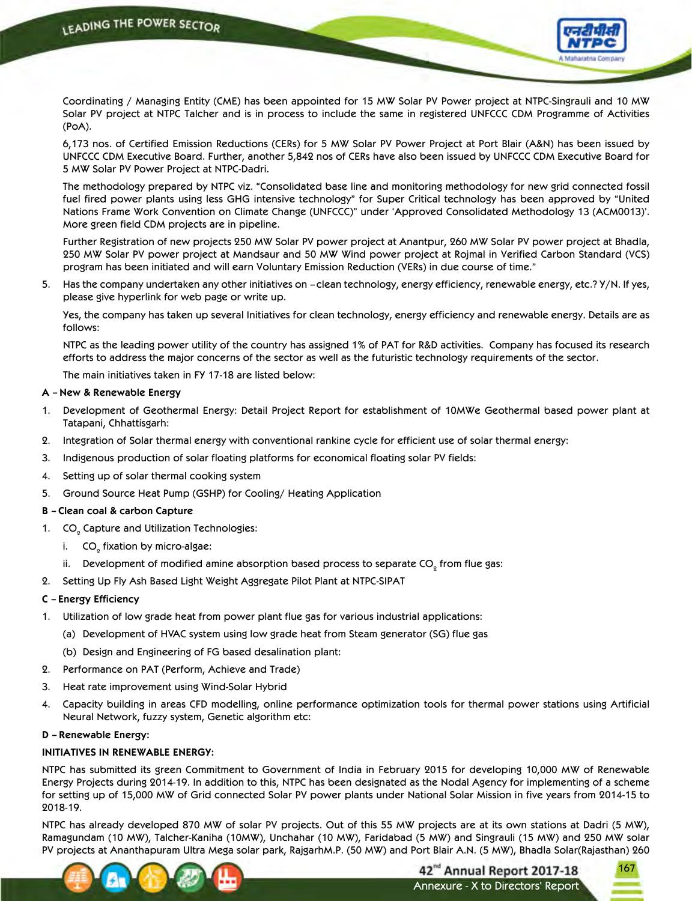Coordinating / Managing Entity (CME) has been appointed for 15 MW Solar PV Power project at NTPC-Singrauli and 10 MW Solar PV project at NTPC Talcher and is in process to include the same in registered UNFCCC CDM Programme of Activities (PoA).

6,173 nos. of Certified Emission Reductions (CERs) for 5 MW Solar PV Power Project at Port Blair (A&N) has been issued by UNFCCC CDM Executive Board. Further, another 5,842 nos of CERs have also been issued by UNFCCC CDM Executive Board for 5 MW Solar PV Power Project at NTPC-Dadri.

The methodology prepared by NTPC viz. "Consolidated base line and monitoring methodology for new grid connected fossil fuel fired power plants using less GHG intensive technology" for Super Critical technology has been approved by "United Nations Frame Work Convention on Climate Change (UNFCCC)" under 'Approved Consolidated Methodology 13 (ACM0013)'. More green field CDM projects are in pipeline.

Further Registration of new projects 250 MW Solar PV power project at Anantpur, 260 MW Solar PV power project at Bhadla, 250 MW Solar PV power project at Mandsaur and 50 MW Wind power project at Rojmal in Verified Carbon Standard (VCS) program has been initiated and will earn Voluntary Emission Reduction (VERs) in due course of time."

5. Has the company undertaken any other initiatives on –clean technology, energy efficiency, renewable energy, etc.? Y/N. If yes, please give hyperlink for web page or write up.

   Yes, the company has taken up several Initiatives for clean technology, energy efficiency and renewable energy. Details are as follows:

   NTPC as the leading power utility of the country has assigned 1% of PAT for R&D activities. Company has focused its research efforts to address the major concerns of the sector as well as the futuristic technology requirements of the sector.

   The main initiatives taken in FY 17-18 are listed below:

**A – New & Renewable Energy**

1. Development of Geothermal Energy: Detail Project Report for establishment of 10MWe Geothermal based power plant at Tatapani, Chhattisgarh:
2. Integration of Solar thermal energy with conventional rankine cycle for efficient use of solar thermal energy:
3. Indigenous production of solar floating platforms for economical floating solar PV fields:
4. Setting up of solar thermal cooking system
5. Ground Source Heat Pump (GSHP) for Cooling/ Heating Application

**B – Clean coal & carbon Capture**

1. $CO_2$ Capture and Utilization Technologies:
   i. $CO_2$ fixation by micro-algae:
   ii. Development of modified amine absorption based process to separate $CO_2$ from flue gas:
2. Setting Up Fly Ash Based Light Weight Aggregate Pilot Plant at NTPC-SIPAT

**C – Energy Efficiency**

1. Utilization of low grade heat from power plant flue gas for various industrial applications:
   (a) Development of HVAC system using low grade heat from Steam generator (SG) flue gas
   (b) Design and Engineering of FG based desalination plant:
2. Performance on PAT (Perform, Achieve and Trade)
3. Heat rate improvement using Wind-Solar Hybrid
4. Capacity building in areas CFD modelling, online performance optimization tools for thermal power stations using Artificial Neural Network, fuzzy system, Genetic algorithm etc:

**D – Renewable Energy:**

**INITIATIVES IN RENEWABLE ENERGY:**

NTPC has submitted its green Commitment to Government of India in February 2015 for developing 10,000 MW of Renewable Energy Projects during 2014-19. In addition to this, NTPC has been designated as the Nodal Agency for implementing of a scheme for setting up of 15,000 MW of Grid connected Solar PV power plants under National Solar Mission in five years from 2014-15 to 2018-19.

NTPC has already developed 870 MW of solar PV projects. Out of this 55 MW projects are at its own stations at Dadri (5 MW), Ramagundam (10 MW), Talcher-Kaniha (10MW), Unchahar (10 MW), Faridabad (5 MW) and Singrauli (15 MW) and 250 MW solar PV projects at Ananthapuram Ultra Mega solar park, RajgarhM.P. (50 MW) and Port Blair A.N. (5 MW), Bhadla Solar(Rajasthan) 260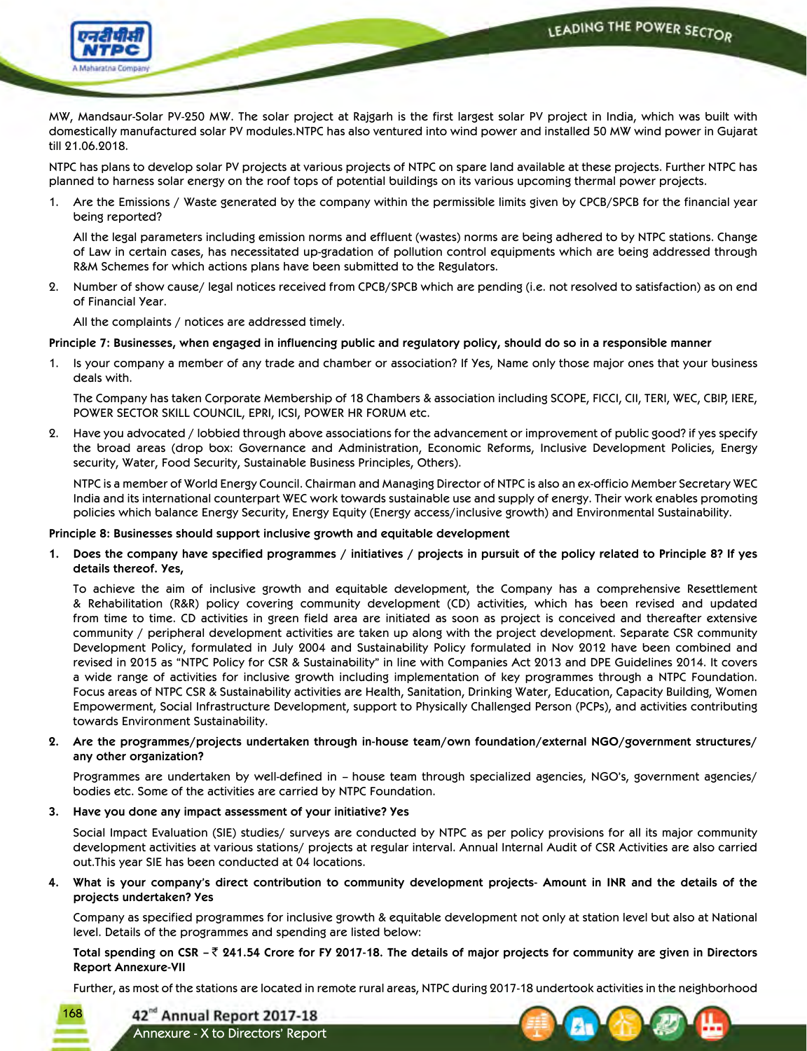MW, Mandsaur-Solar PV-250 MW. The solar project at Rajgarh is the first largest solar PV project in India, which was built with domestically manufactured solar PV modules.NTPC has also ventured into wind power and installed 50 MW wind power in Gujarat till 21.06.2018.

NTPC has plans to develop solar PV projects at various projects of NTPC on spare land available at these projects. Further NTPC has planned to harness solar energy on the roof tops of potential buildings on its various upcoming thermal power projects.

1. Are the Emissions / Waste generated by the company within the permissible limits given by CPCB/SPCB for the financial year being reported?

   All the legal parameters including emission norms and effluent (wastes) norms are being adhered to by NTPC stations. Change of Law in certain cases, has necessitated up-gradation of pollution control equipments which are being addressed through R&M Schemes for which actions plans have been submitted to the Regulators.

2. Number of show cause/ legal notices received from CPCB/SPCB which are pending (i.e. not resolved to satisfaction) as on end of Financial Year.

   All the complaints / notices are addressed timely.

**Principle 7: Businesses, when engaged in influencing public and regulatory policy, should do so in a responsible manner**

1. Is your company a member of any trade and chamber or association? If Yes, Name only those major ones that your business deals with.

   The Company has taken Corporate Membership of 18 Chambers & association including SCOPE, FICCI, CII, TERI, WEC, CBIP, IERE, POWER SECTOR SKILL COUNCIL, EPRI, ICSI, POWER HR FORUM etc.

2. Have you advocated / lobbied through above associations for the advancement or improvement of public good? if yes specify the broad areas (drop box: Governance and Administration, Economic Reforms, Inclusive Development Policies, Energy security, Water, Food Security, Sustainable Business Principles, Others).

   NTPC is a member of World Energy Council. Chairman and Managing Director of NTPC is also an ex-officio Member Secretary WEC India and its international counterpart WEC work towards sustainable use and supply of energy. Their work enables promoting policies which balance Energy Security, Energy Equity (Energy access/inclusive growth) and Environmental Sustainability.

**Principle 8: Businesses should support inclusive growth and equitable development**

1. **Does the company have specified programmes / initiatives / projects in pursuit of the policy related to Principle 8? If yes details thereof. Yes,**

   To achieve the aim of inclusive growth and equitable development, the Company has a comprehensive Resettlement & Rehabilitation (R&R) policy covering community development (CD) activities, which has been revised and updated from time to time. CD activities in green field area are initiated as soon as project is conceived and thereafter extensive community / peripheral development activities are taken up along with the project development. Separate CSR community Development Policy, formulated in July 2004 and Sustainability Policy formulated in Nov 2012 have been combined and revised in 2015 as "NTPC Policy for CSR & Sustainability" in line with Companies Act 2013 and DPE Guidelines 2014. It covers a wide range of activities for inclusive growth including implementation of key programmes through a NTPC Foundation. Focus areas of NTPC CSR & Sustainability activities are Health, Sanitation, Drinking Water, Education, Capacity Building, Women Empowerment, Social Infrastructure Development, support to Physically Challenged Person (PCPs), and activities contributing towards Environment Sustainability.

2. **Are the programmes/projects undertaken through in-house team/own foundation/external NGO/government structures/ any other organization?**

   Programmes are undertaken by well-defined in – house team through specialized agencies, NGO's, government agencies/ bodies etc. Some of the activities are carried by NTPC Foundation.

3. **Have you done any impact assessment of your initiative? Yes**

   Social Impact Evaluation (SIE) studies/ surveys are conducted by NTPC as per policy provisions for all its major community development activities at various stations/ projects at regular interval. Annual Internal Audit of CSR Activities are also carried out.This year SIE has been conducted at 04 locations.

4. **What is your company's direct contribution to community development projects- Amount in INR and the details of the projects undertaken? Yes**

   Company as specified programmes for inclusive growth & equitable development not only at station level but also at National level. Details of the programmes and spending are listed below:

   **Total spending on CSR – ₹ 241.54 Crore for FY 2017-18. The details of major projects for community are given in Directors Report Annexure-VII**

   Further, as most of the stations are located in remote rural areas, NTPC during 2017-18 undertook activities in the neighborhood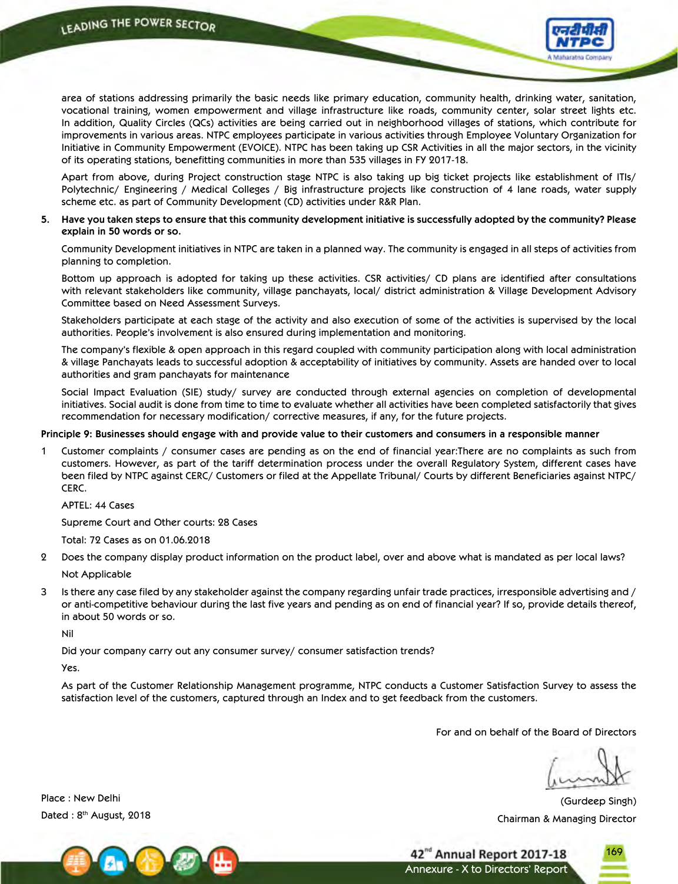area of stations addressing primarily the basic needs like primary education, community health, drinking water, sanitation, vocational training, women empowerment and village infrastructure like roads, community center, solar street lights etc. In addition, Quality Circles (QCs) activities are being carried out in neighborhood villages of stations, which contribute for improvements in various areas. NTPC employees participate in various activities through Employee Voluntary Organization for Initiative in Community Empowerment (EVOICE). NTPC has been taking up CSR Activities in all the major sectors, in the vicinity of its operating stations, benefitting communities in more than 535 villages in FY 2017-18.

Apart from above, during Project construction stage NTPC is also taking up big ticket projects like establishment of ITIs/ Polytechnic/ Engineering / Medical Colleges / Big infrastructure projects like construction of 4 lane roads, water supply scheme etc. as part of Community Development (CD) activities under R&R Plan.

**5. Have you taken steps to ensure that this community development initiative is successfully adopted by the community? Please explain in 50 words or so.**

Community Development initiatives in NTPC are taken in a planned way. The community is engaged in all steps of activities from planning to completion.

Bottom up approach is adopted for taking up these activities. CSR activities/ CD plans are identified after consultations with relevant stakeholders like community, village panchayats, local/ district administration & Village Development Advisory Committee based on Need Assessment Surveys.

Stakeholders participate at each stage of the activity and also execution of some of the activities is supervised by the local authorities. People's involvement is also ensured during implementation and monitoring.

The company's flexible & open approach in this regard coupled with community participation along with local administration & village Panchayats leads to successful adoption & acceptability of initiatives by community. Assets are handed over to local authorities and gram panchayats for maintenance

Social Impact Evaluation (SIE) study/ survey are conducted through external agencies on completion of developmental initiatives. Social audit is done from time to time to evaluate whether all activities have been completed satisfactorily that gives recommendation for necessary modification/ corrective measures, if any, for the future projects.

**Principle 9: Businesses should engage with and provide value to their customers and consumers in a responsible manner**

1 Customer complaints / consumer cases are pending as on the end of financial year:There are no complaints as such from customers. However, as part of the tariff determination process under the overall Regulatory System, different cases have been filed by NTPC against CERC/ Customers or filed at the Appellate Tribunal/ Courts by different Beneficiaries against NTPC/ CERC.

APTEL: 44 Cases

Supreme Court and Other courts: 28 Cases

Total: 72 Cases as on 01.06.2018

2 Does the company display product information on the product label, over and above what is mandated as per local laws?

Not Applicable

3 Is there any case filed by any stakeholder against the company regarding unfair trade practices, irresponsible advertising and / or anti-competitive behaviour during the last five years and pending as on end of financial year? If so, provide details thereof, in about 50 words or so.

Nil

Did your company carry out any consumer survey/ consumer satisfaction trends?

Yes.

As part of the Customer Relationship Management programme, NTPC conducts a Customer Satisfaction Survey to assess the satisfaction level of the customers, captured through an Index and to get feedback from the customers.

For and on behalf of the Board of Directors

(Gurdeep Singh)
Chairman & Managing Director

Place : New Delhi
Dated : 8th August, 2018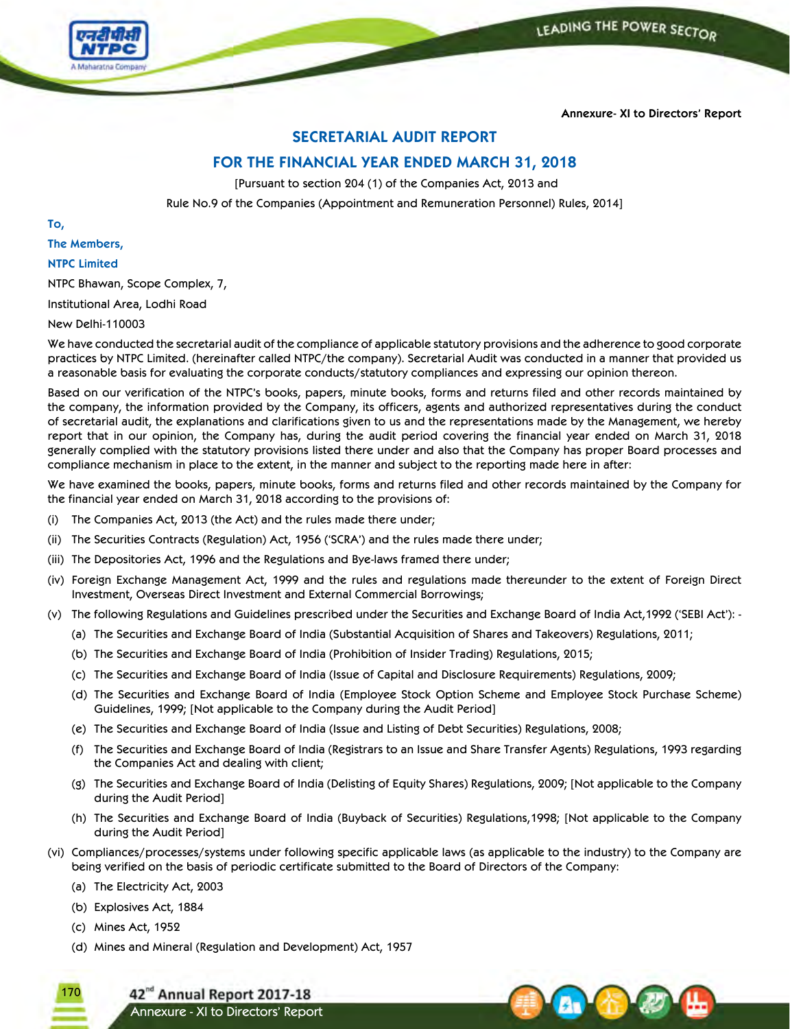Annexure- XI to Directors' Report

## SECRETARIAL AUDIT REPORT

## FOR THE FINANCIAL YEAR ENDED MARCH 31, 2018

[Pursuant to section 204 (1) of the Companies Act, 2013 and

Rule No.9 of the Companies (Appointment and Remuneration Personnel) Rules, 2014]

**To,**

**The Members,**

**NTPC Limited**

NTPC Bhawan, Scope Complex, 7,

Institutional Area, Lodhi Road

New Delhi-110003

We have conducted the secretarial audit of the compliance of applicable statutory provisions and the adherence to good corporate practices by NTPC Limited. (hereinafter called NTPC/the company). Secretarial Audit was conducted in a manner that provided us a reasonable basis for evaluating the corporate conducts/statutory compliances and expressing our opinion thereon.

Based on our verification of the NTPC's books, papers, minute books, forms and returns filed and other records maintained by the company, the information provided by the Company, its officers, agents and authorized representatives during the conduct of secretarial audit, the explanations and clarifications given to us and the representations made by the Management, we hereby report that in our opinion, the Company has, during the audit period covering the financial year ended on March 31, 2018 generally complied with the statutory provisions listed there under and also that the Company has proper Board processes and compliance mechanism in place to the extent, in the manner and subject to the reporting made here in after:

We have examined the books, papers, minute books, forms and returns filed and other records maintained by the Company for the financial year ended on March 31, 2018 according to the provisions of:

(i) The Companies Act, 2013 (the Act) and the rules made there under;

(ii) The Securities Contracts (Regulation) Act, 1956 ('SCRA') and the rules made there under;

(iii) The Depositories Act, 1996 and the Regulations and Bye-laws framed there under;

(iv) Foreign Exchange Management Act, 1999 and the rules and regulations made thereunder to the extent of Foreign Direct Investment, Overseas Direct Investment and External Commercial Borrowings;

(v) The following Regulations and Guidelines prescribed under the Securities and Exchange Board of India Act,1992 ('SEBI Act'): -

   (a) The Securities and Exchange Board of India (Substantial Acquisition of Shares and Takeovers) Regulations, 2011;

   (b) The Securities and Exchange Board of India (Prohibition of Insider Trading) Regulations, 2015;

   (c) The Securities and Exchange Board of India (Issue of Capital and Disclosure Requirements) Regulations, 2009;

   (d) The Securities and Exchange Board of India (Employee Stock Option Scheme and Employee Stock Purchase Scheme) Guidelines, 1999; [Not applicable to the Company during the Audit Period]

   (e) The Securities and Exchange Board of India (Issue and Listing of Debt Securities) Regulations, 2008;

   (f) The Securities and Exchange Board of India (Registrars to an Issue and Share Transfer Agents) Regulations, 1993 regarding the Companies Act and dealing with client;

   (g) The Securities and Exchange Board of India (Delisting of Equity Shares) Regulations, 2009; [Not applicable to the Company during the Audit Period]

   (h) The Securities and Exchange Board of India (Buyback of Securities) Regulations,1998; [Not applicable to the Company during the Audit Period]

(vi) Compliances/processes/systems under following specific applicable laws (as applicable to the industry) to the Company are being verified on the basis of periodic certificate submitted to the Board of Directors of the Company:

   (a) The Electricity Act, 2003

   (b) Explosives Act, 1884

   (c) Mines Act, 1952

   (d) Mines and Mineral (Regulation and Development) Act, 1957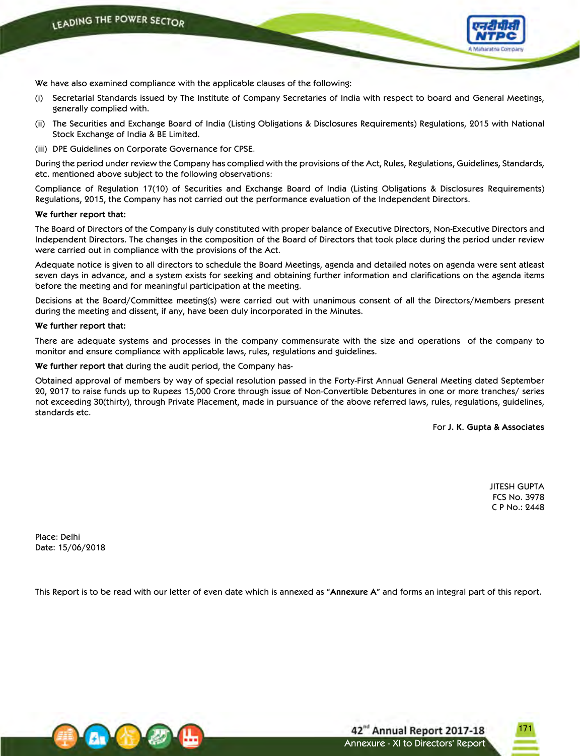We have also examined compliance with the applicable clauses of the following:

(i) Secretarial Standards issued by The Institute of Company Secretaries of India with respect to board and General Meetings, generally complied with.

(ii) The Securities and Exchange Board of India (Listing Obligations & Disclosures Requirements) Regulations, 2015 with National Stock Exchange of India & BE Limited.

(iii) DPE Guidelines on Corporate Governance for CPSE.

During the period under review the Company has complied with the provisions of the Act, Rules, Regulations, Guidelines, Standards, etc. mentioned above subject to the following observations:

Compliance of Regulation 17(10) of Securities and Exchange Board of India (Listing Obligations & Disclosures Requirements) Regulations, 2015, the Company has not carried out the performance evaluation of the Independent Directors.

**We further report that:**

The Board of Directors of the Company is duly constituted with proper balance of Executive Directors, Non-Executive Directors and Independent Directors. The changes in the composition of the Board of Directors that took place during the period under review were carried out in compliance with the provisions of the Act.

Adequate notice is given to all directors to schedule the Board Meetings, agenda and detailed notes on agenda were sent atleast seven days in advance, and a system exists for seeking and obtaining further information and clarifications on the agenda items before the meeting and for meaningful participation at the meeting.

Decisions at the Board/Committee meeting(s) were carried out with unanimous consent of all the Directors/Members present during the meeting and dissent, if any, have been duly incorporated in the Minutes.

**We further report that:**

There are adequate systems and processes in the company commensurate with the size and operations of the company to monitor and ensure compliance with applicable laws, rules, regulations and guidelines.

**We further report that** during the audit period, the Company has-

Obtained approval of members by way of special resolution passed in the Forty-First Annual General Meeting dated September 20, 2017 to raise funds up to Rupees 15,000 Crore through issue of Non-Convertible Debentures in one or more tranches/ series not exceeding 30(thirty), through Private Placement, made in pursuance of the above referred laws, rules, regulations, guidelines, standards etc.

For **J. K. Gupta & Associates**

JITESH GUPTA
FCS No. 3978
C P No.: 2448

Place: Delhi
Date: 15/06/2018

This Report is to be read with our letter of even date which is annexed as "**Annexure A**" and forms an integral part of this report.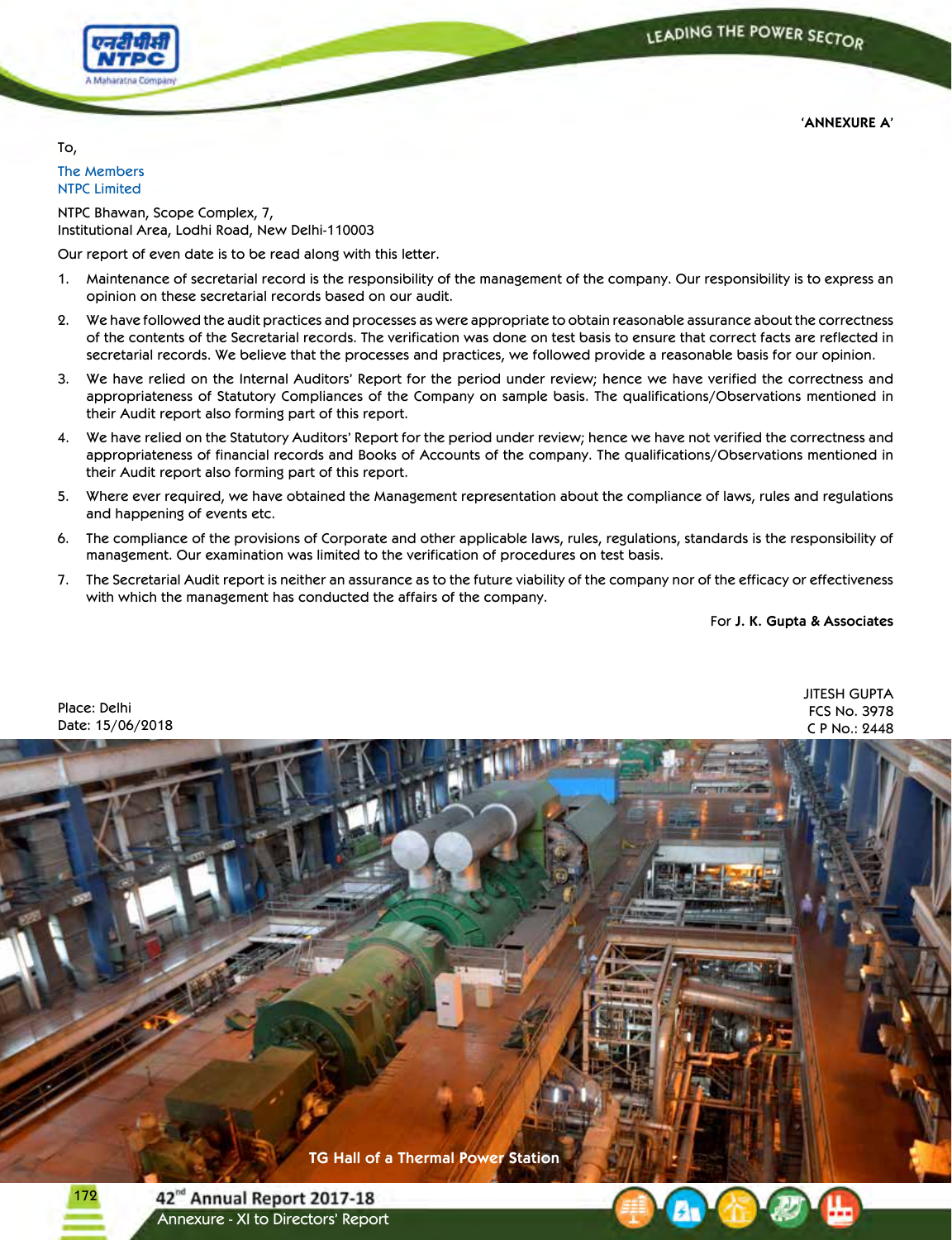**'ANNEXURE A'**

To,

The Members
NTPC Limited

NTPC Bhawan, Scope Complex, 7,
Institutional Area, Lodhi Road, New Delhi-110003

Our report of even date is to be read along with this letter.

1. Maintenance of secretarial record is the responsibility of the management of the company. Our responsibility is to express an opinion on these secretarial records based on our audit.
2. We have followed the audit practices and processes as were appropriate to obtain reasonable assurance about the correctness of the contents of the Secretarial records. The verification was done on test basis to ensure that correct facts are reflected in secretarial records. We believe that the processes and practices, we followed provide a reasonable basis for our opinion.
3. We have relied on the Internal Auditors' Report for the period under review; hence we have verified the correctness and appropriateness of Statutory Compliances of the Company on sample basis. The qualifications/Observations mentioned in their Audit report also forming part of this report.
4. We have relied on the Statutory Auditors' Report for the period under review; hence we have not verified the correctness and appropriateness of financial records and Books of Accounts of the company. The qualifications/Observations mentioned in their Audit report also forming part of this report.
5. Where ever required, we have obtained the Management representation about the compliance of laws, rules and regulations and happening of events etc.
6. The compliance of the provisions of Corporate and other applicable laws, rules, regulations, standards is the responsibility of management. Our examination was limited to the verification of procedures on test basis.
7. The Secretarial Audit report is neither an assurance as to the future viability of the company nor of the efficacy or effectiveness with which the management has conducted the affairs of the company.

For **J. K. Gupta & Associates**

JITESH GUPTA
FCS No. 3978
C P No.: 2448

Place: Delhi
Date: 15/06/2018

TG Hall of a Thermal Power Station